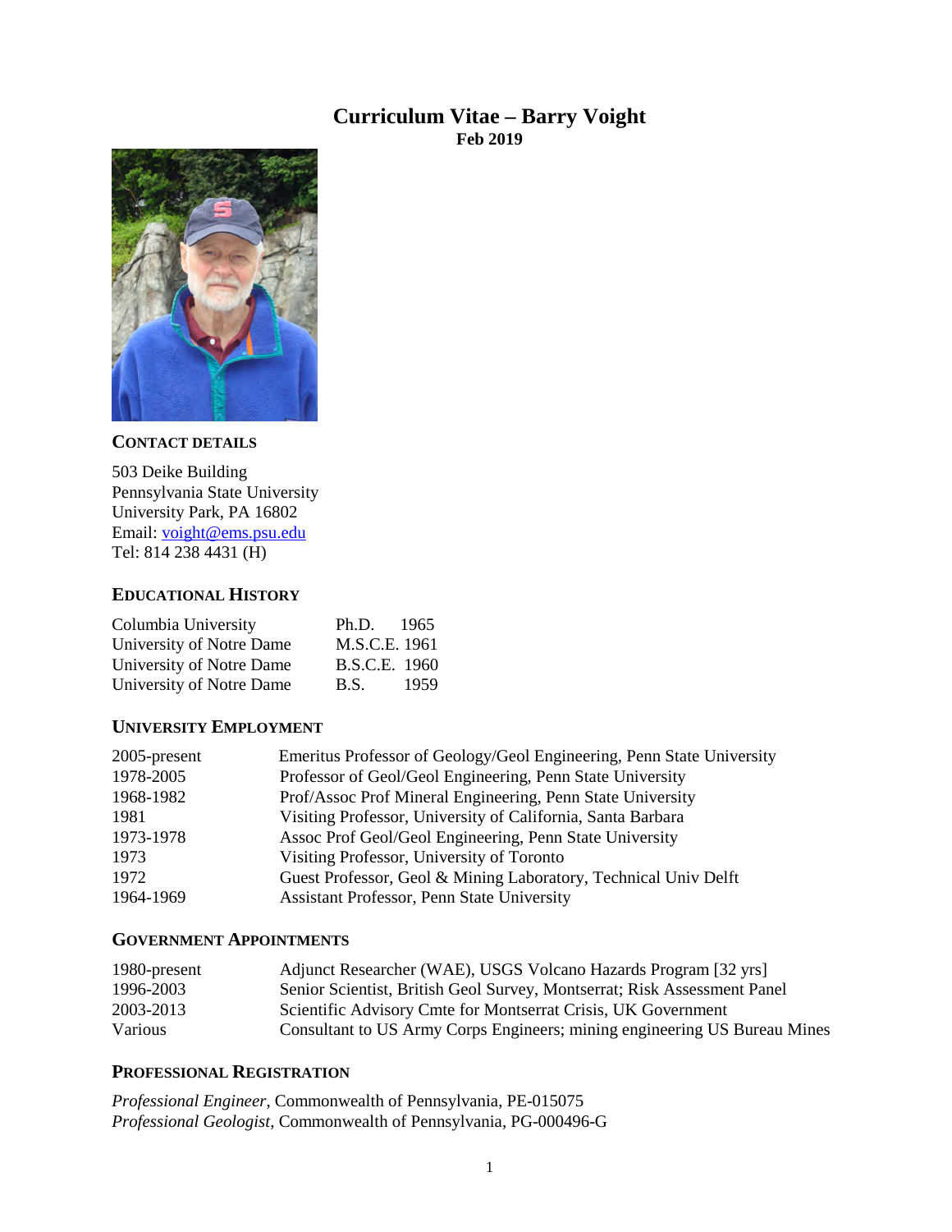# Curriculum Vitae – Barry Voight

**Feb 2019**

## Contact Details

503 Deike Building
Pennsylvania State University
University Park, PA 16802
Email: voight@ems.psu.edu
Tel: 814 238 4431 (H)

## Educational History

| | | |
|---|---|---|
| Columbia University | Ph.D. | 1965 |
| University of Notre Dame | M.S.C.E. | 1961 |
| University of Notre Dame | B.S.C.E. | 1960 |
| University of Notre Dame | B.S. | 1959 |

## University Employment

| | |
|---|---|
| 2005-present | Emeritus Professor of Geology/Geol Engineering, Penn State University |
| 1978-2005 | Professor of Geol/Geol Engineering, Penn State University |
| 1968-1982 | Prof/Assoc Prof Mineral Engineering, Penn State University |
| 1981 | Visiting Professor, University of California, Santa Barbara |
| 1973-1978 | Assoc Prof Geol/Geol Engineering, Penn State University |
| 1973 | Visiting Professor, University of Toronto |
| 1972 | Guest Professor, Geol & Mining Laboratory, Technical Univ Delft |
| 1964-1969 | Assistant Professor, Penn State University |

## Government Appointments

| | |
|---|---|
| 1980-present | Adjunct Researcher (WAE), USGS Volcano Hazards Program [32 yrs] |
| 1996-2003 | Senior Scientist, British Geol Survey, Montserrat; Risk Assessment Panel |
| 2003-2013 | Scientific Advisory Cmte for Montserrat Crisis, UK Government |
| Various | Consultant to US Army Corps Engineers; mining engineering US Bureau Mines |

## Professional Registration

*Professional Engineer*, Commonwealth of Pennsylvania, PE-015075
*Professional Geologist*, Commonwealth of Pennsylvania, PG-000496-G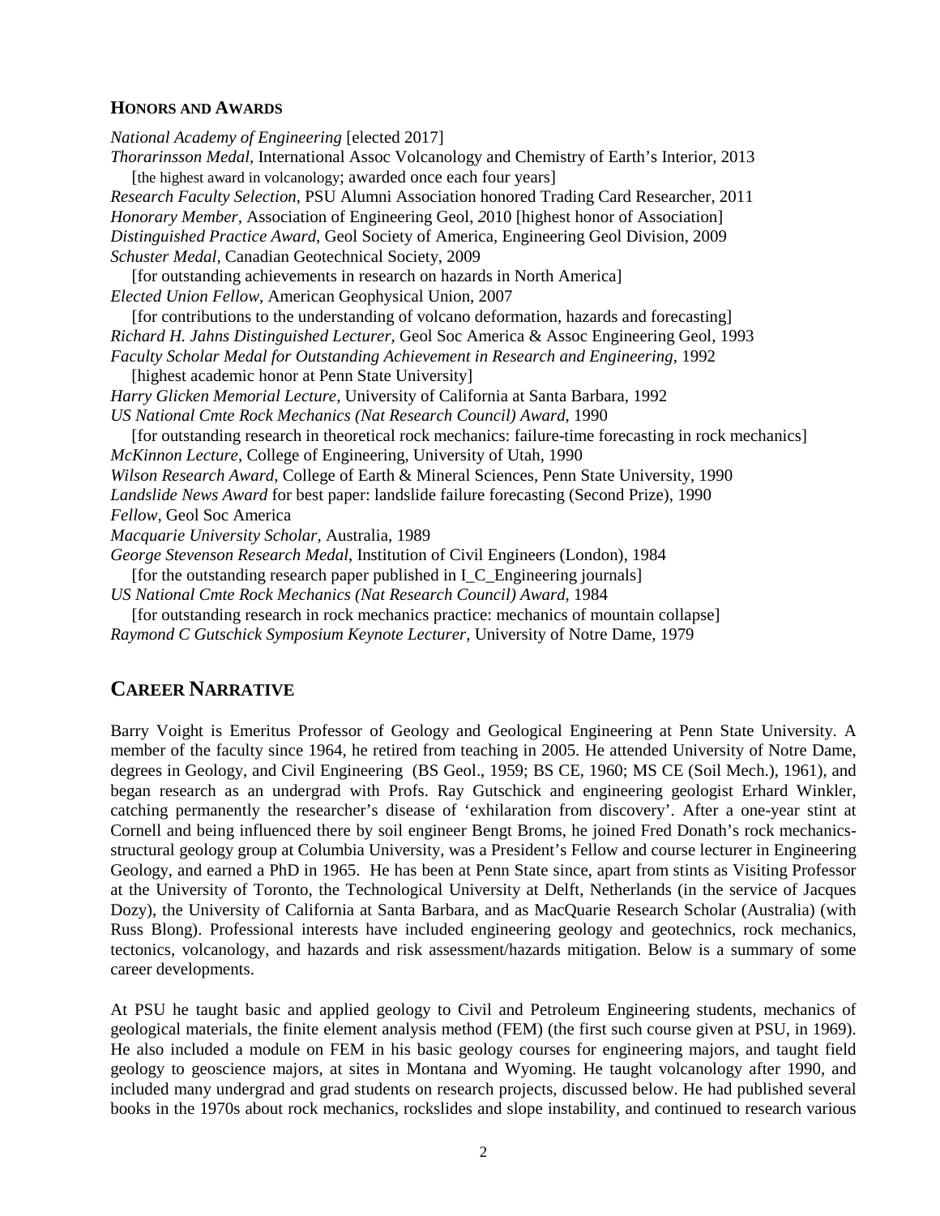### HONORS AND AWARDS

*National Academy of Engineering* [elected 2017]
*Thorarinsson Medal,* International Assoc Volcanology and Chemistry of Earth's Interior, 2013
[the highest award in volcanology; awarded once each four years]
*Research Faculty Selection*, PSU Alumni Association honored Trading Card Researcher, 2011
*Honorary Member,* Association of Engineering Geol, *2*010 [highest honor of Association]
*Distinguished Practice Award,* Geol Society of America, Engineering Geol Division, 2009
*Schuster Medal*, Canadian Geotechnical Society, 2009
[for outstanding achievements in research on hazards in North America]
*Elected Union Fellow,* American Geophysical Union, 2007
[for contributions to the understanding of volcano deformation, hazards and forecasting]
*Richard H. Jahns Distinguished Lecturer*, Geol Soc America & Assoc Engineering Geol, 1993
*Faculty Scholar Medal for Outstanding Achievement in Research and Engineering*, 1992
[highest academic honor at Penn State University]
*Harry Glicken Memorial Lecture*, University of California at Santa Barbara, 1992
*US National Cmte Rock Mechanics (Nat Research Council) Award*, 1990
[for outstanding research in theoretical rock mechanics: failure-time forecasting in rock mechanics]
*McKinnon Lecture*, College of Engineering, University of Utah, 1990
*Wilson Research Award*, College of Earth & Mineral Sciences, Penn State University, 1990
*Landslide News Award* for best paper: landslide failure forecasting (Second Prize), 1990
*Fellow*, Geol Soc America
*Macquarie University Scholar*, Australia, 1989
*George Stevenson Research Medal*, Institution of Civil Engineers (London), 1984
[for the outstanding research paper published in I_C_Engineering journals]
*US National Cmte Rock Mechanics (Nat Research Council) Award*, 1984
[for outstanding research in rock mechanics practice: mechanics of mountain collapse]
*Raymond C Gutschick Symposium Keynote Lecturer*, University of Notre Dame, 1979

## CAREER NARRATIVE

Barry Voight is Emeritus Professor of Geology and Geological Engineering at Penn State University. A member of the faculty since 1964, he retired from teaching in 2005. He attended University of Notre Dame, degrees in Geology, and Civil Engineering (BS Geol., 1959; BS CE, 1960; MS CE (Soil Mech.), 1961), and began research as an undergrad with Profs. Ray Gutschick and engineering geologist Erhard Winkler, catching permanently the researcher's disease of 'exhilaration from discovery'. After a one-year stint at Cornell and being influenced there by soil engineer Bengt Broms, he joined Fred Donath's rock mechanics-structural geology group at Columbia University, was a President's Fellow and course lecturer in Engineering Geology, and earned a PhD in 1965. He has been at Penn State since, apart from stints as Visiting Professor at the University of Toronto, the Technological University at Delft, Netherlands (in the service of Jacques Dozy), the University of California at Santa Barbara, and as MacQuarie Research Scholar (Australia) (with Russ Blong). Professional interests have included engineering geology and geotechnics, rock mechanics, tectonics, volcanology, and hazards and risk assessment/hazards mitigation. Below is a summary of some career developments.

At PSU he taught basic and applied geology to Civil and Petroleum Engineering students, mechanics of geological materials, the finite element analysis method (FEM) (the first such course given at PSU, in 1969). He also included a module on FEM in his basic geology courses for engineering majors, and taught field geology to geoscience majors, at sites in Montana and Wyoming. He taught volcanology after 1990, and included many undergrad and grad students on research projects, discussed below. He had published several books in the 1970s about rock mechanics, rockslides and slope instability, and continued to research various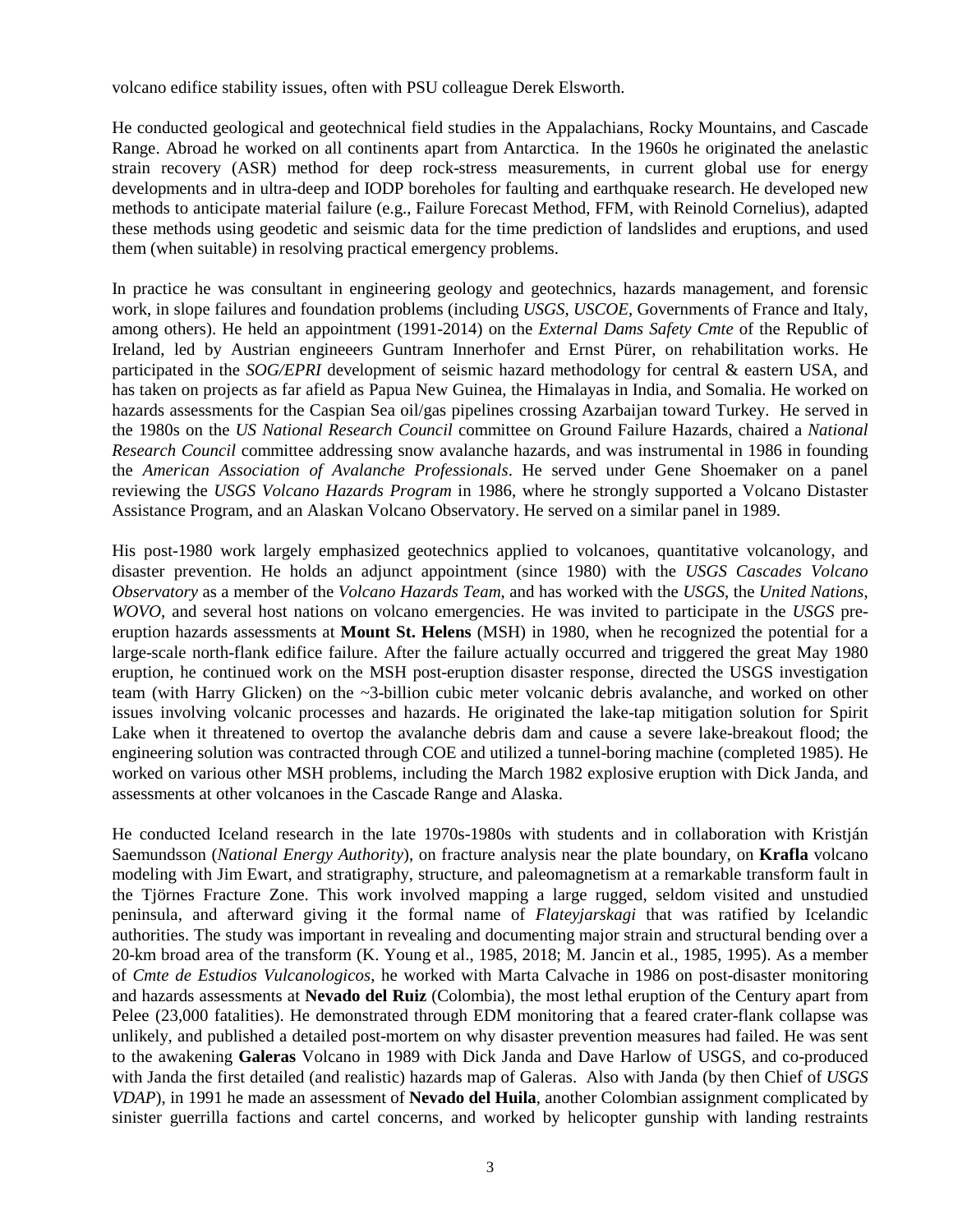volcano edifice stability issues, often with PSU colleague Derek Elsworth.

He conducted geological and geotechnical field studies in the Appalachians, Rocky Mountains, and Cascade Range. Abroad he worked on all continents apart from Antarctica. In the 1960s he originated the anelastic strain recovery (ASR) method for deep rock-stress measurements, in current global use for energy developments and in ultra-deep and IODP boreholes for faulting and earthquake research. He developed new methods to anticipate material failure (e.g., Failure Forecast Method, FFM, with Reinold Cornelius), adapted these methods using geodetic and seismic data for the time prediction of landslides and eruptions, and used them (when suitable) in resolving practical emergency problems.

In practice he was consultant in engineering geology and geotechnics, hazards management, and forensic work, in slope failures and foundation problems (including *USGS*, *USCOE*, Governments of France and Italy, among others). He held an appointment (1991-2014) on the *External Dams Safety Cmte* of the Republic of Ireland, led by Austrian engineeers Guntram Innerhofer and Ernst Pürer, on rehabilitation works. He participated in the *SOG/EPRI* development of seismic hazard methodology for central & eastern USA, and has taken on projects as far afield as Papua New Guinea, the Himalayas in India, and Somalia. He worked on hazards assessments for the Caspian Sea oil/gas pipelines crossing Azarbaijan toward Turkey. He served in the 1980s on the *US National Research Council* committee on Ground Failure Hazards, chaired a *National Research Council* committee addressing snow avalanche hazards, and was instrumental in 1986 in founding the *American Association of Avalanche Professionals*. He served under Gene Shoemaker on a panel reviewing the *USGS Volcano Hazards Program* in 1986, where he strongly supported a Volcano Distaster Assistance Program, and an Alaskan Volcano Observatory. He served on a similar panel in 1989.

His post-1980 work largely emphasized geotechnics applied to volcanoes, quantitative volcanology, and disaster prevention. He holds an adjunct appointment (since 1980) with the *USGS Cascades Volcano Observatory* as a member of the *Volcano Hazards Team*, and has worked with the *USGS*, the *United Nations*, *WOVO*, and several host nations on volcano emergencies. He was invited to participate in the *USGS* pre-eruption hazards assessments at **Mount St. Helens** (MSH) in 1980, when he recognized the potential for a large-scale north-flank edifice failure. After the failure actually occurred and triggered the great May 1980 eruption, he continued work on the MSH post-eruption disaster response, directed the USGS investigation team (with Harry Glicken) on the ~3-billion cubic meter volcanic debris avalanche, and worked on other issues involving volcanic processes and hazards. He originated the lake-tap mitigation solution for Spirit Lake when it threatened to overtop the avalanche debris dam and cause a severe lake-breakout flood; the engineering solution was contracted through COE and utilized a tunnel-boring machine (completed 1985). He worked on various other MSH problems, including the March 1982 explosive eruption with Dick Janda, and assessments at other volcanoes in the Cascade Range and Alaska.

He conducted Iceland research in the late 1970s-1980s with students and in collaboration with Kristján Saemundsson (*National Energy Authority*), on fracture analysis near the plate boundary, on **Krafla** volcano modeling with Jim Ewart, and stratigraphy, structure, and paleomagnetism at a remarkable transform fault in the Tjörnes Fracture Zone. This work involved mapping a large rugged, seldom visited and unstudied peninsula, and afterward giving it the formal name of *Flateyjarskagi* that was ratified by Icelandic authorities. The study was important in revealing and documenting major strain and structural bending over a 20-km broad area of the transform (K. Young et al., 1985, 2018; M. Jancin et al., 1985, 1995). As a member of *Cmte de Estudios Vulcanologicos*, he worked with Marta Calvache in 1986 on post-disaster monitoring and hazards assessments at **Nevado del Ruiz** (Colombia), the most lethal eruption of the Century apart from Pelee (23,000 fatalities). He demonstrated through EDM monitoring that a feared crater-flank collapse was unlikely, and published a detailed post-mortem on why disaster prevention measures had failed. He was sent to the awakening **Galeras** Volcano in 1989 with Dick Janda and Dave Harlow of USGS, and co-produced with Janda the first detailed (and realistic) hazards map of Galeras. Also with Janda (by then Chief of *USGS VDAP*), in 1991 he made an assessment of **Nevado del Huila**, another Colombian assignment complicated by sinister guerrilla factions and cartel concerns, and worked by helicopter gunship with landing restraints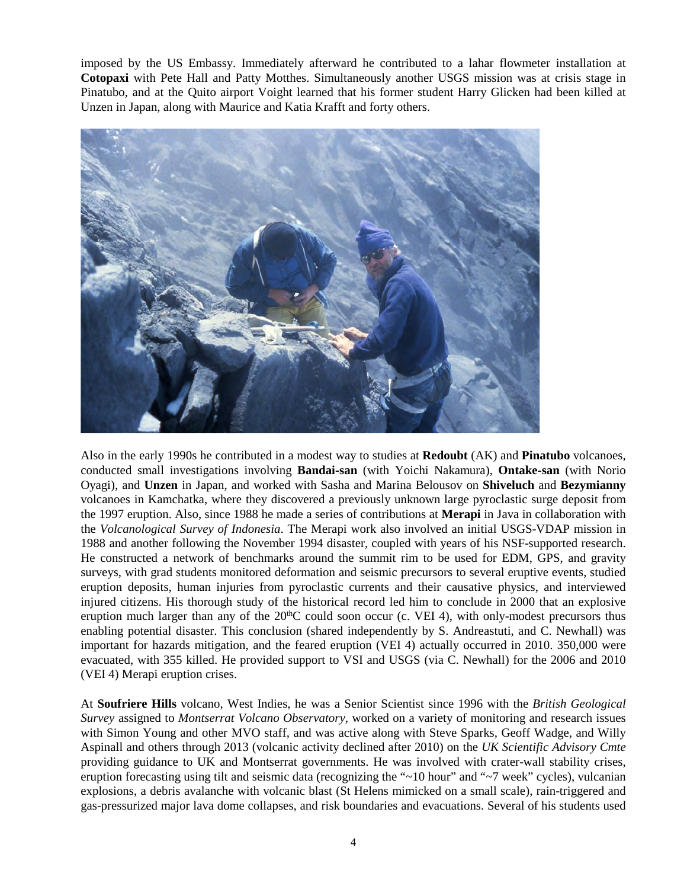imposed by the US Embassy. Immediately afterward he contributed to a lahar flowmeter installation at **Cotopaxi** with Pete Hall and Patty Motthes. Simultaneously another USGS mission was at crisis stage in Pinatubo, and at the Quito airport Voight learned that his former student Harry Glicken had been killed at Unzen in Japan, along with Maurice and Katia Krafft and forty others.

Also in the early 1990s he contributed in a modest way to studies at **Redoubt** (AK) and **Pinatubo** volcanoes, conducted small investigations involving **Bandai-san** (with Yoichi Nakamura), **Ontake-san** (with Norio Oyagi), and **Unzen** in Japan, and worked with Sasha and Marina Belousov on **Shiveluch** and **Bezymianny** volcanoes in Kamchatka, where they discovered a previously unknown large pyroclastic surge deposit from the 1997 eruption. Also, since 1988 he made a series of contributions at **Merapi** in Java in collaboration with the *Volcanological Survey of Indonesia*. The Merapi work also involved an initial USGS-VDAP mission in 1988 and another following the November 1994 disaster, coupled with years of his NSF-supported research. He constructed a network of benchmarks around the summit rim to be used for EDM, GPS, and gravity surveys, with grad students monitored deformation and seismic precursors to several eruptive events, studied eruption deposits, human injuries from pyroclastic currents and their causative physics, and interviewed injured citizens. His thorough study of the historical record led him to conclude in 2000 that an explosive eruption much larger than any of the 20thC could soon occur (c. VEI 4), with only-modest precursors thus enabling potential disaster. This conclusion (shared independently by S. Andreastuti, and C. Newhall) was important for hazards mitigation, and the feared eruption (VEI 4) actually occurred in 2010. 350,000 were evacuated, with 355 killed. He provided support to VSI and USGS (via C. Newhall) for the 2006 and 2010 (VEI 4) Merapi eruption crises.

At **Soufriere Hills** volcano, West Indies, he was a Senior Scientist since 1996 with the *British Geological Survey* assigned to *Montserrat Volcano Observatory*, worked on a variety of monitoring and research issues with Simon Young and other MVO staff, and was active along with Steve Sparks, Geoff Wadge, and Willy Aspinall and others through 2013 (volcanic activity declined after 2010) on the *UK Scientific Advisory Cmte* providing guidance to UK and Montserrat governments. He was involved with crater-wall stability crises, eruption forecasting using tilt and seismic data (recognizing the "~10 hour" and "~7 week" cycles), vulcanian explosions, a debris avalanche with volcanic blast (St Helens mimicked on a small scale), rain-triggered and gas-pressurized major lava dome collapses, and risk boundaries and evacuations. Several of his students used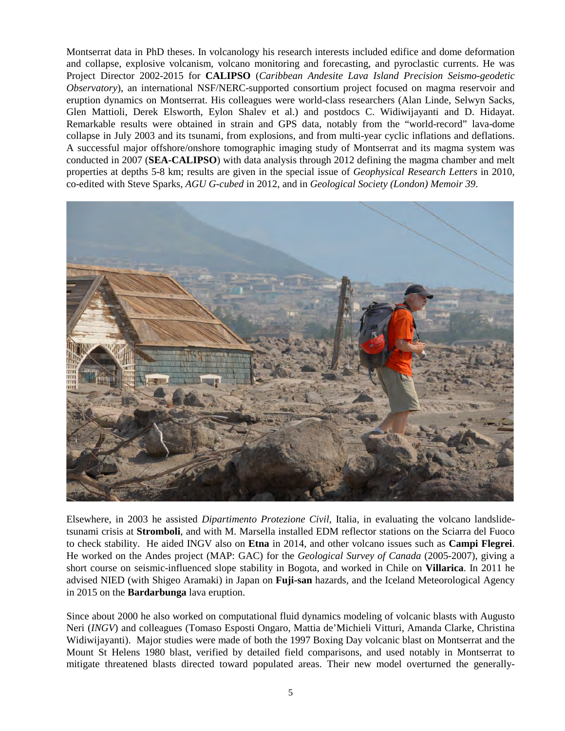Montserrat data in PhD theses. In volcanology his research interests included edifice and dome deformation and collapse, explosive volcanism, volcano monitoring and forecasting, and pyroclastic currents. He was Project Director 2002-2015 for **CALIPSO** (*Caribbean Andesite Lava Island Precision Seismo-geodetic Observatory*), an international NSF/NERC-supported consortium project focused on magma reservoir and eruption dynamics on Montserrat. His colleagues were world-class researchers (Alan Linde, Selwyn Sacks, Glen Mattioli, Derek Elsworth, Eylon Shalev et al.) and postdocs C. Widiwijayanti and D. Hidayat. Remarkable results were obtained in strain and GPS data, notably from the "world-record" lava-dome collapse in July 2003 and its tsunami, from explosions, and from multi-year cyclic inflations and deflations. A successful major offshore/onshore tomographic imaging study of Montserrat and its magma system was conducted in 2007 (**SEA-CALIPSO**) with data analysis through 2012 defining the magma chamber and melt properties at depths 5-8 km; results are given in the special issue of *Geophysical Research Letters* in 2010, co-edited with Steve Sparks, *AGU G-cubed* in 2012, and in *Geological Society (London) Memoir 39*.

Elsewhere, in 2003 he assisted *Dipartimento Protezione Civil*, Italia, in evaluating the volcano landslide-tsunami crisis at **Stromboli**, and with M. Marsella installed EDM reflector stations on the Sciarra del Fuoco to check stability. He aided INGV also on **Etna** in 2014, and other volcano issues such as **Campi Flegrei**. He worked on the Andes project (MAP: GAC) for the *Geological Survey of Canada* (2005-2007), giving a short course on seismic-influenced slope stability in Bogota, and worked in Chile on **Villarica**. In 2011 he advised NIED (with Shigeo Aramaki) in Japan on **Fuji-san** hazards, and the Iceland Meteorological Agency in 2015 on the **Bardarbunga** lava eruption.

Since about 2000 he also worked on computational fluid dynamics modeling of volcanic blasts with Augusto Neri (*INGV*) and colleagues (Tomaso Esposti Ongaro, Mattia de'Michieli Vitturi, Amanda Clarke, Christina Widiwijayanti). Major studies were made of both the 1997 Boxing Day volcanic blast on Montserrat and the Mount St Helens 1980 blast, verified by detailed field comparisons, and used notably in Montserrat to mitigate threatened blasts directed toward populated areas. Their new model overturned the generally-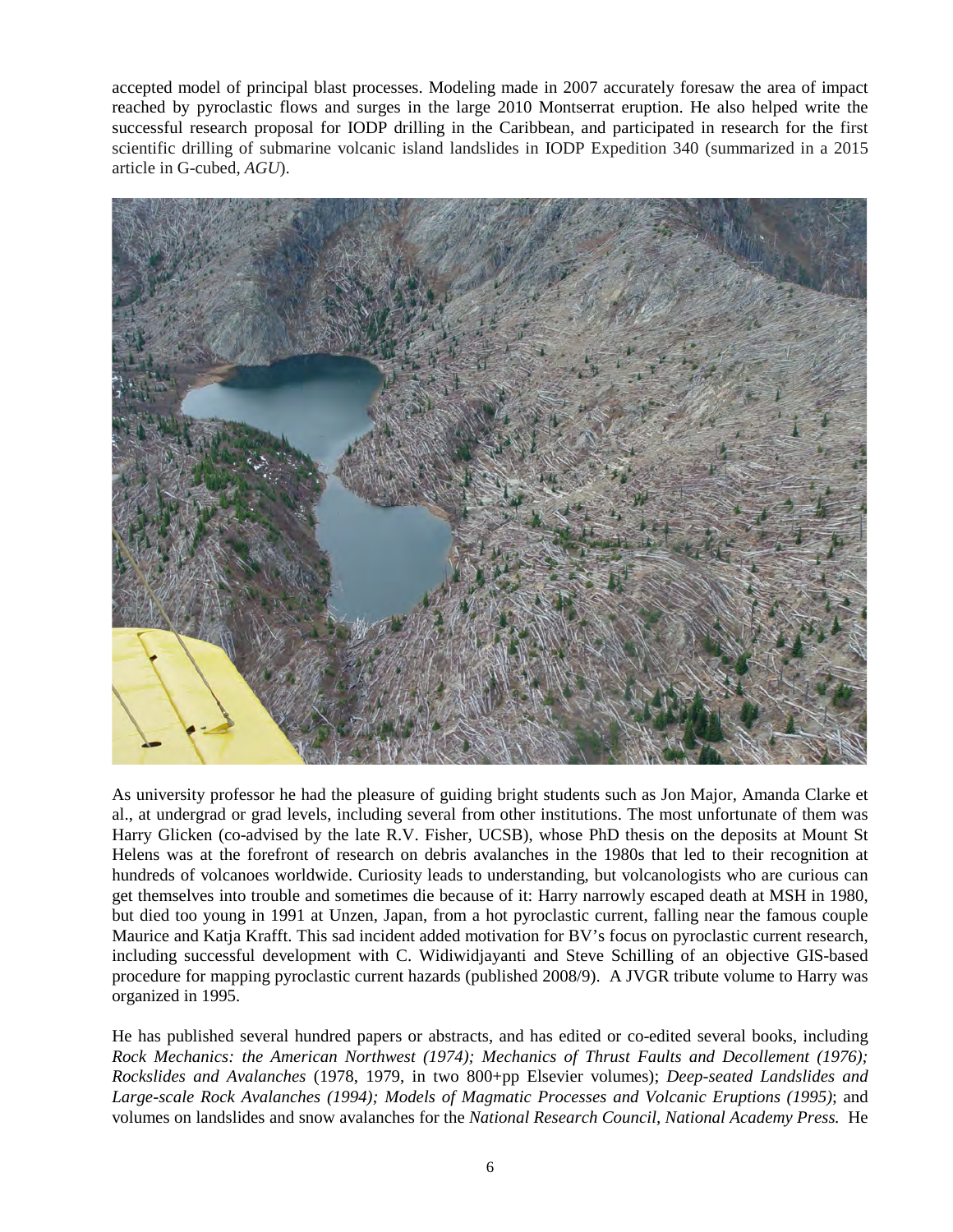accepted model of principal blast processes. Modeling made in 2007 accurately foresaw the area of impact reached by pyroclastic flows and surges in the large 2010 Montserrat eruption. He also helped write the successful research proposal for IODP drilling in the Caribbean, and participated in research for the first scientific drilling of submarine volcanic island landslides in IODP Expedition 340 (summarized in a 2015 article in G-cubed, *AGU*).

As university professor he had the pleasure of guiding bright students such as Jon Major, Amanda Clarke et al., at undergrad or grad levels, including several from other institutions. The most unfortunate of them was Harry Glicken (co-advised by the late R.V. Fisher, UCSB), whose PhD thesis on the deposits at Mount St Helens was at the forefront of research on debris avalanches in the 1980s that led to their recognition at hundreds of volcanoes worldwide. Curiosity leads to understanding, but volcanologists who are curious can get themselves into trouble and sometimes die because of it: Harry narrowly escaped death at MSH in 1980, but died too young in 1991 at Unzen, Japan, from a hot pyroclastic current, falling near the famous couple Maurice and Katja Krafft. This sad incident added motivation for BV's focus on pyroclastic current research, including successful development with C. Widiwidjayanti and Steve Schilling of an objective GIS-based procedure for mapping pyroclastic current hazards (published 2008/9). A JVGR tribute volume to Harry was organized in 1995.

He has published several hundred papers or abstracts, and has edited or co-edited several books, including *Rock Mechanics: the American Northwest (1974); Mechanics of Thrust Faults and Decollement (1976); Rockslides and Avalanches* (1978, 1979, in two 800+pp Elsevier volumes); *Deep-seated Landslides and Large-scale Rock Avalanches (1994); Models of Magmatic Processes and Volcanic Eruptions (1995)*; and volumes on landslides and snow avalanches for the *National Research Council, National Academy Press.* He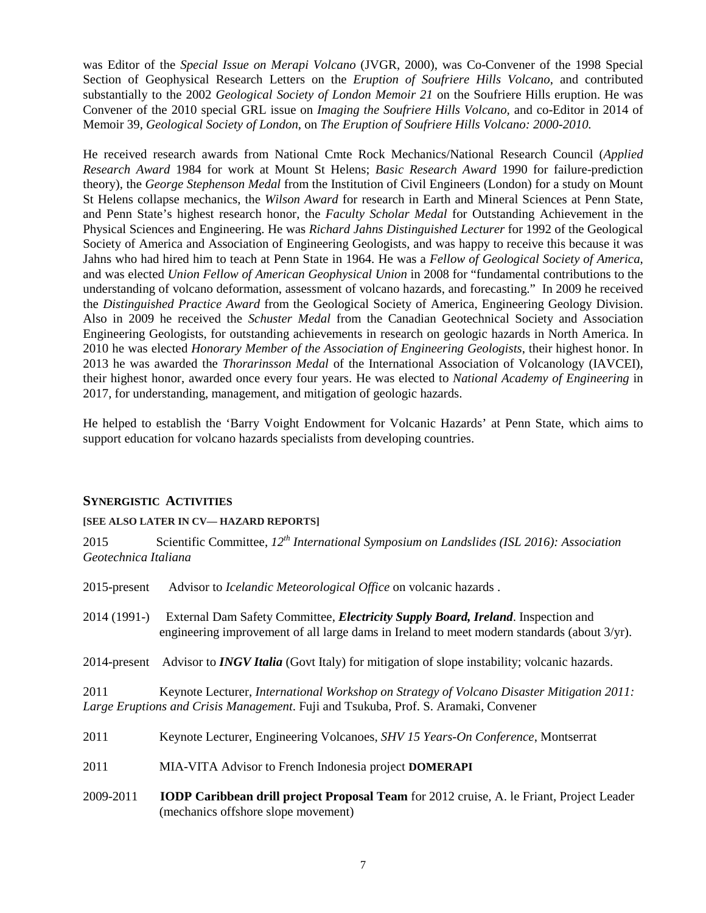was Editor of the *Special Issue on Merapi Volcano* (JVGR, 2000), was Co-Convener of the 1998 Special Section of Geophysical Research Letters on the *Eruption of Soufriere Hills Volcano*, and contributed substantially to the 2002 *Geological Society of London Memoir 21* on the Soufriere Hills eruption. He was Convener of the 2010 special GRL issue on *Imaging the Soufriere Hills Volcano*, and co-Editor in 2014 of Memoir 39, *Geological Society of London*, on *The Eruption of Soufriere Hills Volcano: 2000-2010.*

He received research awards from National Cmte Rock Mechanics/National Research Council (*Applied Research Award* 1984 for work at Mount St Helens; *Basic Research Award* 1990 for failure-prediction theory), the *George Stephenson Medal* from the Institution of Civil Engineers (London) for a study on Mount St Helens collapse mechanics, the *Wilson Award* for research in Earth and Mineral Sciences at Penn State, and Penn State's highest research honor, the *Faculty Scholar Medal* for Outstanding Achievement in the Physical Sciences and Engineering. He was *Richard Jahns Distinguished Lecturer* for 1992 of the Geological Society of America and Association of Engineering Geologists, and was happy to receive this because it was Jahns who had hired him to teach at Penn State in 1964. He was a *Fellow of Geological Society of America*, and was elected *Union Fellow of American Geophysical Union* in 2008 for "fundamental contributions to the understanding of volcano deformation, assessment of volcano hazards, and forecasting." In 2009 he received the *Distinguished Practice Award* from the Geological Society of America, Engineering Geology Division. Also in 2009 he received the *Schuster Medal* from the Canadian Geotechnical Society and Association Engineering Geologists, for outstanding achievements in research on geologic hazards in North America. In 2010 he was elected *Honorary Member of the Association of Engineering Geologists*, their highest honor. In 2013 he was awarded the *Thorarinsson Medal* of the International Association of Volcanology (IAVCEI), their highest honor, awarded once every four years. He was elected to *National Academy of Engineering* in 2017, for understanding, management, and mitigation of geologic hazards.

He helped to establish the 'Barry Voight Endowment for Volcanic Hazards' at Penn State, which aims to support education for volcano hazards specialists from developing countries.

## SYNERGISTIC ACTIVITIES

**[SEE ALSO LATER IN CV— HAZARD REPORTS]**

2015 Scientific Committee, *12th International Symposium on Landslides (ISL 2016): Association Geotechnica Italiana*

2015-present Advisor to *Icelandic Meteorological Office* on volcanic hazards .

2014 (1991-) External Dam Safety Committee, ***Electricity Supply Board, Ireland***. Inspection and engineering improvement of all large dams in Ireland to meet modern standards (about 3/yr).

2014-present Advisor to ***INGV Italia*** (Govt Italy) for mitigation of slope instability; volcanic hazards.

2011 Keynote Lecturer, *International Workshop on Strategy of Volcano Disaster Mitigation 2011: Large Eruptions and Crisis Management*. Fuji and Tsukuba, Prof. S. Aramaki, Convener

2011 Keynote Lecturer, Engineering Volcanoes, *SHV 15 Years-On Conference*, Montserrat

2011 MIA-VITA Advisor to French Indonesia project **DOMERAPI**

2009-2011 **IODP Caribbean drill project Proposal Team** for 2012 cruise, A. le Friant, Project Leader (mechanics offshore slope movement)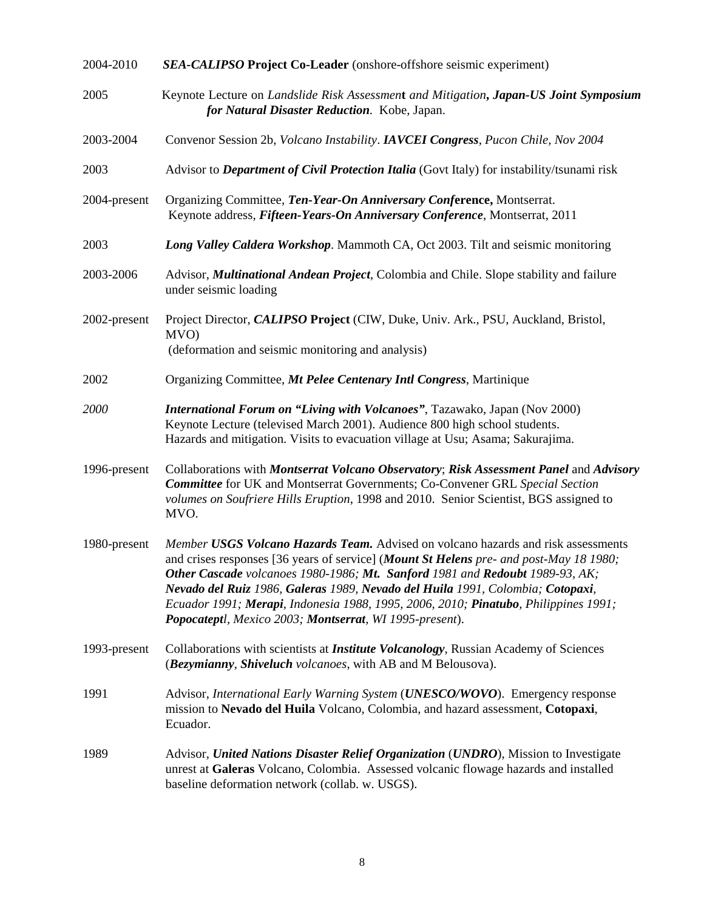| | |
|---|---|
| 2004-2010 | ***SEA-CALIPSO* Project Co-Leader** (onshore-offshore seismic experiment) |
| 2005 | Keynote Lecture on *Landslide Risk Assessment and Mitigation**, Japan-US Joint Symposium for Natural Disaster Reduction***. Kobe, Japan. |
| 2003-2004 | Convenor Session 2b, *Volcano Instability*. ***IAVCEI Congress**, Pucon Chile, Nov 2004* |
| 2003 | Advisor to ***Department of Civil Protection Italia*** (Govt Italy) for instability/tsunami risk |
| 2004-present | Organizing Committee, ***Ten-Year-On Anniversary Conference*,** Montserrat. Keynote address, ***Fifteen-Years-On Anniversary Conference***, Montserrat, 2011 |
| 2003 | ***Long Valley Caldera Workshop***. Mammoth CA, Oct 2003. Tilt and seismic monitoring |
| 2003-2006 | Advisor, ***Multinational Andean Project***, Colombia and Chile. Slope stability and failure under seismic loading |
| 2002-present | Project Director, ***CALIPSO* Project** (CIW, Duke, Univ. Ark., PSU, Auckland, Bristol, MVO) (deformation and seismic monitoring and analysis) |
| 2002 | Organizing Committee, ***Mt Pelee Centenary Intl Congress***, Martinique |
| *2000* | ***International Forum on "Living with Volcanoes"***, Tazawako, Japan (Nov 2000) Keynote Lecture (televised March 2001). Audience 800 high school students. Hazards and mitigation. Visits to evacuation village at Usu; Asama; Sakurajima. |
| 1996-present | Collaborations with ***Montserrat Volcano Observatory***; ***Risk Assessment Panel*** and ***Advisory Committee*** for UK and Montserrat Governments; Co-Convener GRL *Special Section volumes on Soufriere Hills Eruption*, 1998 and 2010. Senior Scientist, BGS assigned to MVO. |
| 1980-present | *Member **USGS Volcano Hazards Team.*** Advised on volcano hazards and risk assessments and crises responses [36 years of service] (***Mount St Helens*** *pre- and post-May 18 1980;* ***Other Cascade*** *volcanoes 1980-1986;* ***Mt. Sanford*** *1981 and* ***Redoubt*** *1989-93, AK;* ***Nevado del Ruiz*** *1986,* ***Galeras*** *1989,* ***Nevado del Huila*** *1991, Colombia;* ***Cotopaxi****, Ecuador 1991;* ***Merapi****, Indonesia 1988, 1995, 2006, 2010;* ***Pinatubo****, Philippines 1991;* ***Popocatept****l, Mexico 2003;* ***Montserrat****, WI 1995-present*). |
| 1993-present | Collaborations with scientists at ***Institute Volcanology***, Russian Academy of Sciences (***Bezymianny***, ***Shiveluch*** *volcanoes*, with AB and M Belousova). |
| 1991 | Advisor, *International Early Warning System* (***UNESCO/WOVO***). Emergency response mission to **Nevado del Huila** Volcano, Colombia, and hazard assessment, **Cotopaxi**, Ecuador. |
| 1989 | Advisor, ***United Nations Disaster Relief Organization*** (***UNDRO***), Mission to Investigate unrest at **Galeras** Volcano, Colombia. Assessed volcanic flowage hazards and installed baseline deformation network (collab. w. USGS). |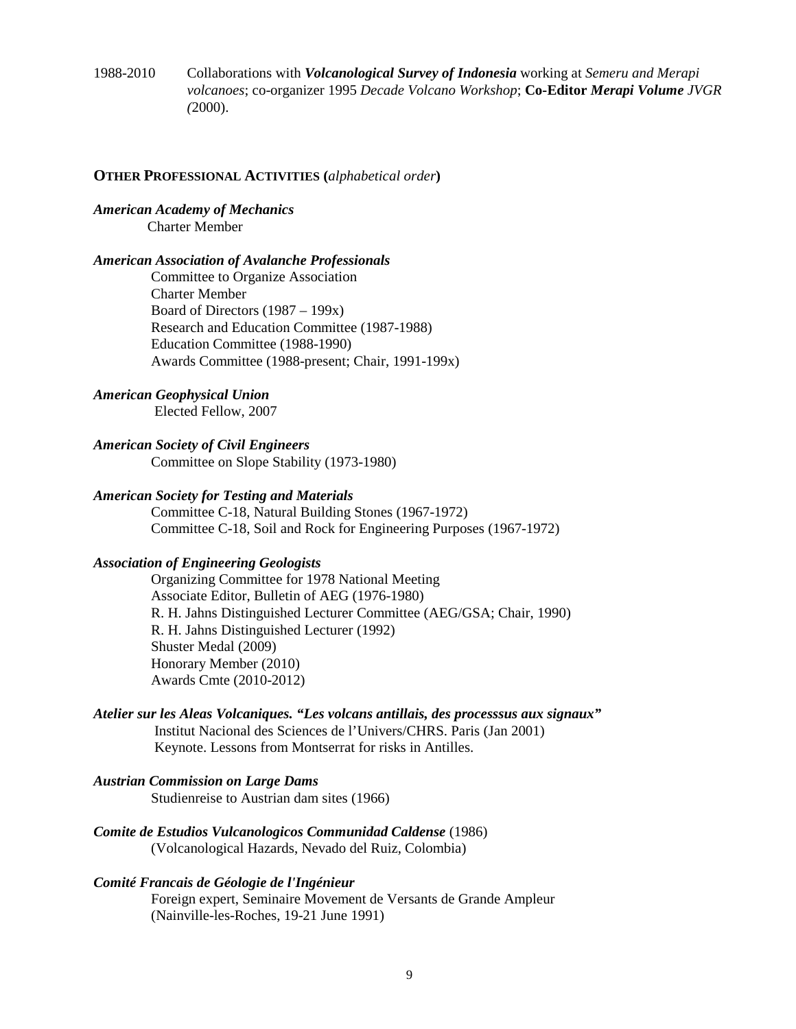1988-2010 Collaborations with ***Volcanological Survey of Indonesia*** working at *Semeru and Merapi volcanoes*; co-organizer 1995 *Decade Volcano Workshop*; **Co-Editor *Merapi Volume*** *JVGR (*2000).

**OTHER PROFESSIONAL ACTIVITIES (*alphabetical order*)**

***American Academy of Mechanics***
Charter Member

***American Association of Avalanche Professionals***
Committee to Organize Association
Charter Member
Board of Directors (1987 – 199x)
Research and Education Committee (1987-1988)
Education Committee (1988-1990)
Awards Committee (1988-present; Chair, 1991-199x)

***American Geophysical Union***
Elected Fellow, 2007

***American Society of Civil Engineers***
Committee on Slope Stability (1973-1980)

***American Society for Testing and Materials***
Committee C-18, Natural Building Stones (1967-1972)
Committee C-18, Soil and Rock for Engineering Purposes (1967-1972)

***Association of Engineering Geologists***
Organizing Committee for 1978 National Meeting
Associate Editor, Bulletin of AEG (1976-1980)
R. H. Jahns Distinguished Lecturer Committee (AEG/GSA; Chair, 1990)
R. H. Jahns Distinguished Lecturer (1992)
Shuster Medal (2009)
Honorary Member (2010)
Awards Cmte (2010-2012)

***Atelier sur les Aleas Volcaniques. "Les volcans antillais, des processsus aux signaux"***
Institut Nacional des Sciences de l'Univers/CHRS. Paris (Jan 2001)
Keynote. Lessons from Montserrat for risks in Antilles.

***Austrian Commission on Large Dams***
Studienreise to Austrian dam sites (1966)

***Comite de Estudios Vulcanologicos Communidad Caldense*** (1986)
(Volcanological Hazards, Nevado del Ruiz, Colombia)

***Comité Francais de Géologie de l'Ingénieur***
Foreign expert, Seminaire Movement de Versants de Grande Ampleur
(Nainville-les-Roches, 19-21 June 1991)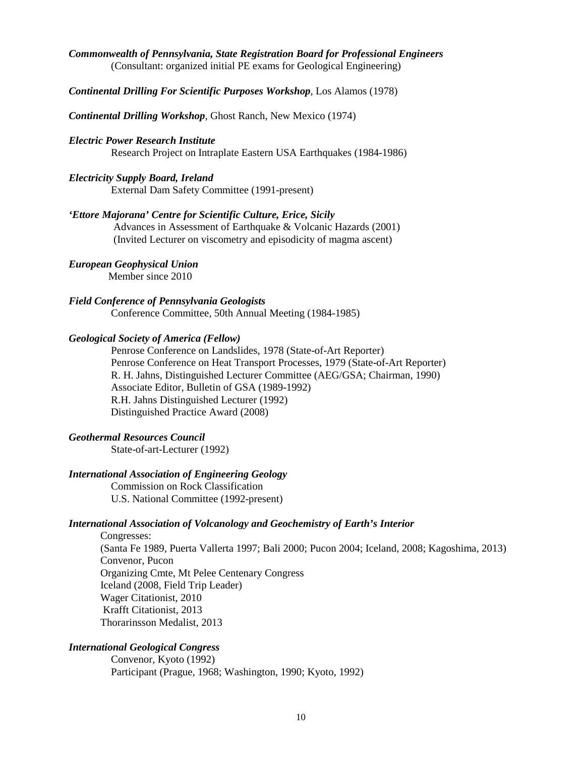***Commonwealth of Pennsylvania, State Registration Board for Professional Engineers***
(Consultant: organized initial PE exams for Geological Engineering)

***Continental Drilling For Scientific Purposes Workshop***, Los Alamos (1978)

***Continental Drilling Workshop***, Ghost Ranch, New Mexico (1974)

***Electric Power Research Institute***
Research Project on Intraplate Eastern USA Earthquakes (1984-1986)

***Electricity Supply Board, Ireland***
External Dam Safety Committee (1991-present)

***'Ettore Majorana' Centre for Scientific Culture, Erice, Sicily***
Advances in Assessment of Earthquake & Volcanic Hazards (2001)
(Invited Lecturer on viscometry and episodicity of magma ascent)

***European Geophysical Union***
Member since 2010

***Field Conference of Pennsylvania Geologists***
Conference Committee, 50th Annual Meeting (1984-1985)

***Geological Society of America (Fellow)***
Penrose Conference on Landslides, 1978 (State-of-Art Reporter)
Penrose Conference on Heat Transport Processes, 1979 (State-of-Art Reporter)
R. H. Jahns, Distinguished Lecturer Committee (AEG/GSA; Chairman, 1990)
Associate Editor, Bulletin of GSA (1989-1992)
R.H. Jahns Distinguished Lecturer (1992)
Distinguished Practice Award (2008)

***Geothermal Resources Council***
State-of-art-Lecturer (1992)

***International Association of Engineering Geology***
Commission on Rock Classification
U.S. National Committee (1992-present)

***International Association of Volcanology and Geochemistry of Earth's Interior***
Congresses:
(Santa Fe 1989, Puerta Vallerta 1997; Bali 2000; Pucon 2004; Iceland, 2008; Kagoshima, 2013)
Convenor, Pucon
Organizing Cmte, Mt Pelee Centenary Congress
Iceland (2008, Field Trip Leader)
Wager Citationist, 2010
Krafft Citationist, 2013
Thorarinsson Medalist, 2013

***International Geological Congress***
Convenor, Kyoto (1992)
Participant (Prague, 1968; Washington, 1990; Kyoto, 1992)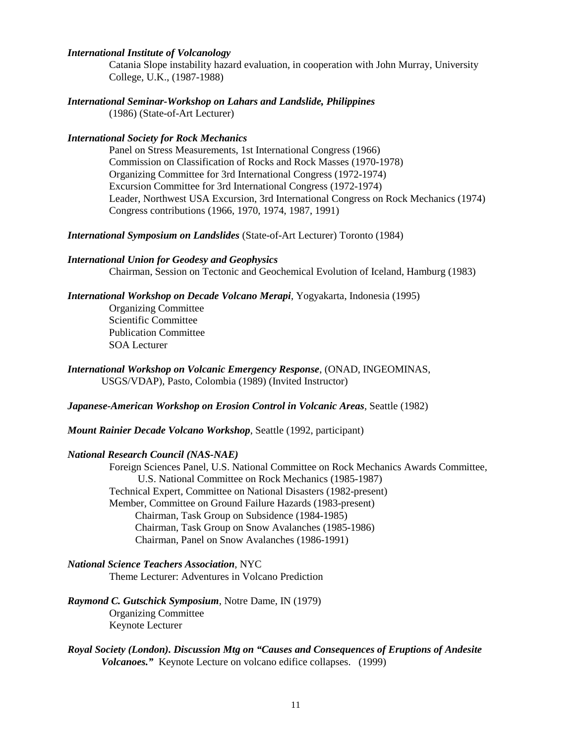***International Institute of Volcanology***

Catania Slope instability hazard evaluation, in cooperation with John Murray, University College, U.K., (1987-1988)

***International Seminar-Workshop on Lahars and Landslide, Philippines***

(1986) (State-of-Art Lecturer)

***International Society for Rock Mechanics***

Panel on Stress Measurements, 1st International Congress (1966)
Commission on Classification of Rocks and Rock Masses (1970-1978)
Organizing Committee for 3rd International Congress (1972-1974)
Excursion Committee for 3rd International Congress (1972-1974)
Leader, Northwest USA Excursion, 3rd International Congress on Rock Mechanics (1974)
Congress contributions (1966, 1970, 1974, 1987, 1991)

***International Symposium on Landslides*** (State-of-Art Lecturer) Toronto (1984)

***International Union for Geodesy and Geophysics***

Chairman, Session on Tectonic and Geochemical Evolution of Iceland, Hamburg (1983)

***International Workshop on Decade Volcano Merapi***, Yogyakarta, Indonesia (1995)

Organizing Committee
Scientific Committee
Publication Committee
SOA Lecturer

***International Workshop on Volcanic Emergency Response***, (ONAD, INGEOMINAS, USGS/VDAP), Pasto, Colombia (1989) (Invited Instructor)

***Japanese-American Workshop on Erosion Control in Volcanic Areas***, Seattle (1982)

***Mount Rainier Decade Volcano Workshop***, Seattle (1992, participant)

***National Research Council (NAS-NAE)***

Foreign Sciences Panel, U.S. National Committee on Rock Mechanics Awards Committee, U.S. National Committee on Rock Mechanics (1985-1987)
Technical Expert, Committee on National Disasters (1982-present)
Member, Committee on Ground Failure Hazards (1983-present)
- Chairman, Task Group on Subsidence (1984-1985)
- Chairman, Task Group on Snow Avalanches (1985-1986)
- Chairman, Panel on Snow Avalanches (1986-1991)

***National Science Teachers Association***, NYC

Theme Lecturer: Adventures in Volcano Prediction

***Raymond C. Gutschick Symposium***, Notre Dame, IN (1979)

Organizing Committee
Keynote Lecturer

***Royal Society (London). Discussion Mtg on "Causes and Consequences of Eruptions of Andesite Volcanoes."*** Keynote Lecture on volcano edifice collapses. (1999)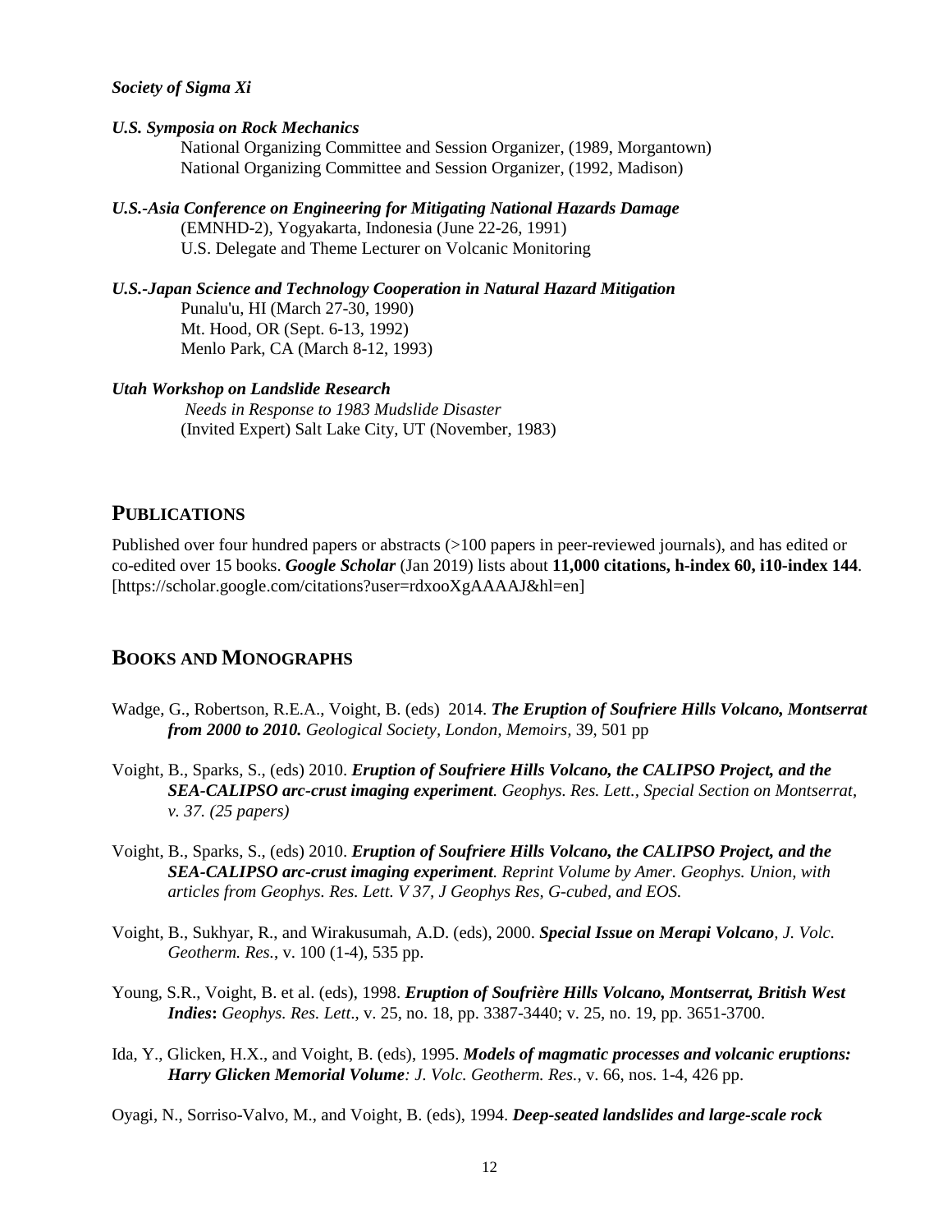***Society of Sigma Xi***

***U.S. Symposia on Rock Mechanics***

National Organizing Committee and Session Organizer, (1989, Morgantown)
National Organizing Committee and Session Organizer, (1992, Madison)

***U.S.-Asia Conference on Engineering for Mitigating National Hazards Damage***

(EMNHD-2), Yogyakarta, Indonesia (June 22-26, 1991)
U.S. Delegate and Theme Lecturer on Volcanic Monitoring

***U.S.-Japan Science and Technology Cooperation in Natural Hazard Mitigation***

Punalu'u, HI (March 27-30, 1990)
Mt. Hood, OR (Sept. 6-13, 1992)
Menlo Park, CA (March 8-12, 1993)

***Utah Workshop on Landslide Research***

*Needs in Response to 1983 Mudslide Disaster*
(Invited Expert) Salt Lake City, UT (November, 1983)

## PUBLICATIONS

Published over four hundred papers or abstracts (>100 papers in peer-reviewed journals), and has edited or co-edited over 15 books. ***Google Scholar*** (Jan 2019) lists about **11,000 citations, h-index 60, i10-index 144**. [https://scholar.google.com/citations?user=rdxooXgAAAAJ&hl=en]

## BOOKS AND MONOGRAPHS

Wadge, G., Robertson, R.E.A., Voight, B. (eds) 2014. ***The Eruption of Soufriere Hills Volcano, Montserrat from 2000 to 2010.*** *Geological Society, London, Memoirs,* 39, 501 pp

Voight, B., Sparks, S., (eds) 2010. ***Eruption of Soufriere Hills Volcano, the CALIPSO Project, and the SEA-CALIPSO arc-crust imaging experiment****. Geophys. Res. Lett., Special Section on Montserrat, v. 37. (25 papers)*

Voight, B., Sparks, S., (eds) 2010. ***Eruption of Soufriere Hills Volcano, the CALIPSO Project, and the SEA-CALIPSO arc-crust imaging experiment****. Reprint Volume by Amer. Geophys. Union, with articles from Geophys. Res. Lett. V 37, J Geophys Res, G-cubed, and EOS.*

Voight, B., Sukhyar, R., and Wirakusumah, A.D. (eds), 2000. ***Special Issue on Merapi Volcano****, J. Volc. Geotherm. Res.*, v. 100 (1-4), 535 pp.

Young, S.R., Voight, B. et al. (eds), 1998. ***Eruption of Soufrière Hills Volcano, Montserrat, British West Indies*****:** *Geophys. Res. Lett*., v. 25, no. 18, pp. 3387-3440; v. 25, no. 19, pp. 3651-3700.

Ida, Y., Glicken, H.X., and Voight, B. (eds), 1995. ***Models of magmatic processes and volcanic eruptions: Harry Glicken Memorial Volume****: J. Volc. Geotherm. Res.*, v. 66, nos. 1-4, 426 pp.

Oyagi, N., Sorriso-Valvo, M., and Voight, B. (eds), 1994. ***Deep-seated landslides and large-scale rock***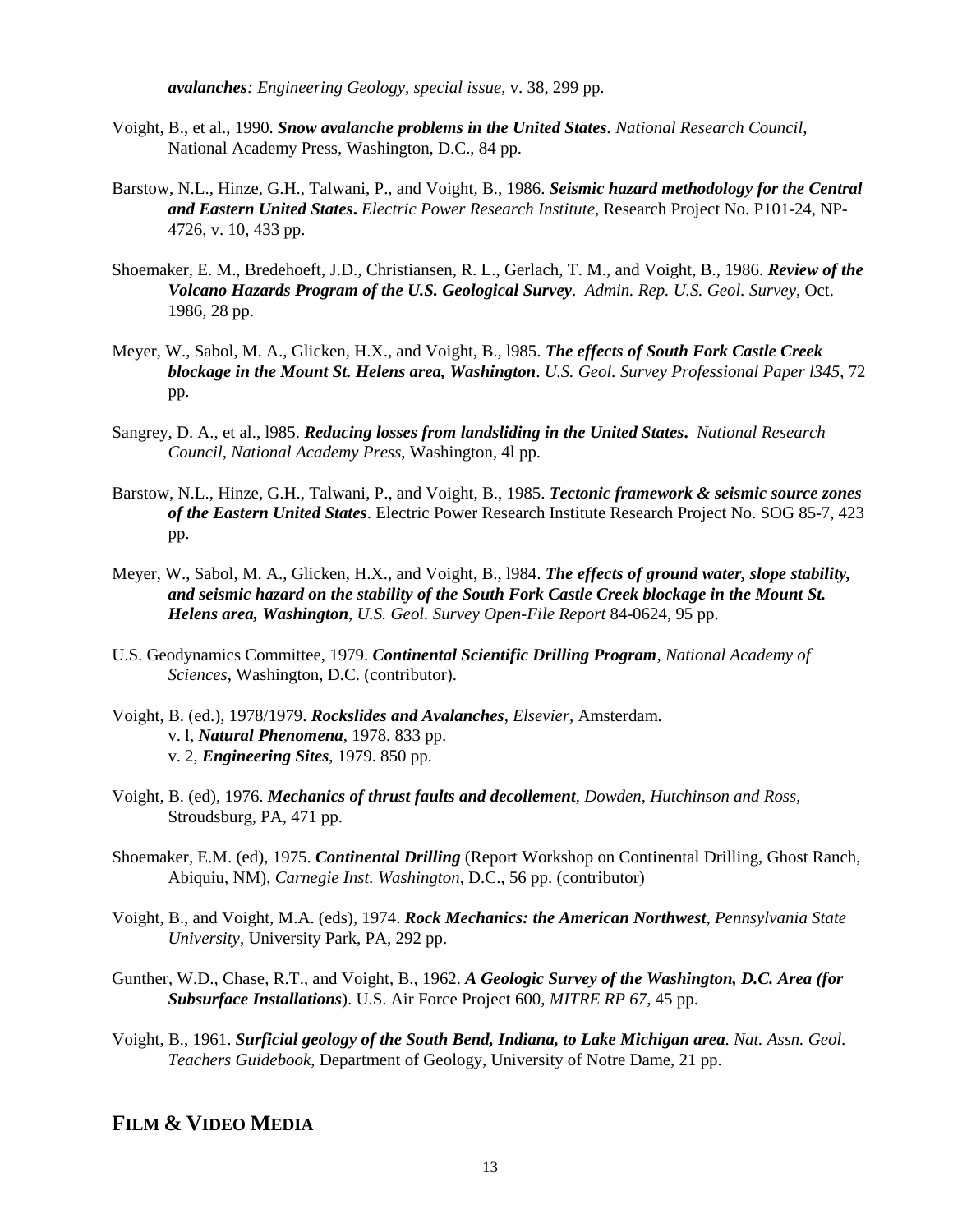*avalanches: Engineering Geology, special issue*, v. 38, 299 pp.

Voight, B., et al., 1990. ***Snow avalanche problems in the United States***. *National Research Council*, National Academy Press, Washington, D.C., 84 pp.

Barstow, N.L., Hinze, G.H., Talwani, P., and Voight, B., 1986. ***Seismic hazard methodology for the Central and Eastern United States***. *Electric Power Research Institute*, Research Project No. P101-24, NP-4726, v. 10, 433 pp.

Shoemaker, E. M., Bredehoeft, J.D., Christiansen, R. L., Gerlach, T. M., and Voight, B., 1986. ***Review of the Volcano Hazards Program of the U.S. Geological Survey***. *Admin. Rep. U.S. Geol. Survey*, Oct. 1986, 28 pp.

Meyer, W., Sabol, M. A., Glicken, H.X., and Voight, B., l985. ***The effects of South Fork Castle Creek blockage in the Mount St. Helens area, Washington***. *U.S. Geol. Survey Professional Paper l345*, 72 pp.

Sangrey, D. A., et al., l985. ***Reducing losses from landsliding in the United States***. *National Research Council, National Academy Press*, Washington, 4l pp.

Barstow, N.L., Hinze, G.H., Talwani, P., and Voight, B., 1985. ***Tectonic framework & seismic source zones of the Eastern United States***. Electric Power Research Institute Research Project No. SOG 85-7, 423 pp.

Meyer, W., Sabol, M. A., Glicken, H.X., and Voight, B., l984. ***The effects of ground water, slope stability, and seismic hazard on the stability of the South Fork Castle Creek blockage in the Mount St. Helens area, Washington***, *U.S. Geol. Survey Open-File Report* 84-0624, 95 pp.

U.S. Geodynamics Committee, 1979. ***Continental Scientific Drilling Program***, *National Academy of Sciences*, Washington, D.C. (contributor).

Voight, B. (ed.), 1978/1979. ***Rockslides and Avalanches***, *Elsevier*, Amsterdam.
v. l, ***Natural Phenomena***, 1978. 833 pp.
v. 2, ***Engineering Sites***, 1979. 850 pp.

Voight, B. (ed), 1976. ***Mechanics of thrust faults and decollement***, *Dowden, Hutchinson and Ross*, Stroudsburg, PA, 471 pp.

Shoemaker, E.M. (ed), 1975. ***Continental Drilling*** (Report Workshop on Continental Drilling, Ghost Ranch, Abiquiu, NM), *Carnegie Inst. Washington*, D.C., 56 pp. (contributor)

Voight, B., and Voight, M.A. (eds), 1974. ***Rock Mechanics: the American Northwest***, *Pennsylvania State University*, University Park, PA, 292 pp.

Gunther, W.D., Chase, R.T., and Voight, B., 1962. ***A Geologic Survey of the Washington, D.C. Area (for Subsurface Installations***). U.S. Air Force Project 600, *MITRE RP 67*, 45 pp.

Voight, B., 1961. ***Surficial geology of the South Bend, Indiana, to Lake Michigan area***. *Nat. Assn. Geol. Teachers Guidebook*, Department of Geology, University of Notre Dame, 21 pp.

## FILM & VIDEO MEDIA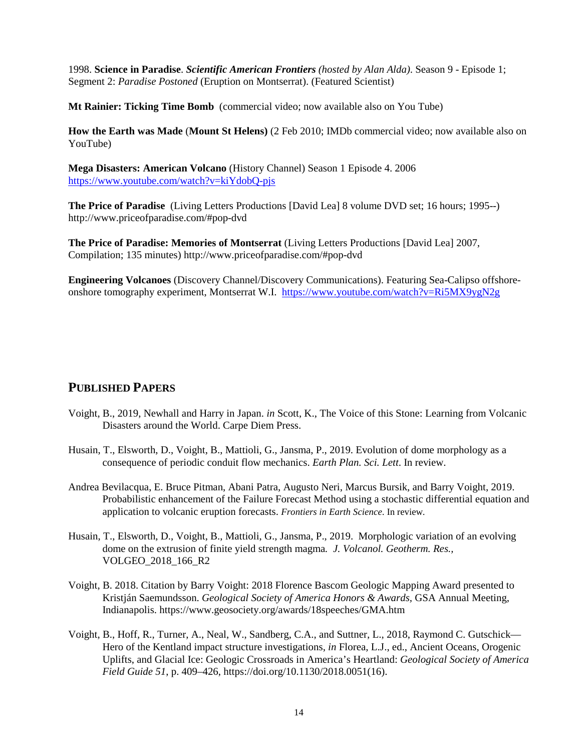1998. **Science in Paradise**. ***Scientific American Frontiers*** *(hosted by Alan Alda)*. Season 9 - Episode 1; Segment 2: *Paradise Postoned* (Eruption on Montserrat). (Featured Scientist)

**Mt Rainier: Ticking Time Bomb** (commercial video; now available also on You Tube)

**How the Earth was Made** (**Mount St Helens)** (2 Feb 2010; IMDb commercial video; now available also on YouTube)

**Mega Disasters: American Volcano** (History Channel) Season 1 Episode 4. 2006 https://www.youtube.com/watch?v=kiYdobQ-pjs

**The Price of Paradise** (Living Letters Productions [David Lea] 8 volume DVD set; 16 hours; 1995--) http://www.priceofparadise.com/#pop-dvd

**The Price of Paradise: Memories of Montserrat** (Living Letters Productions [David Lea] 2007, Compilation; 135 minutes) http://www.priceofparadise.com/#pop-dvd

**Engineering Volcanoes** (Discovery Channel/Discovery Communications). Featuring Sea-Calipso offshore-onshore tomography experiment, Montserrat W.I. https://www.youtube.com/watch?v=Ri5MX9ygN2g

## PUBLISHED PAPERS

Voight, B., 2019, Newhall and Harry in Japan. *in* Scott, K., The Voice of this Stone: Learning from Volcanic Disasters around the World. Carpe Diem Press.

Husain, T., Elsworth, D., Voight, B., Mattioli, G., Jansma, P., 2019. Evolution of dome morphology as a consequence of periodic conduit flow mechanics. *Earth Plan. Sci. Lett*. In review.

Andrea Bevilacqua, E. Bruce Pitman, Abani Patra, Augusto Neri, Marcus Bursik, and Barry Voight, 2019. Probabilistic enhancement of the Failure Forecast Method using a stochastic differential equation and application to volcanic eruption forecasts. *Frontiers in Earth Science*. In review.

Husain, T., Elsworth, D., Voight, B., Mattioli, G., Jansma, P., 2019. Morphologic variation of an evolving dome on the extrusion of finite yield strength magma*. J. Volcanol. Geotherm. Res.*, VOLGEO_2018_166_R2

Voight, B. 2018. Citation by Barry Voight: 2018 Florence Bascom Geologic Mapping Award presented to Kristján Saemundsson. *Geological Society of America Honors & Awards*, GSA Annual Meeting, Indianapolis. https://www.geosociety.org/awards/18speeches/GMA.htm

Voight, B., Hoff, R., Turner, A., Neal, W., Sandberg, C.A., and Suttner, L., 2018, Raymond C. Gutschick—Hero of the Kentland impact structure investigations, *in* Florea, L.J., ed., Ancient Oceans, Orogenic Uplifts, and Glacial Ice: Geologic Crossroads in America's Heartland: *Geological Society of America Field Guide 51*, p. 409–426, https://doi.org/10.1130/2018.0051(16).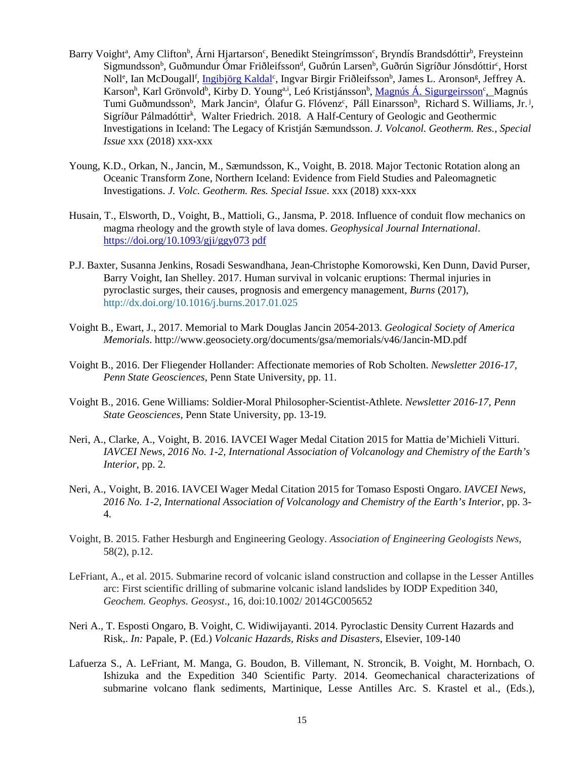Barry Voight[a], Amy Clifton[b], Árni Hjartarson[c], Benedikt Steingrímsson[c], Bryndís Brandsdóttir[b], Freysteinn Sigmundsson[b], Guðmundur Ómar Friðleifsson[d], Guðrún Larsen[b], Guðrún Sigríður Jónsdóttir[c], Horst Noll[e], Ian McDougall[f], Ingibjörg Kaldal[c], Ingvar Birgir Friðleifsson[b], James L. Aronson[g], Jeffrey A. Karson[h], Karl Grönvold[b], Kirby D. Young[a,i], Leó Kristjánsson[b], Magnús Á. Sigurgeirsson[c], Magnús Tumi Guðmundsson[b], Mark Jancin[a], Ólafur G. Flóvenz[c], Páll Einarsson[b], Richard S. Williams, Jr.[j], Sigríður Pálmadóttir[k], Walter Friedrich. 2018. A Half-Century of Geologic and Geothermic Investigations in Iceland: The Legacy of Kristján Sæmundsson. *J. Volcanol. Geotherm. Res., Special Issue* xxx (2018) xxx-xxx

Young, K.D., Orkan, N., Jancin, M., Sæmundsson, K., Voight, B. 2018. Major Tectonic Rotation along an Oceanic Transform Zone, Northern Iceland: Evidence from Field Studies and Paleomagnetic Investigations. *J. Volc. Geotherm. Res. Special Issue*. xxx (2018) xxx-xxx

Husain, T., Elsworth, D., Voight, B., Mattioli, G., Jansma, P. 2018. Influence of conduit flow mechanics on magma rheology and the growth style of lava domes. *Geophysical Journal International*. https://doi.org/10.1093/gji/ggy073 pdf

P.J. Baxter, Susanna Jenkins, Rosadi Seswandhana, Jean-Christophe Komorowski, Ken Dunn, David Purser, Barry Voight, Ian Shelley. 2017. Human survival in volcanic eruptions: Thermal injuries in pyroclastic surges, their causes, prognosis and emergency management, *Burns* (2017), http://dx.doi.org/10.1016/j.burns.2017.01.025

Voight B., Ewart, J., 2017. Memorial to Mark Douglas Jancin 2054-2013. *Geological Society of America Memorials*. http://www.geosociety.org/documents/gsa/memorials/v46/Jancin-MD.pdf

Voight B., 2016. Der Fliegender Hollander: Affectionate memories of Rob Scholten. *Newsletter 2016-17, Penn State Geosciences*, Penn State University, pp. 11.

Voight B., 2016. Gene Williams: Soldier-Moral Philosopher-Scientist-Athlete. *Newsletter 2016-17, Penn State Geosciences*, Penn State University, pp. 13-19.

Neri, A., Clarke, A., Voight, B. 2016. IAVCEI Wager Medal Citation 2015 for Mattia de'Michieli Vitturi. *IAVCEI News, 2016 No. 1-2, International Association of Volcanology and Chemistry of the Earth's Interior*, pp. 2.

Neri, A., Voight, B. 2016. IAVCEI Wager Medal Citation 2015 for Tomaso Esposti Ongaro. *IAVCEI News, 2016 No. 1-2, International Association of Volcanology and Chemistry of the Earth's Interior*, pp. 3-4.

Voight, B. 2015. Father Hesburgh and Engineering Geology. *Association of Engineering Geologists News*, 58(2), p.12.

LeFriant, A., et al. 2015. Submarine record of volcanic island construction and collapse in the Lesser Antilles arc: First scientific drilling of submarine volcanic island landslides by IODP Expedition 340, *Geochem. Geophys. Geosyst*., 16, doi:10.1002/ 2014GC005652

Neri A., T. Esposti Ongaro, B. Voight, C. Widiwijayanti. 2014. Pyroclastic Density Current Hazards and Risk,. *In:* Papale, P. (Ed.) *Volcanic Hazards, Risks and Disasters*, Elsevier, 109-140

Lafuerza S., A. LeFriant, M. Manga, G. Boudon, B. Villemant, N. Stroncik, B. Voight, M. Hornbach, O. Ishizuka and the Expedition 340 Scientific Party. 2014. Geomechanical characterizations of submarine volcano flank sediments, Martinique, Lesse Antilles Arc. S. Krastel et al., (Eds.),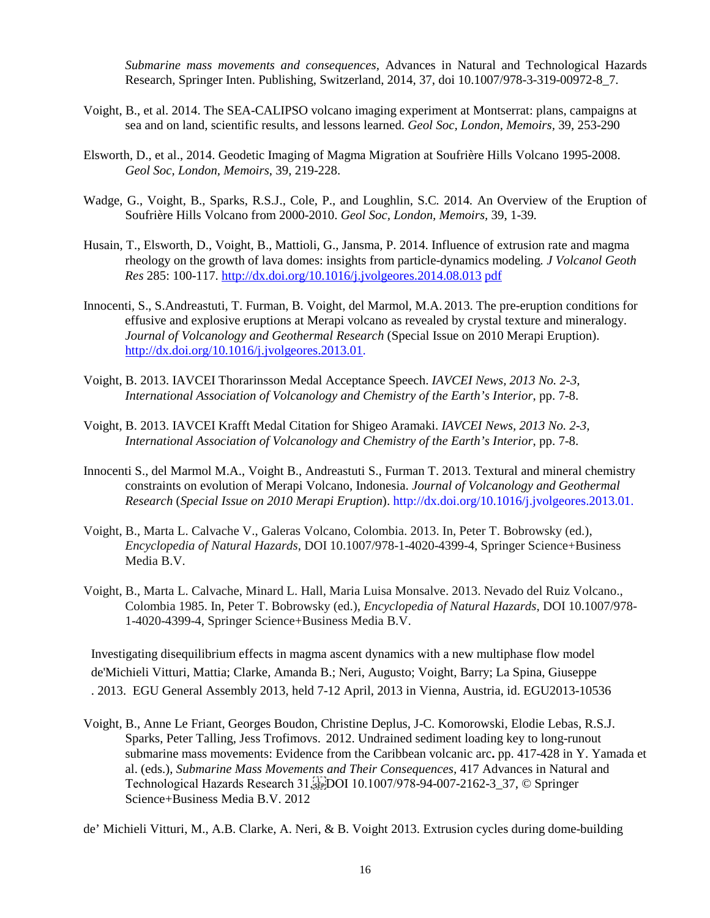*Submarine mass movements and consequences*, Advances in Natural and Technological Hazards Research, Springer Inten. Publishing, Switzerland, 2014, 37, doi 10.1007/978-3-319-00972-8_7.

Voight, B., et al. 2014. The SEA-CALIPSO volcano imaging experiment at Montserrat: plans, campaigns at sea and on land, scientific results, and lessons learned. *Geol Soc, London, Memoirs*, 39, 253-290

Elsworth, D., et al., 2014. Geodetic Imaging of Magma Migration at Soufrière Hills Volcano 1995-2008. *Geol Soc, London, Memoirs*, 39, 219-228.

Wadge, G., Voight, B., Sparks, R.S.J., Cole, P., and Loughlin, S.C. 2014. An Overview of the Eruption of Soufrière Hills Volcano from 2000-2010. *Geol Soc, London, Memoirs*, 39, 1-39.

Husain, T., Elsworth, D., Voight, B., Mattioli, G., Jansma, P. 2014. Influence of extrusion rate and magma rheology on the growth of lava domes: insights from particle-dynamics modeling. *J Volcanol Geoth Res* 285: 100-117. http://dx.doi.org/10.1016/j.jvolgeores.2014.08.013 pdf

Innocenti, S., S.Andreastuti, T. Furman, B. Voight, del Marmol, M.A. 2013. The pre-eruption conditions for effusive and explosive eruptions at Merapi volcano as revealed by crystal texture and mineralogy. *Journal of Volcanology and Geothermal Research* (Special Issue on 2010 Merapi Eruption). http://dx.doi.org/10.1016/j.jvolgeores.2013.01.

Voight, B. 2013. IAVCEI Thorarinsson Medal Acceptance Speech. *IAVCEI News, 2013 No. 2-3, International Association of Volcanology and Chemistry of the Earth's Interior*, pp. 7-8.

Voight, B. 2013. IAVCEI Krafft Medal Citation for Shigeo Aramaki. *IAVCEI News, 2013 No. 2-3, International Association of Volcanology and Chemistry of the Earth's Interior*, pp. 7-8.

Innocenti S., del Marmol M.A., Voight B., Andreastuti S., Furman T. 2013. Textural and mineral chemistry constraints on evolution of Merapi Volcano, Indonesia. *Journal of Volcanology and Geothermal Research* (*Special Issue on 2010 Merapi Eruption*). http://dx.doi.org/10.1016/j.jvolgeores.2013.01.

Voight, B., Marta L. Calvache V., Galeras Volcano, Colombia. 2013. In, Peter T. Bobrowsky (ed.), *Encyclopedia of Natural Hazards*, DOI 10.1007/978-1-4020-4399-4, Springer Science+Business Media B.V.

Voight, B., Marta L. Calvache, Minard L. Hall, Maria Luisa Monsalve. 2013. Nevado del Ruiz Volcano., Colombia 1985. In, Peter T. Bobrowsky (ed.), *Encyclopedia of Natural Hazards*, DOI 10.1007/978-1-4020-4399-4, Springer Science+Business Media B.V.

Investigating disequilibrium effects in magma ascent dynamics with a new multiphase flow model
de'Michieli Vitturi, Mattia; Clarke, Amanda B.; Neri, Augusto; Voight, Barry; La Spina, Giuseppe
. 2013. EGU General Assembly 2013, held 7-12 April, 2013 in Vienna, Austria, id. EGU2013-10536

Voight, B., Anne Le Friant, Georges Boudon, Christine Deplus, J-C. Komorowski, Elodie Lebas, R.S.J. Sparks, Peter Talling, Jess Trofimovs. 2012. Undrained sediment loading key to long-runout submarine mass movements: Evidence from the Caribbean volcanic arc**.** pp. 417-428 in Y. Yamada et al. (eds.), *Submarine Mass Movements and Their Consequences*, 417 Advances in Natural and Technological Hazards Research 31, DOI 10.1007/978-94-007-2162-3_37, © Springer Science+Business Media B.V. 2012

de' Michieli Vitturi, M., A.B. Clarke, A. Neri, & B. Voight 2013. Extrusion cycles during dome-building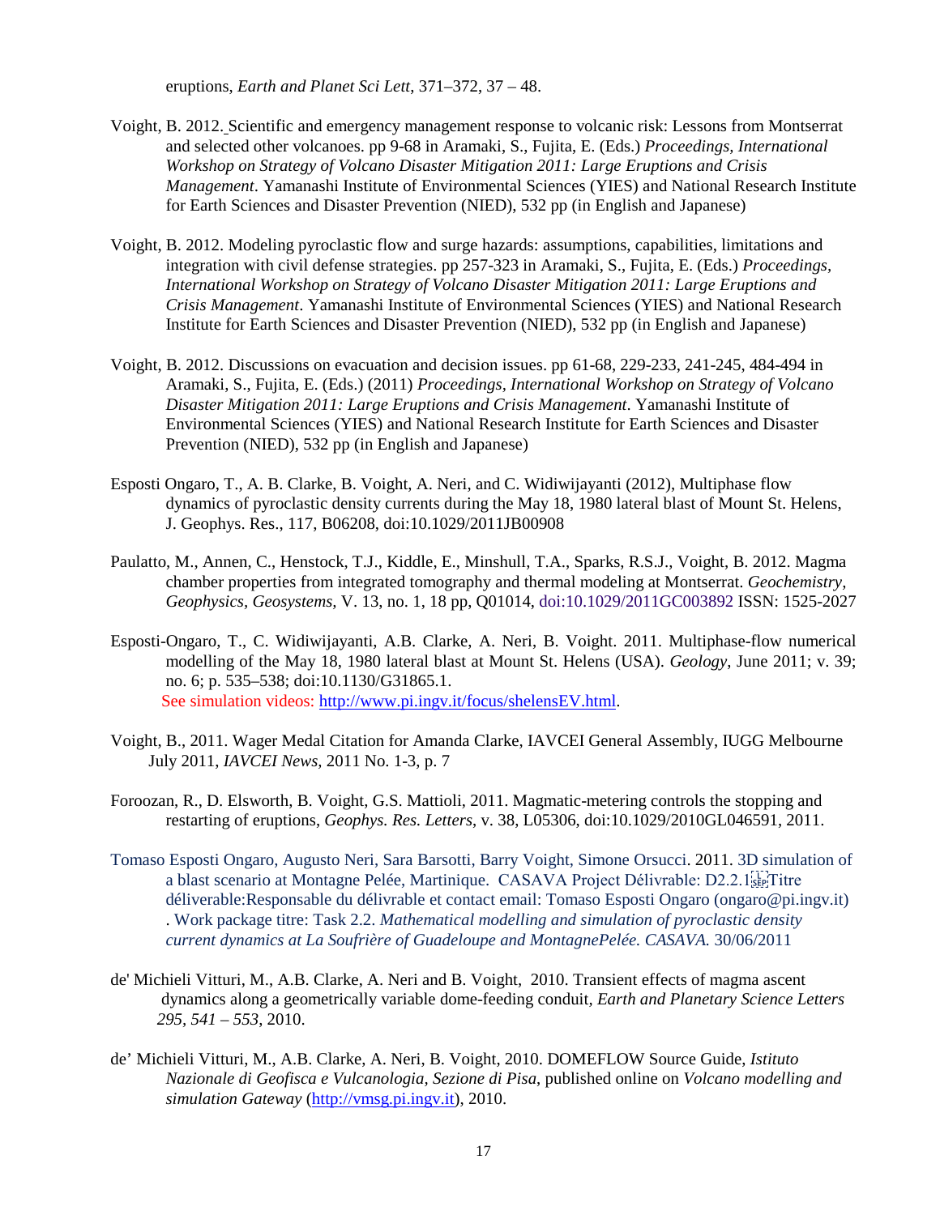eruptions, *Earth and Planet Sci Lett*, 371–372, 37 – 48.

Voight, B. 2012. Scientific and emergency management response to volcanic risk: Lessons from Montserrat and selected other volcanoes. pp 9-68 in Aramaki, S., Fujita, E. (Eds.) *Proceedings, International Workshop on Strategy of Volcano Disaster Mitigation 2011: Large Eruptions and Crisis Management*. Yamanashi Institute of Environmental Sciences (YIES) and National Research Institute for Earth Sciences and Disaster Prevention (NIED), 532 pp (in English and Japanese)

Voight, B. 2012. Modeling pyroclastic flow and surge hazards: assumptions, capabilities, limitations and integration with civil defense strategies. pp 257-323 in Aramaki, S., Fujita, E. (Eds.) *Proceedings, International Workshop on Strategy of Volcano Disaster Mitigation 2011: Large Eruptions and Crisis Management*. Yamanashi Institute of Environmental Sciences (YIES) and National Research Institute for Earth Sciences and Disaster Prevention (NIED), 532 pp (in English and Japanese)

Voight, B. 2012. Discussions on evacuation and decision issues. pp 61-68, 229-233, 241-245, 484-494 in Aramaki, S., Fujita, E. (Eds.) (2011) *Proceedings, International Workshop on Strategy of Volcano Disaster Mitigation 2011: Large Eruptions and Crisis Management*. Yamanashi Institute of Environmental Sciences (YIES) and National Research Institute for Earth Sciences and Disaster Prevention (NIED), 532 pp (in English and Japanese)

Esposti Ongaro, T., A. B. Clarke, B. Voight, A. Neri, and C. Widiwijayanti (2012), Multiphase flow dynamics of pyroclastic density currents during the May 18, 1980 lateral blast of Mount St. Helens, J. Geophys. Res., 117, B06208, doi:10.1029/2011JB00908

Paulatto, M., Annen, C., Henstock, T.J., Kiddle, E., Minshull, T.A., Sparks, R.S.J., Voight, B. 2012. Magma chamber properties from integrated tomography and thermal modeling at Montserrat. *Geochemistry, Geophysics, Geosystems*, V. 13, no. 1, 18 pp, Q01014, doi:10.1029/2011GC003892 ISSN: 1525-2027

Esposti-Ongaro, T., C. Widiwijayanti, A.B. Clarke, A. Neri, B. Voight. 2011. Multiphase-flow numerical modelling of the May 18, 1980 lateral blast at Mount St. Helens (USA). *Geology*, June 2011; v. 39; no. 6; p. 535–538; doi:10.1130/G31865.1.
See simulation videos: http://www.pi.ingv.it/focus/shelensEV.html.

Voight, B., 2011. Wager Medal Citation for Amanda Clarke, IAVCEI General Assembly, IUGG Melbourne July 2011, *IAVCEI News*, 2011 No. 1-3, p. 7

Foroozan, R., D. Elsworth, B. Voight, G.S. Mattioli, 2011. Magmatic-metering controls the stopping and restarting of eruptions, *Geophys. Res. Letters*, v. 38, L05306, doi:10.1029/2010GL046591, 2011.

Tomaso Esposti Ongaro, Augusto Neri, Sara Barsotti, Barry Voight, Simone Orsucci. 2011. 3D simulation of a blast scenario at Montagne Pelée, Martinique. CASAVA Project Délivrable: D2.2.1 Titre déliverable:Responsable du délivrable et contact email: Tomaso Esposti Ongaro (ongaro@pi.ingv.it) . Work package titre: Task 2.2. *Mathematical modelling and simulation of pyroclastic density current dynamics at La Soufrière of Guadeloupe and MontagnePelée. CASAVA.* 30/06/2011

de' Michieli Vitturi, M., A.B. Clarke, A. Neri and B. Voight, 2010. Transient effects of magma ascent dynamics along a geometrically variable dome-feeding conduit, *Earth and Planetary Science Letters 295, 541 – 553*, 2010.

de' Michieli Vitturi, M., A.B. Clarke, A. Neri, B. Voight, 2010. DOMEFLOW Source Guide, *Istituto Nazionale di Geofisca e Vulcanologia, Sezione di Pisa*, published online on *Volcano modelling and simulation Gateway* (http://vmsg.pi.ingv.it), 2010.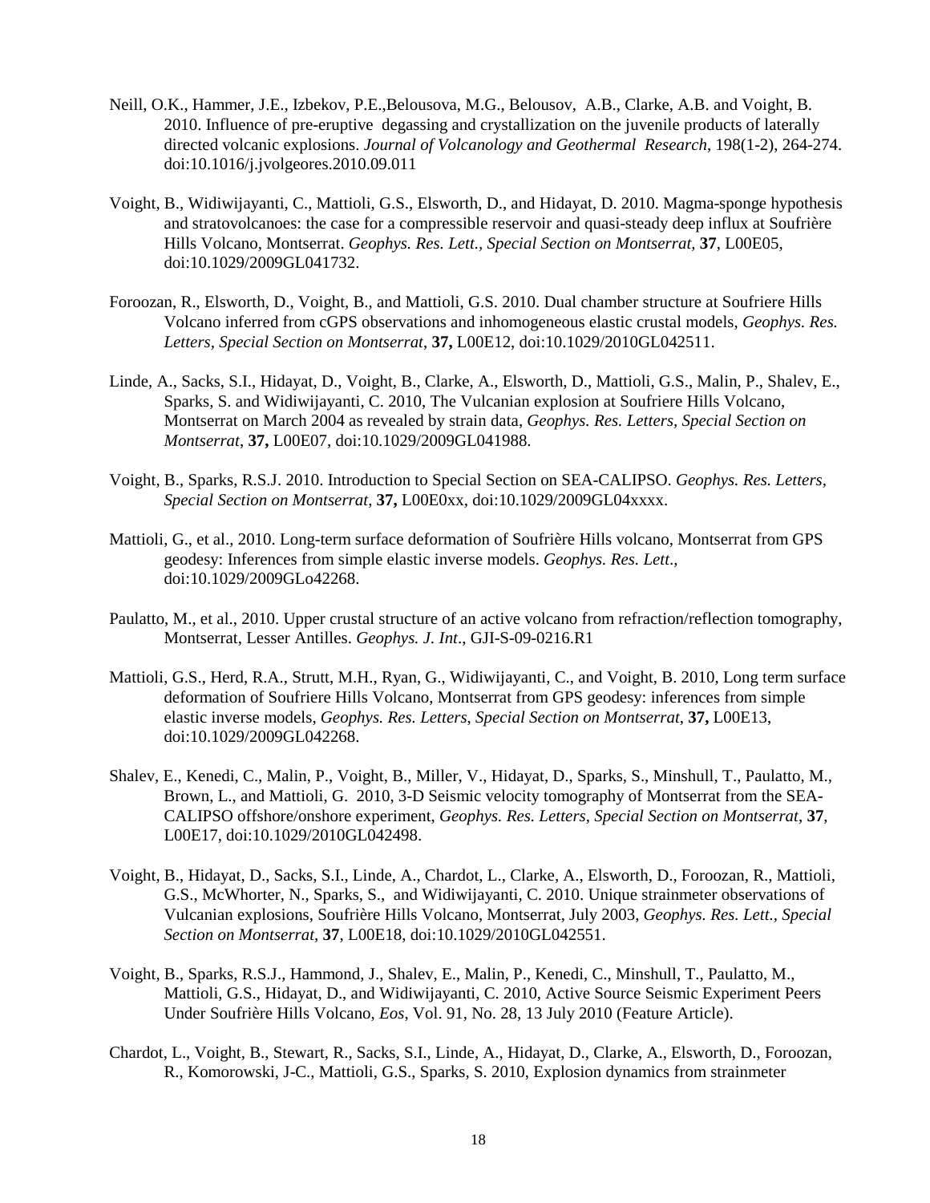Neill, O.K., Hammer, J.E., Izbekov, P.E.,Belousova, M.G., Belousov, A.B., Clarke, A.B. and Voight, B. 2010. Influence of pre-eruptive degassing and crystallization on the juvenile products of laterally directed volcanic explosions. *Journal of Volcanology and Geothermal Research*, 198(1-2), 264-274. doi:10.1016/j.jvolgeores.2010.09.011

Voight, B., Widiwijayanti, C., Mattioli, G.S., Elsworth, D., and Hidayat, D. 2010. Magma-sponge hypothesis and stratovolcanoes: the case for a compressible reservoir and quasi-steady deep influx at Soufrière Hills Volcano, Montserrat. *Geophys. Res. Lett., Special Section on Montserrat,* **37**, L00E05, doi:10.1029/2009GL041732.

Foroozan, R., Elsworth, D., Voight, B., and Mattioli, G.S. 2010. Dual chamber structure at Soufriere Hills Volcano inferred from cGPS observations and inhomogeneous elastic crustal models, *Geophys. Res. Letters, Special Section on Montserrat*, **37,** L00E12, doi:10.1029/2010GL042511.

Linde, A., Sacks, S.I., Hidayat, D., Voight, B., Clarke, A., Elsworth, D., Mattioli, G.S., Malin, P., Shalev, E., Sparks, S. and Widiwijayanti, C. 2010, The Vulcanian explosion at Soufriere Hills Volcano, Montserrat on March 2004 as revealed by strain data, *Geophys. Res. Letters, Special Section on Montserrat*, **37,** L00E07, doi:10.1029/2009GL041988.

Voight, B., Sparks, R.S.J. 2010. Introduction to Special Section on SEA-CALIPSO. *Geophys. Res. Letters, Special Section on Montserrat*, **37,** L00E0xx, doi:10.1029/2009GL04xxxx.

Mattioli, G., et al., 2010. Long-term surface deformation of Soufrière Hills volcano, Montserrat from GPS geodesy: Inferences from simple elastic inverse models. *Geophys. Res. Lett*., doi:10.1029/2009GLo42268.

Paulatto, M., et al., 2010. Upper crustal structure of an active volcano from refraction/reflection tomography, Montserrat, Lesser Antilles. *Geophys. J. Int*., GJI-S-09-0216.R1

Mattioli, G.S., Herd, R.A., Strutt, M.H., Ryan, G., Widiwijayanti, C., and Voight, B. 2010, Long term surface deformation of Soufriere Hills Volcano, Montserrat from GPS geodesy: inferences from simple elastic inverse models, *Geophys. Res. Letters, Special Section on Montserrat*, **37,** L00E13, doi:10.1029/2009GL042268.

Shalev, E., Kenedi, C., Malin, P., Voight, B., Miller, V., Hidayat, D., Sparks, S., Minshull, T., Paulatto, M., Brown, L., and Mattioli, G. 2010, 3-D Seismic velocity tomography of Montserrat from the SEA-CALIPSO offshore/onshore experiment, *Geophys. Res. Letters, Special Section on Montserrat*, **37**, L00E17, doi:10.1029/2010GL042498.

Voight, B., Hidayat, D., Sacks, S.I., Linde, A., Chardot, L., Clarke, A., Elsworth, D., Foroozan, R., Mattioli, G.S., McWhorter, N., Sparks, S., and Widiwijayanti, C. 2010. Unique strainmeter observations of Vulcanian explosions, Soufrière Hills Volcano, Montserrat, July 2003, *Geophys. Res. Lett., Special Section on Montserrat*, **37**, L00E18, doi:10.1029/2010GL042551.

Voight, B., Sparks, R.S.J., Hammond, J., Shalev, E., Malin, P., Kenedi, C., Minshull, T., Paulatto, M., Mattioli, G.S., Hidayat, D., and Widiwijayanti, C. 2010, Active Source Seismic Experiment Peers Under Soufrière Hills Volcano, *Eos*, Vol. 91, No. 28, 13 July 2010 (Feature Article).

Chardot, L., Voight, B., Stewart, R., Sacks, S.I., Linde, A., Hidayat, D., Clarke, A., Elsworth, D., Foroozan, R., Komorowski, J-C., Mattioli, G.S., Sparks, S. 2010, Explosion dynamics from strainmeter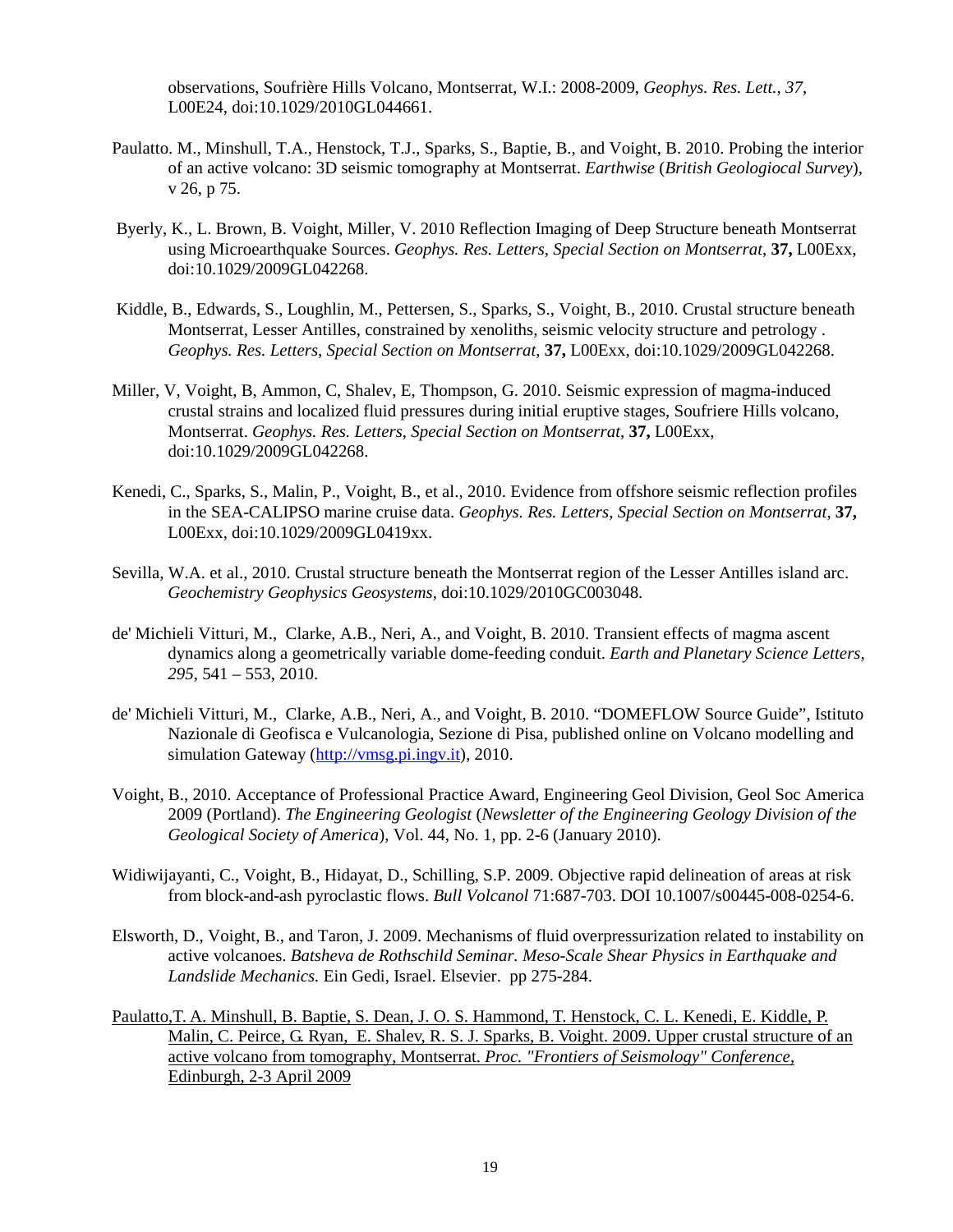observations, Soufrière Hills Volcano, Montserrat, W.I.: 2008-2009, *Geophys. Res. Lett.*, *37*, L00E24, doi:10.1029/2010GL044661.

Paulatto. M., Minshull, T.A., Henstock, T.J., Sparks, S., Baptie, B., and Voight, B. 2010. Probing the interior of an active volcano: 3D seismic tomography at Montserrat. *Earthwise* (*British Geologiocal Survey*), v 26, p 75.

Byerly, K., L. Brown, B. Voight, Miller, V. 2010 Reflection Imaging of Deep Structure beneath Montserrat using Microearthquake Sources. *Geophys. Res. Letters*, *Special Section on Montserrat*, **37,** L00Exx, doi:10.1029/2009GL042268.

Kiddle, B., Edwards, S., Loughlin, M., Pettersen, S., Sparks, S., Voight, B., 2010. Crustal structure beneath Montserrat, Lesser Antilles, constrained by xenoliths, seismic velocity structure and petrology . *Geophys. Res. Letters*, *Special Section on Montserrat*, **37,** L00Exx, doi:10.1029/2009GL042268.

Miller, V, Voight, B, Ammon, C, Shalev, E, Thompson, G. 2010. Seismic expression of magma-induced crustal strains and localized fluid pressures during initial eruptive stages, Soufriere Hills volcano, Montserrat. *Geophys. Res. Letters*, *Special Section on Montserrat*, **37,** L00Exx, doi:10.1029/2009GL042268.

Kenedi, C., Sparks, S., Malin, P., Voight, B., et al., 2010. Evidence from offshore seismic reflection profiles in the SEA-CALIPSO marine cruise data. *Geophys. Res. Letters, Special Section on Montserrat*, **37,** L00Exx, doi:10.1029/2009GL0419xx.

Sevilla, W.A. et al., 2010. Crustal structure beneath the Montserrat region of the Lesser Antilles island arc. *Geochemistry Geophysics Geosystems*, doi:10.1029/2010GC003048.

de' Michieli Vitturi, M., Clarke, A.B., Neri, A., and Voight, B. 2010. Transient effects of magma ascent dynamics along a geometrically variable dome-feeding conduit. *Earth and Planetary Science Letters, 295*, 541 – 553, 2010.

de' Michieli Vitturi, M., Clarke, A.B., Neri, A., and Voight, B. 2010. "DOMEFLOW Source Guide", Istituto Nazionale di Geofisca e Vulcanologia, Sezione di Pisa, published online on Volcano modelling and simulation Gateway (http://vmsg.pi.ingv.it), 2010.

Voight, B., 2010. Acceptance of Professional Practice Award, Engineering Geol Division, Geol Soc America 2009 (Portland). *The Engineering Geologist* (*Newsletter of the Engineering Geology Division of the Geological Society of America*), Vol. 44, No. 1, pp. 2-6 (January 2010).

Widiwijayanti, C., Voight, B., Hidayat, D., Schilling, S.P. 2009. Objective rapid delineation of areas at risk from block-and-ash pyroclastic flows. *Bull Volcanol* 71:687-703. DOI 10.1007/s00445-008-0254-6.

Elsworth, D., Voight, B., and Taron, J. 2009. Mechanisms of fluid overpressurization related to instability on active volcanoes. *Batsheva de Rothschild Seminar. Meso-Scale Shear Physics in Earthquake and Landslide Mechanics.* Ein Gedi, Israel. Elsevier. pp 275-284.

Paulatto,T. A. Minshull, B. Baptie, S. Dean, J. O. S. Hammond, T. Henstock, C. L. Kenedi, E. Kiddle, P. Malin, C. Peirce, G. Ryan, E. Shalev, R. S. J. Sparks, B. Voight. 2009. Upper crustal structure of an active volcano from tomography, Montserrat. *Proc. "Frontiers of Seismology" Conference,* Edinburgh, 2-3 April 2009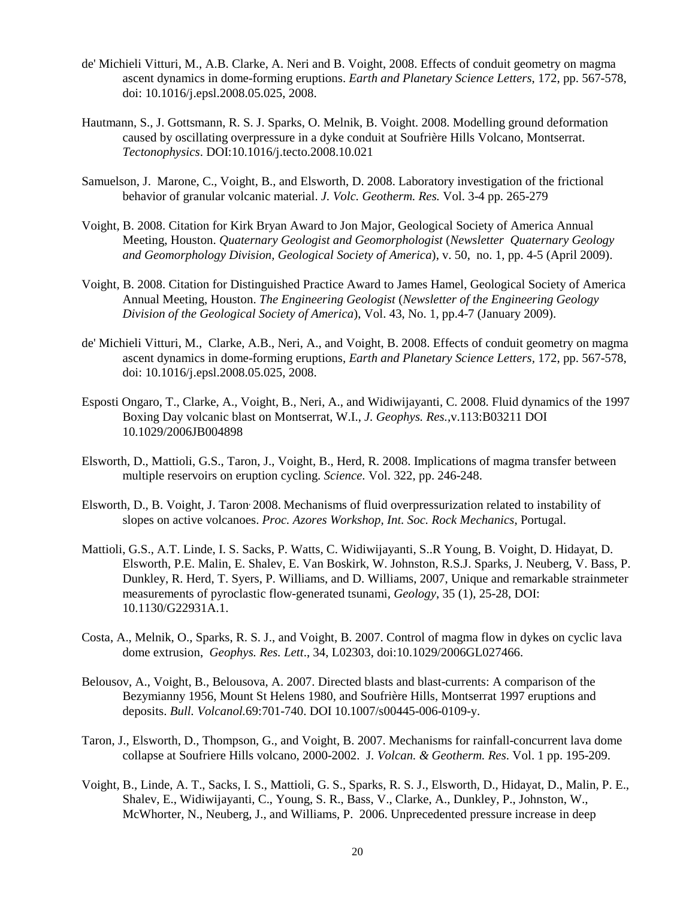de' Michieli Vitturi, M., A.B. Clarke, A. Neri and B. Voight, 2008. Effects of conduit geometry on magma ascent dynamics in dome-forming eruptions. *Earth and Planetary Science Letters*, 172, pp. 567-578, doi: 10.1016/j.epsl.2008.05.025, 2008.

Hautmann, S., J. Gottsmann, R. S. J. Sparks, O. Melnik, B. Voight. 2008. Modelling ground deformation caused by oscillating overpressure in a dyke conduit at Soufrière Hills Volcano, Montserrat. *Tectonophysics*. DOI:10.1016/j.tecto.2008.10.021

Samuelson, J. Marone, C., Voight, B., and Elsworth, D. 2008. Laboratory investigation of the frictional behavior of granular volcanic material. *J. Volc. Geotherm. Res.* Vol. 3-4 pp. 265-279

Voight, B. 2008. Citation for Kirk Bryan Award to Jon Major, Geological Society of America Annual Meeting, Houston. *Quaternary Geologist and Geomorphologist* (*Newsletter Quaternary Geology and Geomorphology Division, Geological Society of America*), v. 50, no. 1, pp. 4-5 (April 2009).

Voight, B. 2008. Citation for Distinguished Practice Award to James Hamel, Geological Society of America Annual Meeting, Houston. *The Engineering Geologist* (*Newsletter of the Engineering Geology Division of the Geological Society of America*), Vol. 43, No. 1, pp.4-7 (January 2009).

de' Michieli Vitturi, M., Clarke, A.B., Neri, A., and Voight, B. 2008. Effects of conduit geometry on magma ascent dynamics in dome-forming eruptions, *Earth and Planetary Science Letters*, 172, pp. 567-578, doi: 10.1016/j.epsl.2008.05.025, 2008.

Esposti Ongaro, T., Clarke, A., Voight, B., Neri, A., and Widiwijayanti, C. 2008. Fluid dynamics of the 1997 Boxing Day volcanic blast on Montserrat, W.I., *J. Geophys. Res.*,v.113:B03211 DOI 10.1029/2006JB004898

Elsworth, D., Mattioli, G.S., Taron, J., Voight, B., Herd, R. 2008. Implications of magma transfer between multiple reservoirs on eruption cycling. *Science.* Vol. 322, pp. 246-248.

Elsworth, D., B. Voight, J. Taron, 2008. Mechanisms of fluid overpressurization related to instability of slopes on active volcanoes. *Proc. Azores Workshop, Int. Soc. Rock Mechanics*, Portugal.

Mattioli, G.S., A.T. Linde, I. S. Sacks, P. Watts, C. Widiwijayanti, S..R Young, B. Voight, D. Hidayat, D. Elsworth, P.E. Malin, E. Shalev, E. Van Boskirk, W. Johnston, R.S.J. Sparks, J. Neuberg, V. Bass, P. Dunkley, R. Herd, T. Syers, P. Williams, and D. Williams, 2007, Unique and remarkable strainmeter measurements of pyroclastic flow-generated tsunami, *Geology*, 35 (1), 25-28, DOI: 10.1130/G22931A.1.

Costa, A., Melnik, O., Sparks, R. S. J., and Voight, B. 2007. Control of magma flow in dykes on cyclic lava dome extrusion, *Geophys. Res. Lett*., 34, L02303, doi:10.1029/2006GL027466.

Belousov, A., Voight, B., Belousova, A. 2007. Directed blasts and blast-currents: A comparison of the Bezymianny 1956, Mount St Helens 1980, and Soufrière Hills, Montserrat 1997 eruptions and deposits. *Bull. Volcanol.*69:701-740. DOI 10.1007/s00445-006-0109-y.

Taron, J., Elsworth, D., Thompson, G., and Voight, B. 2007. Mechanisms for rainfall-concurrent lava dome collapse at Soufriere Hills volcano, 2000-2002. J. *Volcan. & Geotherm. Res*. Vol. 1 pp. 195-209.

Voight, B., Linde, A. T., Sacks, I. S., Mattioli, G. S., Sparks, R. S. J., Elsworth, D., Hidayat, D., Malin, P. E., Shalev, E., Widiwijayanti, C., Young, S. R., Bass, V., Clarke, A., Dunkley, P., Johnston, W., McWhorter, N., Neuberg, J., and Williams, P. 2006. Unprecedented pressure increase in deep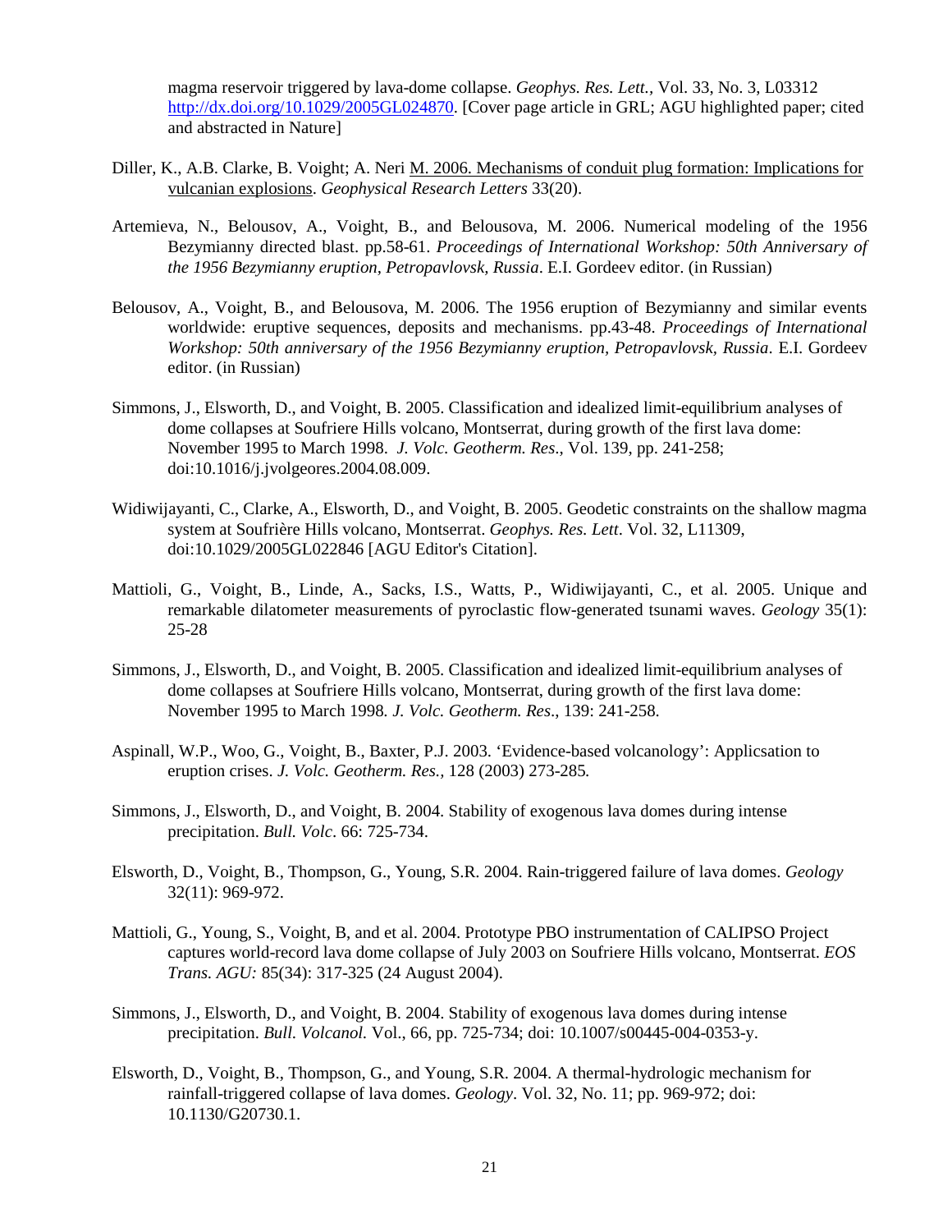magma reservoir triggered by lava-dome collapse. *Geophys. Res. Lett.*, Vol. 33, No. 3, L03312 http://dx.doi.org/10.1029/2005GL024870. [Cover page article in GRL; AGU highlighted paper; cited and abstracted in Nature]

Diller, K., A.B. Clarke, B. Voight; A. Neri M. 2006. Mechanisms of conduit plug formation: Implications for vulcanian explosions. *Geophysical Research Letters* 33(20).

Artemieva, N., Belousov, A., Voight, B., and Belousova, M. 2006. Numerical modeling of the 1956 Bezymianny directed blast. pp.58-61. *Proceedings of International Workshop: 50th Anniversary of the 1956 Bezymianny eruption, Petropavlovsk, Russia*. E.I. Gordeev editor. (in Russian)

Belousov, A., Voight, B., and Belousova, M. 2006. The 1956 eruption of Bezymianny and similar events worldwide: eruptive sequences, deposits and mechanisms. pp.43-48. *Proceedings of International Workshop: 50th anniversary of the 1956 Bezymianny eruption, Petropavlovsk, Russia*. E.I. Gordeev editor. (in Russian)

Simmons, J., Elsworth, D., and Voight, B. 2005. Classification and idealized limit-equilibrium analyses of dome collapses at Soufriere Hills volcano, Montserrat, during growth of the first lava dome: November 1995 to March 1998. *J. Volc. Geotherm. Res*., Vol. 139, pp. 241-258; doi:10.1016/j.jvolgeores.2004.08.009.

Widiwijayanti, C., Clarke, A., Elsworth, D., and Voight, B. 2005. Geodetic constraints on the shallow magma system at Soufrière Hills volcano, Montserrat. *Geophys. Res. Lett*. Vol. 32, L11309, doi:10.1029/2005GL022846 [AGU Editor's Citation].

Mattioli, G., Voight, B., Linde, A., Sacks, I.S., Watts, P., Widiwijayanti, C., et al. 2005. Unique and remarkable dilatometer measurements of pyroclastic flow-generated tsunami waves. *Geology* 35(1): 25-28

Simmons, J., Elsworth, D., and Voight, B. 2005. Classification and idealized limit-equilibrium analyses of dome collapses at Soufriere Hills volcano, Montserrat, during growth of the first lava dome: November 1995 to March 1998. *J. Volc. Geotherm. Res*., 139: 241-258.

Aspinall, W.P., Woo, G., Voight, B., Baxter, P.J. 2003. 'Evidence-based volcanology': Applicsation to eruption crises. *J. Volc. Geotherm. Res.,* 128 (2003) 273-285*.*

Simmons, J., Elsworth, D., and Voight, B. 2004. Stability of exogenous lava domes during intense precipitation. *Bull. Volc*. 66: 725-734.

Elsworth, D., Voight, B., Thompson, G., Young, S.R. 2004. Rain-triggered failure of lava domes. *Geology* 32(11): 969-972.

Mattioli, G., Young, S., Voight, B, and et al. 2004. Prototype PBO instrumentation of CALIPSO Project captures world-record lava dome collapse of July 2003 on Soufriere Hills volcano, Montserrat. *EOS Trans. AGU:* 85(34): 317-325 (24 August 2004).

Simmons, J., Elsworth, D., and Voight, B. 2004. Stability of exogenous lava domes during intense precipitation. *Bull. Volcanol.* Vol., 66, pp. 725-734; doi: 10.1007/s00445-004-0353-y.

Elsworth, D., Voight, B., Thompson, G., and Young, S.R. 2004. A thermal-hydrologic mechanism for rainfall-triggered collapse of lava domes. *Geology*. Vol. 32, No. 11; pp. 969-972; doi: 10.1130/G20730.1.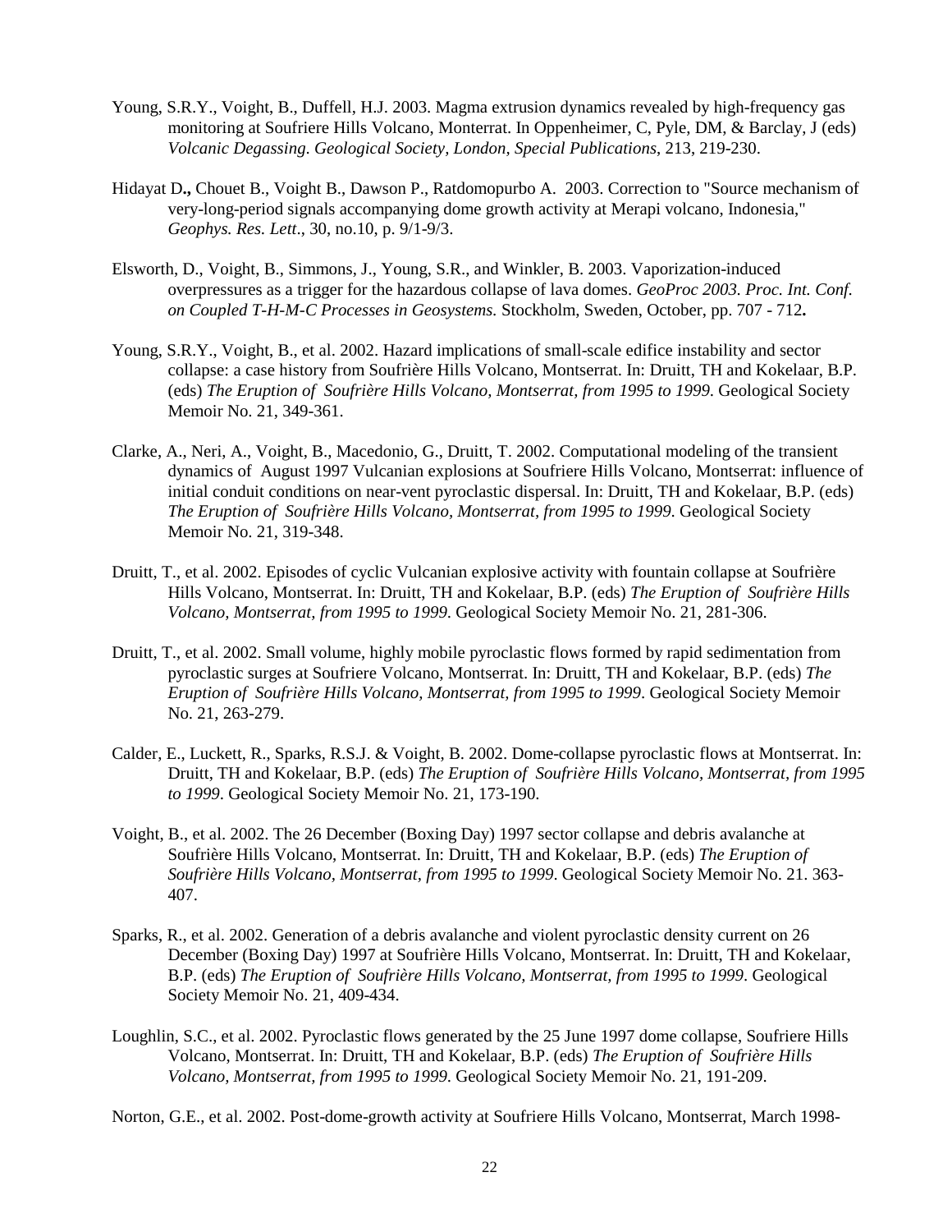Young, S.R.Y., Voight, B., Duffell, H.J. 2003. Magma extrusion dynamics revealed by high-frequency gas monitoring at Soufriere Hills Volcano, Monterrat. In Oppenheimer, C, Pyle, DM, & Barclay, J (eds) *Volcanic Degassing. Geological Society, London, Special Publications*, 213, 219-230.

Hidayat D**.,** Chouet B., Voight B., Dawson P., Ratdomopurbo A. 2003. Correction to "Source mechanism of very-long-period signals accompanying dome growth activity at Merapi volcano, Indonesia," *Geophys. Res. Lett*., 30, no.10, p. 9/1-9/3.

Elsworth, D., Voight, B., Simmons, J., Young, S.R., and Winkler, B. 2003. Vaporization-induced overpressures as a trigger for the hazardous collapse of lava domes. *GeoProc 2003. Proc. Int. Conf. on Coupled T-H-M-C Processes in Geosystems.* Stockholm, Sweden, October, pp. 707 - 712**.**

Young, S.R.Y., Voight, B., et al. 2002. Hazard implications of small-scale edifice instability and sector collapse: a case history from Soufrière Hills Volcano, Montserrat. In: Druitt, TH and Kokelaar, B.P. (eds) *The Eruption of Soufrière Hills Volcano, Montserrat, from 1995 to 1999.* Geological Society Memoir No. 21, 349-361.

Clarke, A., Neri, A., Voight, B., Macedonio, G., Druitt, T. 2002. Computational modeling of the transient dynamics of August 1997 Vulcanian explosions at Soufriere Hills Volcano, Montserrat: influence of initial conduit conditions on near-vent pyroclastic dispersal. In: Druitt, TH and Kokelaar, B.P. (eds) *The Eruption of Soufrière Hills Volcano, Montserrat, from 1995 to 1999*. Geological Society Memoir No. 21, 319-348.

Druitt, T., et al. 2002. Episodes of cyclic Vulcanian explosive activity with fountain collapse at Soufrière Hills Volcano, Montserrat. In: Druitt, TH and Kokelaar, B.P. (eds) *The Eruption of Soufrière Hills Volcano, Montserrat, from 1995 to 1999*. Geological Society Memoir No. 21, 281-306.

Druitt, T., et al. 2002. Small volume, highly mobile pyroclastic flows formed by rapid sedimentation from pyroclastic surges at Soufriere Volcano, Montserrat. In: Druitt, TH and Kokelaar, B.P. (eds) *The Eruption of Soufrière Hills Volcano, Montserrat, from 1995 to 1999*. Geological Society Memoir No. 21, 263-279.

Calder, E., Luckett, R., Sparks, R.S.J. & Voight, B. 2002. Dome-collapse pyroclastic flows at Montserrat. In: Druitt, TH and Kokelaar, B.P. (eds) *The Eruption of Soufrière Hills Volcano, Montserrat, from 1995 to 1999*. Geological Society Memoir No. 21, 173-190.

Voight, B., et al. 2002. The 26 December (Boxing Day) 1997 sector collapse and debris avalanche at Soufrière Hills Volcano, Montserrat. In: Druitt, TH and Kokelaar, B.P. (eds) *The Eruption of Soufrière Hills Volcano, Montserrat, from 1995 to 1999*. Geological Society Memoir No. 21. 363-407.

Sparks, R., et al. 2002. Generation of a debris avalanche and violent pyroclastic density current on 26 December (Boxing Day) 1997 at Soufrière Hills Volcano, Montserrat. In: Druitt, TH and Kokelaar, B.P. (eds) *The Eruption of Soufrière Hills Volcano, Montserrat, from 1995 to 1999*. Geological Society Memoir No. 21, 409-434.

Loughlin, S.C., et al. 2002. Pyroclastic flows generated by the 25 June 1997 dome collapse, Soufriere Hills Volcano, Montserrat. In: Druitt, TH and Kokelaar, B.P. (eds) *The Eruption of Soufrière Hills Volcano, Montserrat, from 1995 to 1999*. Geological Society Memoir No. 21, 191-209.

Norton, G.E., et al. 2002. Post-dome-growth activity at Soufriere Hills Volcano, Montserrat, March 1998-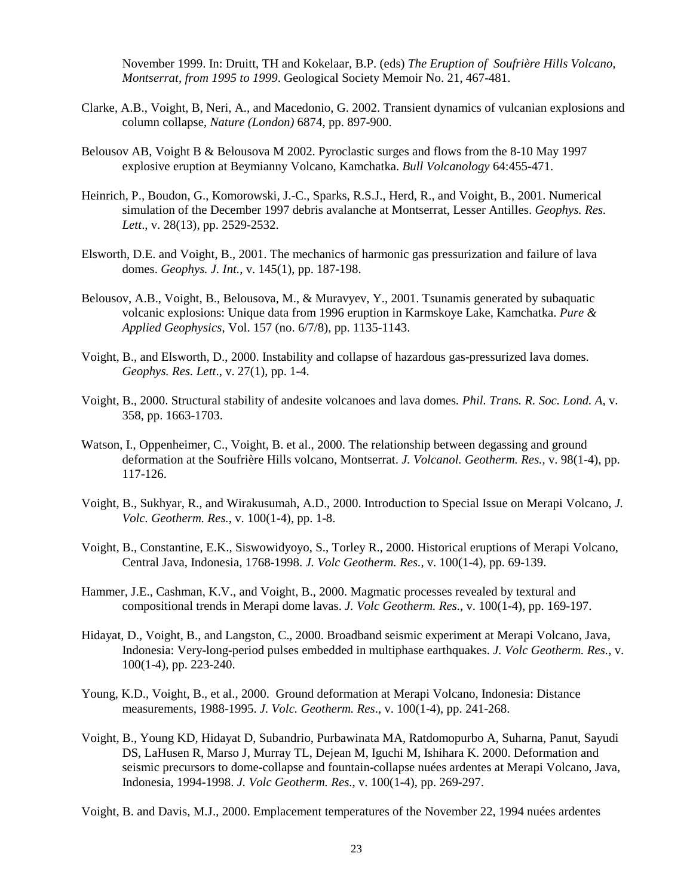November 1999. In: Druitt, TH and Kokelaar, B.P. (eds) *The Eruption of Soufrière Hills Volcano, Montserrat, from 1995 to 1999*. Geological Society Memoir No. 21, 467-481.

Clarke, A.B., Voight, B, Neri, A., and Macedonio, G. 2002. Transient dynamics of vulcanian explosions and column collapse, *Nature (London)* 6874, pp. 897-900.

Belousov AB, Voight B & Belousova M 2002. Pyroclastic surges and flows from the 8-10 May 1997 explosive eruption at Beymianny Volcano, Kamchatka. *Bull Volcanology* 64:455-471.

Heinrich, P., Boudon, G., Komorowski, J.-C., Sparks, R.S.J., Herd, R., and Voight, B., 2001. Numerical simulation of the December 1997 debris avalanche at Montserrat, Lesser Antilles. *Geophys. Res. Lett*., v. 28(13), pp. 2529-2532.

Elsworth, D.E. and Voight, B., 2001. The mechanics of harmonic gas pressurization and failure of lava domes. *Geophys. J. Int.*, v. 145(1), pp. 187-198.

Belousov, A.B., Voight, B., Belousova, M., & Muravyev, Y., 2001. Tsunamis generated by subaquatic volcanic explosions: Unique data from 1996 eruption in Karmskoye Lake, Kamchatka. *Pure & Applied Geophysics*, Vol. 157 (no. 6/7/8), pp. 1135-1143.

Voight, B., and Elsworth, D., 2000. Instability and collapse of hazardous gas-pressurized lava domes. *Geophys. Res. Lett*., v. 27(1), pp. 1-4.

Voight, B., 2000. Structural stability of andesite volcanoes and lava domes. *Phil. Trans. R. Soc. Lond. A*, v. 358, pp. 1663-1703.

Watson, I., Oppenheimer, C., Voight, B. et al., 2000. The relationship between degassing and ground deformation at the Soufrière Hills volcano, Montserrat. *J. Volcanol. Geotherm. Res.*, v. 98(1-4), pp. 117-126.

Voight, B., Sukhyar, R., and Wirakusumah, A.D., 2000. Introduction to Special Issue on Merapi Volcano, *J. Volc. Geotherm. Res.*, v. 100(1-4), pp. 1-8.

Voight, B., Constantine, E.K., Siswowidyoyo, S., Torley R., 2000. Historical eruptions of Merapi Volcano, Central Java, Indonesia, 1768-1998. *J. Volc Geotherm. Res.*, v. 100(1-4), pp. 69-139.

Hammer, J.E., Cashman, K.V., and Voight, B., 2000. Magmatic processes revealed by textural and compositional trends in Merapi dome lavas. *J. Volc Geotherm. Res.*, v. 100(1-4), pp. 169-197.

Hidayat, D., Voight, B., and Langston, C., 2000. Broadband seismic experiment at Merapi Volcano, Java, Indonesia: Very-long-period pulses embedded in multiphase earthquakes. *J. Volc Geotherm. Res.*, v. 100(1-4), pp. 223-240.

Young, K.D., Voight, B., et al., 2000. Ground deformation at Merapi Volcano, Indonesia: Distance measurements, 1988-1995. *J. Volc. Geotherm. Res*., v. 100(1-4), pp. 241-268.

Voight, B., Young KD, Hidayat D, Subandrio, Purbawinata MA, Ratdomopurbo A, Suharna, Panut, Sayudi DS, LaHusen R, Marso J, Murray TL, Dejean M, Iguchi M, Ishihara K. 2000. Deformation and seismic precursors to dome-collapse and fountain-collapse nuées ardentes at Merapi Volcano, Java, Indonesia, 1994-1998. *J. Volc Geotherm. Res.*, v. 100(1-4), pp. 269-297.

Voight, B. and Davis, M.J., 2000. Emplacement temperatures of the November 22, 1994 nuées ardentes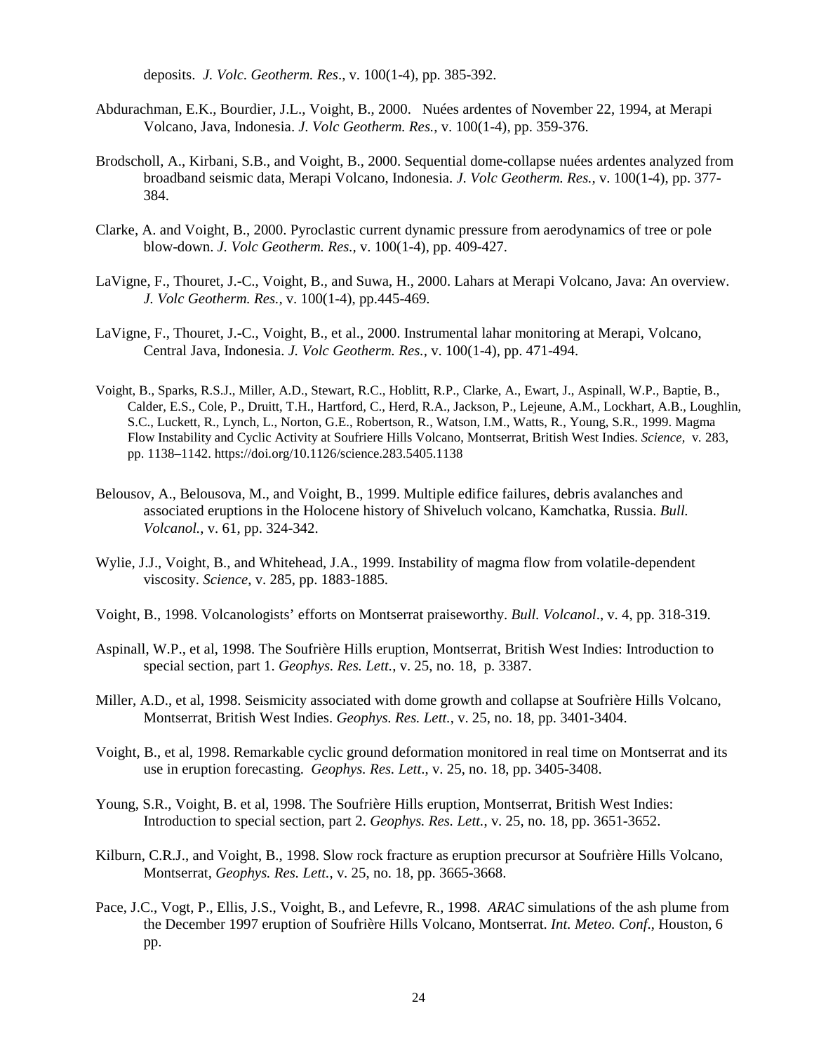deposits. *J. Volc. Geotherm. Res*., v. 100(1-4), pp. 385-392.

Abdurachman, E.K., Bourdier, J.L., Voight, B., 2000. Nuées ardentes of November 22, 1994, at Merapi Volcano, Java, Indonesia. *J. Volc Geotherm. Res.*, v. 100(1-4), pp. 359-376.

Brodscholl, A., Kirbani, S.B., and Voight, B., 2000. Sequential dome-collapse nuées ardentes analyzed from broadband seismic data, Merapi Volcano, Indonesia. *J. Volc Geotherm. Res.*, v. 100(1-4), pp. 377-384.

Clarke, A. and Voight, B., 2000. Pyroclastic current dynamic pressure from aerodynamics of tree or pole blow-down. *J. Volc Geotherm. Res.*, v. 100(1-4), pp. 409-427.

LaVigne, F., Thouret, J.-C., Voight, B., and Suwa, H., 2000. Lahars at Merapi Volcano, Java: An overview. *J. Volc Geotherm. Res.*, v. 100(1-4), pp.445-469.

LaVigne, F., Thouret, J.-C., Voight, B., et al., 2000. Instrumental lahar monitoring at Merapi, Volcano, Central Java, Indonesia. *J. Volc Geotherm. Res.*, v. 100(1-4), pp. 471-494.

Voight, B., Sparks, R.S.J., Miller, A.D., Stewart, R.C., Hoblitt, R.P., Clarke, A., Ewart, J., Aspinall, W.P., Baptie, B., Calder, E.S., Cole, P., Druitt, T.H., Hartford, C., Herd, R.A., Jackson, P., Lejeune, A.M., Lockhart, A.B., Loughlin, S.C., Luckett, R., Lynch, L., Norton, G.E., Robertson, R., Watson, I.M., Watts, R., Young, S.R., 1999. Magma Flow Instability and Cyclic Activity at Soufriere Hills Volcano, Montserrat, British West Indies. *Science*, v. 283, pp. 1138–1142. https://doi.org/10.1126/science.283.5405.1138

Belousov, A., Belousova, M., and Voight, B., 1999. Multiple edifice failures, debris avalanches and associated eruptions in the Holocene history of Shiveluch volcano, Kamchatka, Russia. *Bull. Volcanol.*, v. 61, pp. 324-342.

Wylie, J.J., Voight, B., and Whitehead, J.A., 1999. Instability of magma flow from volatile-dependent viscosity. *Science*, v. 285, pp. 1883-1885.

Voight, B., 1998. Volcanologists' efforts on Montserrat praiseworthy. *Bull. Volcanol*., v. 4, pp. 318-319.

Aspinall, W.P., et al, 1998. The Soufrière Hills eruption, Montserrat, British West Indies: Introduction to special section, part 1. *Geophys. Res. Lett.*, v. 25, no. 18, p. 3387.

Miller, A.D., et al, 1998. Seismicity associated with dome growth and collapse at Soufrière Hills Volcano, Montserrat, British West Indies. *Geophys. Res. Lett.*, v. 25, no. 18, pp. 3401-3404.

Voight, B., et al, 1998. Remarkable cyclic ground deformation monitored in real time on Montserrat and its use in eruption forecasting. *Geophys. Res. Lett*., v. 25, no. 18, pp. 3405-3408.

Young, S.R., Voight, B. et al, 1998. The Soufrière Hills eruption, Montserrat, British West Indies: Introduction to special section, part 2. *Geophys. Res. Lett.*, v. 25, no. 18, pp. 3651-3652.

Kilburn, C.R.J., and Voight, B., 1998. Slow rock fracture as eruption precursor at Soufrière Hills Volcano, Montserrat, *Geophys. Res. Lett.*, v. 25, no. 18, pp. 3665-3668.

Pace, J.C., Vogt, P., Ellis, J.S., Voight, B., and Lefevre, R., 1998. *ARAC* simulations of the ash plume from the December 1997 eruption of Soufrière Hills Volcano, Montserrat. *Int. Meteo. Conf*., Houston, 6 pp.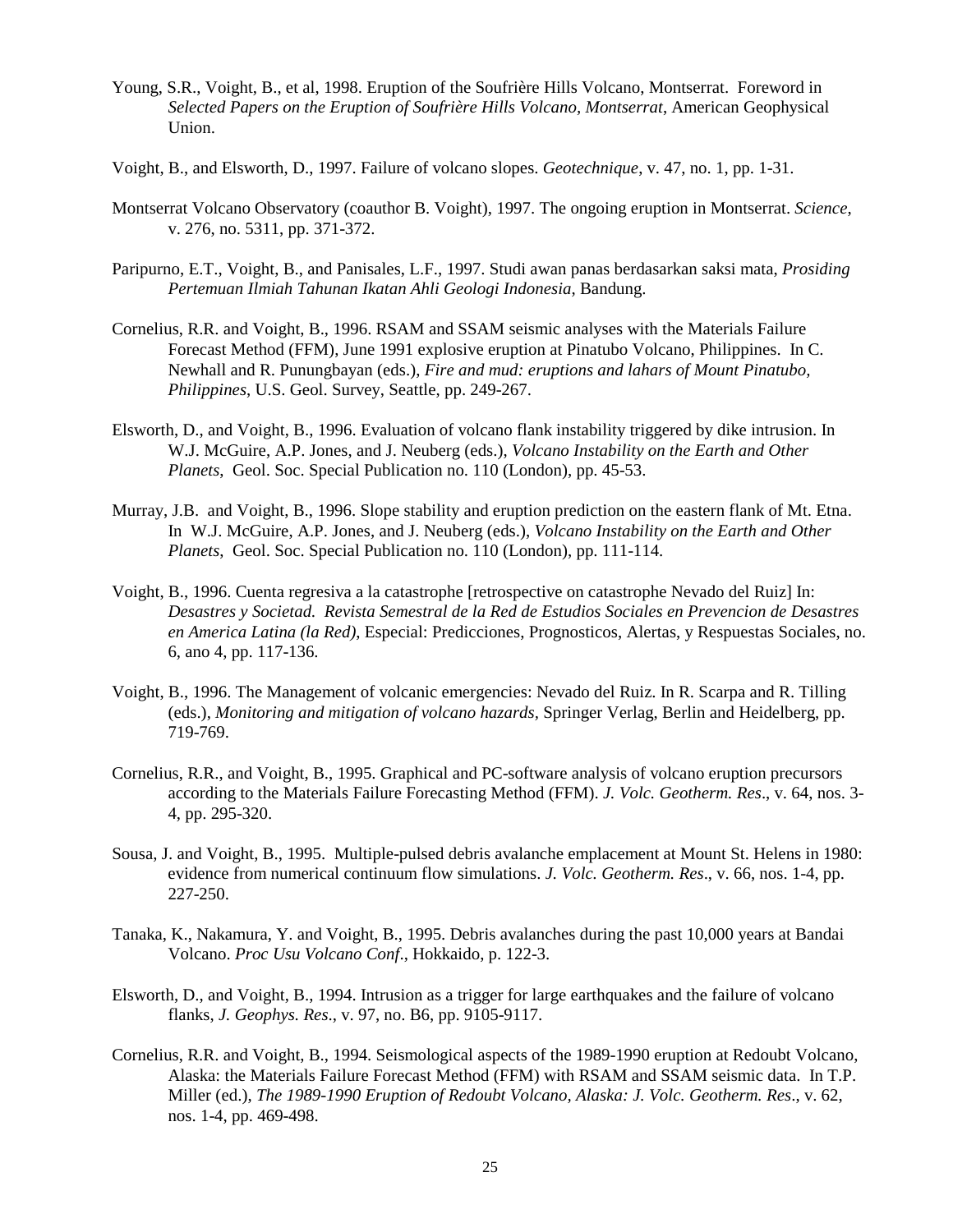Young, S.R., Voight, B., et al, 1998. Eruption of the Soufrière Hills Volcano, Montserrat. Foreword in *Selected Papers on the Eruption of Soufrière Hills Volcano, Montserrat*, American Geophysical Union.

Voight, B., and Elsworth, D., 1997. Failure of volcano slopes. *Geotechnique*, v. 47, no. 1, pp. 1-31.

Montserrat Volcano Observatory (coauthor B. Voight), 1997. The ongoing eruption in Montserrat. *Science*, v. 276, no. 5311, pp. 371-372.

Paripurno, E.T., Voight, B., and Panisales, L.F., 1997. Studi awan panas berdasarkan saksi mata, *Prosiding Pertemuan Ilmiah Tahunan Ikatan Ahli Geologi Indonesia*, Bandung.

Cornelius, R.R. and Voight, B., 1996. RSAM and SSAM seismic analyses with the Materials Failure Forecast Method (FFM), June 1991 explosive eruption at Pinatubo Volcano, Philippines. In C. Newhall and R. Punungbayan (eds.), *Fire and mud: eruptions and lahars of Mount Pinatubo, Philippines*, U.S. Geol. Survey, Seattle, pp. 249-267.

Elsworth, D., and Voight, B., 1996. Evaluation of volcano flank instability triggered by dike intrusion. In W.J. McGuire, A.P. Jones, and J. Neuberg (eds.), *Volcano Instability on the Earth and Other Planets*, Geol. Soc. Special Publication no. 110 (London), pp. 45-53.

Murray, J.B. and Voight, B., 1996. Slope stability and eruption prediction on the eastern flank of Mt. Etna. In W.J. McGuire, A.P. Jones, and J. Neuberg (eds.), *Volcano Instability on the Earth and Other Planets*, Geol. Soc. Special Publication no. 110 (London), pp. 111-114.

Voight, B., 1996. Cuenta regresiva a la catastrophe [retrospective on catastrophe Nevado del Ruiz] In: *Desastres y Societad. Revista Semestral de la Red de Estudios Sociales en Prevencion de Desastres en America Latina (la Red)*, Especial: Predicciones, Prognosticos, Alertas, y Respuestas Sociales, no. 6, ano 4, pp. 117-136.

Voight, B., 1996. The Management of volcanic emergencies: Nevado del Ruiz. In R. Scarpa and R. Tilling (eds.), *Monitoring and mitigation of volcano hazards*, Springer Verlag, Berlin and Heidelberg, pp. 719-769.

Cornelius, R.R., and Voight, B., 1995. Graphical and PC-software analysis of volcano eruption precursors according to the Materials Failure Forecasting Method (FFM). *J. Volc. Geotherm. Res*., v. 64, nos. 3-4, pp. 295-320.

Sousa, J. and Voight, B., 1995. Multiple-pulsed debris avalanche emplacement at Mount St. Helens in 1980: evidence from numerical continuum flow simulations. *J. Volc. Geotherm. Res*., v. 66, nos. 1-4, pp. 227-250.

Tanaka, K., Nakamura, Y. and Voight, B., 1995. Debris avalanches during the past 10,000 years at Bandai Volcano. *Proc Usu Volcano Conf*., Hokkaido, p. 122-3.

Elsworth, D., and Voight, B., 1994. Intrusion as a trigger for large earthquakes and the failure of volcano flanks, *J. Geophys. Res*., v. 97, no. B6, pp. 9105-9117.

Cornelius, R.R. and Voight, B., 1994. Seismological aspects of the 1989-1990 eruption at Redoubt Volcano, Alaska: the Materials Failure Forecast Method (FFM) with RSAM and SSAM seismic data. In T.P. Miller (ed.), *The 1989-1990 Eruption of Redoubt Volcano, Alaska: J. Volc. Geotherm. Res*., v. 62, nos. 1-4, pp. 469-498.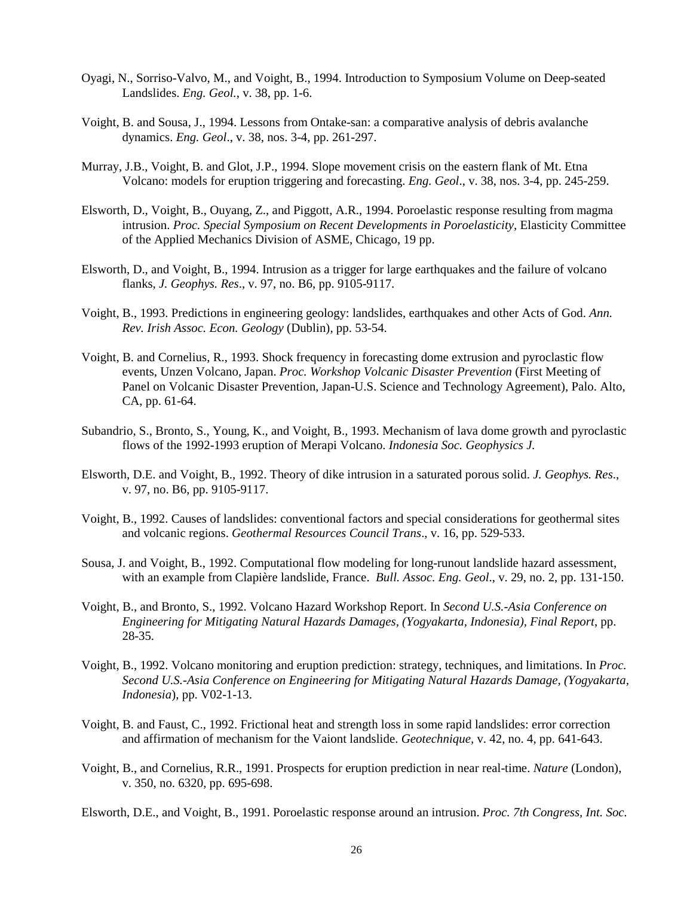Oyagi, N., Sorriso-Valvo, M., and Voight, B., 1994. Introduction to Symposium Volume on Deep-seated Landslides. *Eng. Geol.*, v. 38, pp. 1-6.

Voight, B. and Sousa, J., 1994. Lessons from Ontake-san: a comparative analysis of debris avalanche dynamics. *Eng. Geol*., v. 38, nos. 3-4, pp. 261-297.

Murray, J.B., Voight, B. and Glot, J.P., 1994. Slope movement crisis on the eastern flank of Mt. Etna Volcano: models for eruption triggering and forecasting. *Eng. Geol*., v. 38, nos. 3-4, pp. 245-259.

Elsworth, D., Voight, B., Ouyang, Z., and Piggott, A.R., 1994. Poroelastic response resulting from magma intrusion. *Proc. Special Symposium on Recent Developments in Poroelasticity*, Elasticity Committee of the Applied Mechanics Division of ASME, Chicago, 19 pp.

Elsworth, D., and Voight, B., 1994. Intrusion as a trigger for large earthquakes and the failure of volcano flanks, *J. Geophys. Res*., v. 97, no. B6, pp. 9105-9117.

Voight, B., 1993. Predictions in engineering geology: landslides, earthquakes and other Acts of God. *Ann. Rev. Irish Assoc. Econ. Geology* (Dublin), pp. 53-54.

Voight, B. and Cornelius, R., 1993. Shock frequency in forecasting dome extrusion and pyroclastic flow events, Unzen Volcano, Japan. *Proc. Workshop Volcanic Disaster Prevention* (First Meeting of Panel on Volcanic Disaster Prevention, Japan-U.S. Science and Technology Agreement), Palo. Alto, CA, pp. 61-64.

Subandrio, S., Bronto, S., Young, K., and Voight, B., 1993. Mechanism of lava dome growth and pyroclastic flows of the 1992-1993 eruption of Merapi Volcano. *Indonesia Soc. Geophysics J.*

Elsworth, D.E. and Voight, B., 1992. Theory of dike intrusion in a saturated porous solid. *J. Geophys. Res*., v. 97, no. B6, pp. 9105-9117.

Voight, B., 1992. Causes of landslides: conventional factors and special considerations for geothermal sites and volcanic regions. *Geothermal Resources Council Trans*., v. 16, pp. 529-533.

Sousa, J. and Voight, B., 1992. Computational flow modeling for long-runout landslide hazard assessment, with an example from Clapière landslide, France. *Bull. Assoc. Eng. Geol*., v. 29, no. 2, pp. 131-150.

Voight, B., and Bronto, S., 1992. Volcano Hazard Workshop Report. In *Second U.S.-Asia Conference on Engineering for Mitigating Natural Hazards Damages, (Yogyakarta, Indonesia), Final Report*, pp. 28-35.

Voight, B., 1992. Volcano monitoring and eruption prediction: strategy, techniques, and limitations. In *Proc. Second U.S.-Asia Conference on Engineering for Mitigating Natural Hazards Damage, (Yogyakarta, Indonesia*), pp. V02-1-13.

Voight, B. and Faust, C., 1992. Frictional heat and strength loss in some rapid landslides: error correction and affirmation of mechanism for the Vaiont landslide. *Geotechnique*, v. 42, no. 4, pp. 641-643.

Voight, B., and Cornelius, R.R., 1991. Prospects for eruption prediction in near real-time. *Nature* (London), v. 350, no. 6320, pp. 695-698.

Elsworth, D.E., and Voight, B., 1991. Poroelastic response around an intrusion. *Proc. 7th Congress, Int. Soc.*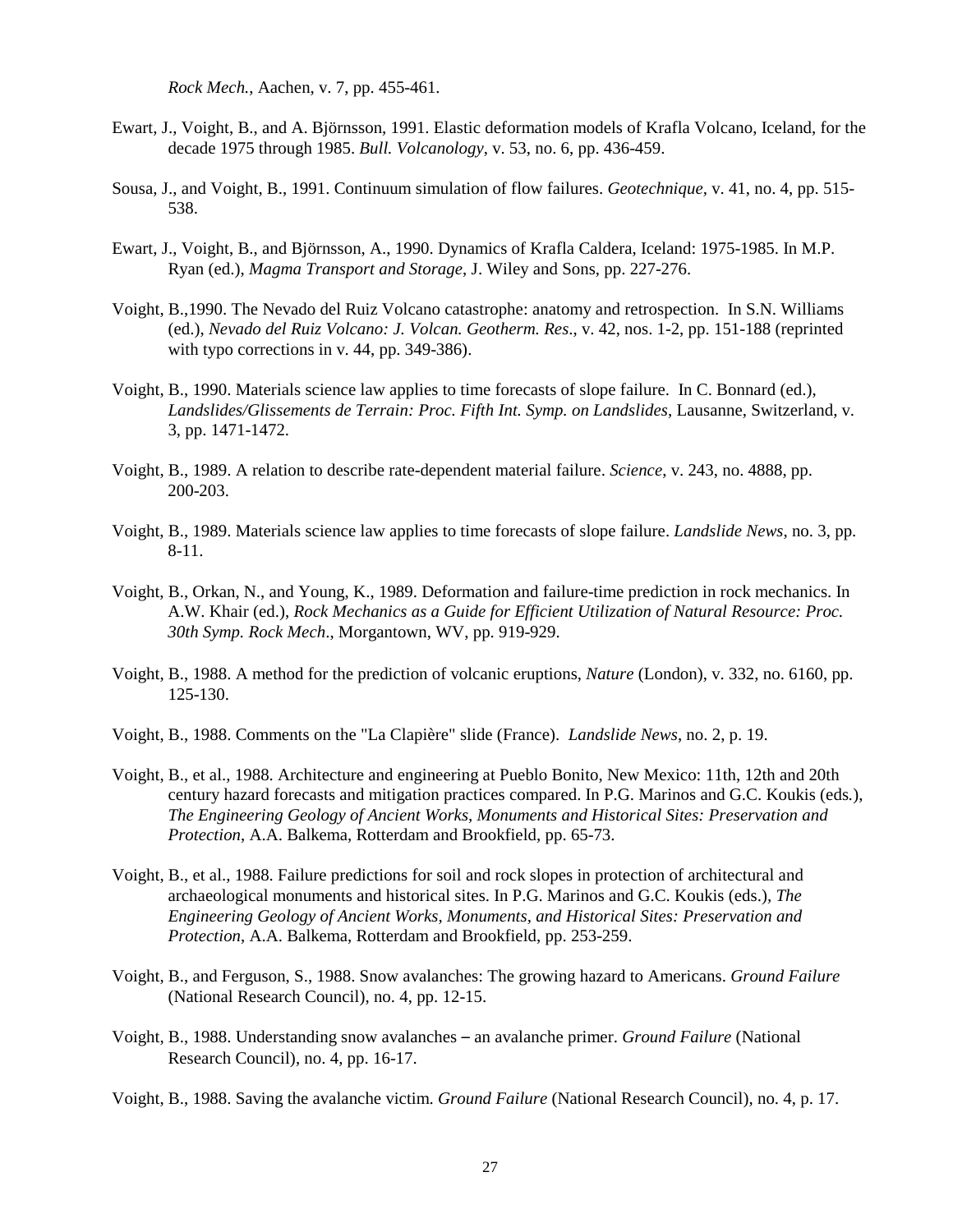*Rock Mech.*, Aachen, v. 7, pp. 455-461.

Ewart, J., Voight, B., and A. Björnsson, 1991. Elastic deformation models of Krafla Volcano, Iceland, for the decade 1975 through 1985. *Bull. Volcanology*, v. 53, no. 6, pp. 436-459.

Sousa, J., and Voight, B., 1991. Continuum simulation of flow failures. *Geotechnique,* v. 41, no. 4, pp. 515-538.

Ewart, J., Voight, B., and Björnsson, A., 1990. Dynamics of Krafla Caldera, Iceland: 1975-1985. In M.P. Ryan (ed.), *Magma Transport and Storage*, J. Wiley and Sons, pp. 227-276.

Voight, B.,1990. The Nevado del Ruiz Volcano catastrophe: anatomy and retrospection. In S.N. Williams (ed.), *Nevado del Ruiz Volcano: J. Volcan. Geotherm. Res*., v. 42, nos. 1-2, pp. 151-188 (reprinted with typo corrections in v. 44, pp. 349-386).

Voight, B., 1990. Materials science law applies to time forecasts of slope failure. In C. Bonnard (ed.), *Landslides/Glissements de Terrain: Proc. Fifth Int. Symp. on Landslides*, Lausanne, Switzerland, v. 3, pp. 1471-1472.

Voight, B., 1989. A relation to describe rate-dependent material failure. *Science*, v. 243, no. 4888, pp. 200-203.

Voight, B., 1989. Materials science law applies to time forecasts of slope failure. *Landslide News*, no. 3, pp. 8-11.

Voight, B., Orkan, N., and Young, K., 1989. Deformation and failure-time prediction in rock mechanics. In A.W. Khair (ed.), *Rock Mechanics as a Guide for Efficient Utilization of Natural Resource: Proc. 30th Symp. Rock Mech*., Morgantown, WV, pp. 919-929.

Voight, B., 1988. A method for the prediction of volcanic eruptions, *Nature* (London), v. 332, no. 6160, pp. 125-130.

Voight, B., 1988. Comments on the "La Clapière" slide (France). *Landslide News*, no. 2, p. 19.

Voight, B., et al., 1988. Architecture and engineering at Pueblo Bonito, New Mexico: 11th, 12th and 20th century hazard forecasts and mitigation practices compared. In P.G. Marinos and G.C. Koukis (eds.), *The Engineering Geology of Ancient Works, Monuments and Historical Sites: Preservation and Protection*, A.A. Balkema, Rotterdam and Brookfield, pp. 65-73.

Voight, B., et al., 1988. Failure predictions for soil and rock slopes in protection of architectural and archaeological monuments and historical sites. In P.G. Marinos and G.C. Koukis (eds.), *The Engineering Geology of Ancient Works, Monuments, and Historical Sites: Preservation and Protection*, A.A. Balkema, Rotterdam and Brookfield, pp. 253-259.

Voight, B., and Ferguson, S., 1988. Snow avalanches: The growing hazard to Americans. *Ground Failure* (National Research Council), no. 4, pp. 12-15.

Voight, B., 1988. Understanding snow avalanches – an avalanche primer. *Ground Failure* (National Research Council), no. 4, pp. 16-17.

Voight, B., 1988. Saving the avalanche victim*. Ground Failure* (National Research Council), no. 4, p. 17.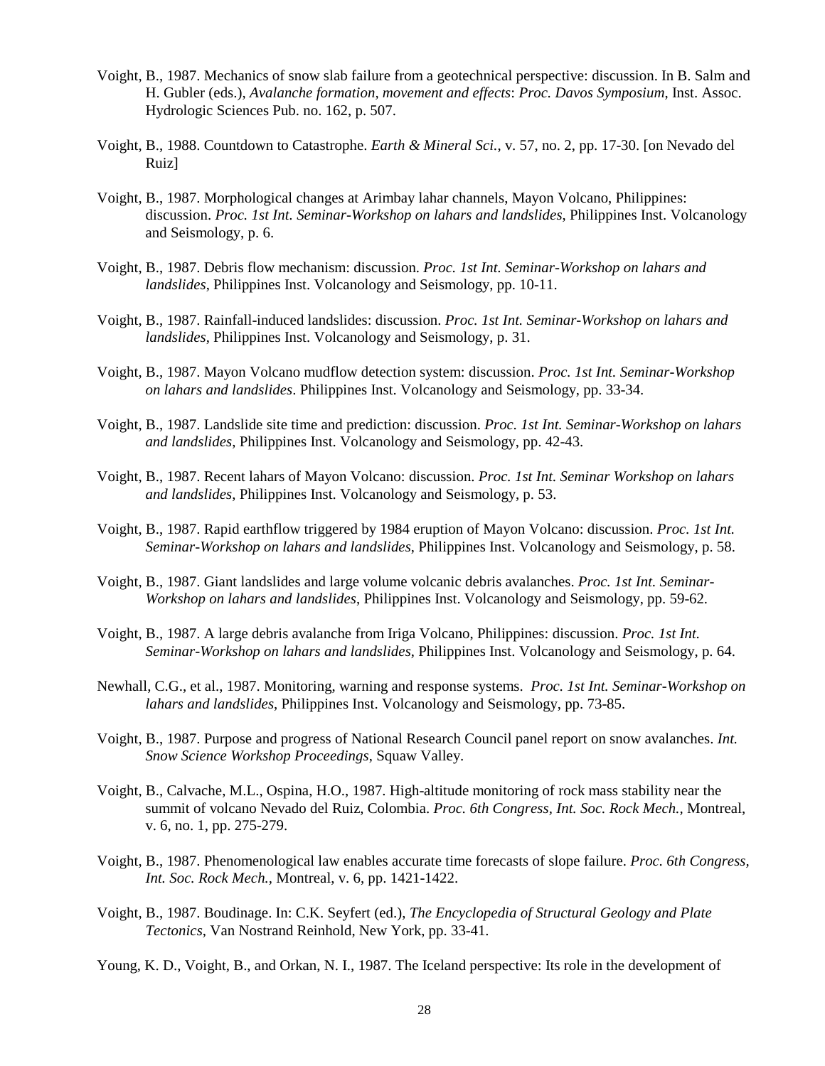Voight, B., 1987. Mechanics of snow slab failure from a geotechnical perspective: discussion. In B. Salm and H. Gubler (eds.), *Avalanche formation, movement and effects*: *Proc. Davos Symposium*, Inst. Assoc. Hydrologic Sciences Pub. no. 162, p. 507.

Voight, B., 1988. Countdown to Catastrophe. *Earth & Mineral Sci.*, v. 57, no. 2, pp. 17-30. [on Nevado del Ruiz]

Voight, B., 1987. Morphological changes at Arimbay lahar channels, Mayon Volcano, Philippines: discussion. *Proc. 1st Int. Seminar-Workshop on lahars and landslides*, Philippines Inst. Volcanology and Seismology, p. 6.

Voight, B., 1987. Debris flow mechanism: discussion. *Proc. 1st Int. Seminar-Workshop on lahars and landslides*, Philippines Inst. Volcanology and Seismology, pp. 10-11.

Voight, B., 1987. Rainfall-induced landslides: discussion. *Proc. 1st Int. Seminar-Workshop on lahars and landslides*, Philippines Inst. Volcanology and Seismology, p. 31.

Voight, B., 1987. Mayon Volcano mudflow detection system: discussion. *Proc. 1st Int. Seminar-Workshop on lahars and landslides*. Philippines Inst. Volcanology and Seismology, pp. 33-34.

Voight, B., 1987. Landslide site time and prediction: discussion. *Proc. 1st Int. Seminar-Workshop on lahars and landslides*, Philippines Inst. Volcanology and Seismology, pp. 42-43.

Voight, B., 1987. Recent lahars of Mayon Volcano: discussion. *Proc. 1st Int. Seminar Workshop on lahars and landslides*, Philippines Inst. Volcanology and Seismology, p. 53.

Voight, B., 1987. Rapid earthflow triggered by 1984 eruption of Mayon Volcano: discussion. *Proc. 1st Int. Seminar-Workshop on lahars and landslides*, Philippines Inst. Volcanology and Seismology, p. 58.

Voight, B., 1987. Giant landslides and large volume volcanic debris avalanches. *Proc. 1st Int. Seminar-Workshop on lahars and landslides*, Philippines Inst. Volcanology and Seismology, pp. 59-62.

Voight, B., 1987. A large debris avalanche from Iriga Volcano, Philippines: discussion. *Proc. 1st Int. Seminar-Workshop on lahars and landslides*, Philippines Inst. Volcanology and Seismology, p. 64.

Newhall, C.G., et al., 1987. Monitoring, warning and response systems. *Proc. 1st Int. Seminar-Workshop on lahars and landslides*, Philippines Inst. Volcanology and Seismology, pp. 73-85.

Voight, B., 1987. Purpose and progress of National Research Council panel report on snow avalanches. *Int. Snow Science Workshop Proceedings*, Squaw Valley.

Voight, B., Calvache, M.L., Ospina, H.O., 1987. High-altitude monitoring of rock mass stability near the summit of volcano Nevado del Ruiz, Colombia. *Proc. 6th Congress, Int. Soc. Rock Mech.*, Montreal, v. 6, no. 1, pp. 275-279.

Voight, B., 1987. Phenomenological law enables accurate time forecasts of slope failure. *Proc. 6th Congress, Int. Soc. Rock Mech.*, Montreal, v. 6, pp. 1421-1422.

Voight, B., 1987. Boudinage. In: C.K. Seyfert (ed.), *The Encyclopedia of Structural Geology and Plate Tectonics*, Van Nostrand Reinhold, New York, pp. 33-41.

Young, K. D., Voight, B., and Orkan, N. I., 1987. The Iceland perspective: Its role in the development of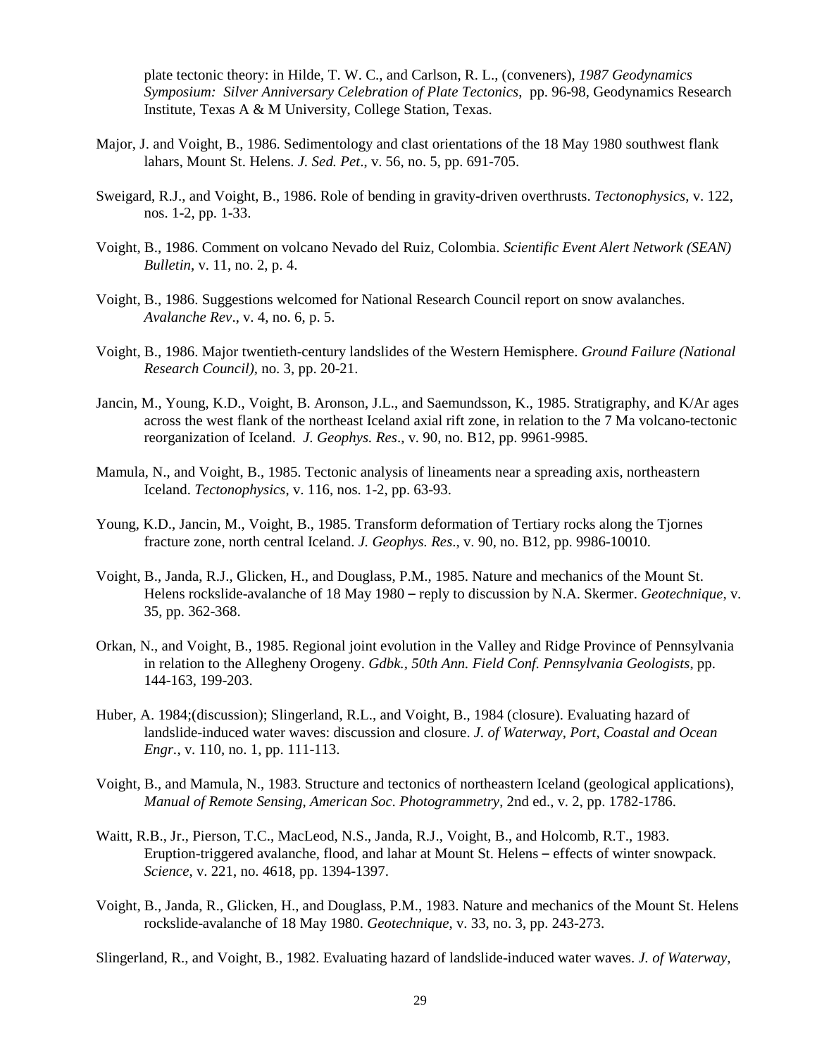plate tectonic theory: in Hilde, T. W. C., and Carlson, R. L., (conveners), *1987 Geodynamics Symposium: Silver Anniversary Celebration of Plate Tectonics*, pp. 96-98, Geodynamics Research Institute, Texas A & M University, College Station, Texas.

Major, J. and Voight, B., 1986. Sedimentology and clast orientations of the 18 May 1980 southwest flank lahars, Mount St. Helens. *J. Sed. Pet*., v. 56, no. 5, pp. 691-705.

Sweigard, R.J., and Voight, B., 1986. Role of bending in gravity-driven overthrusts. *Tectonophysics*, v. 122, nos. 1-2, pp. 1-33.

Voight, B., 1986. Comment on volcano Nevado del Ruiz, Colombia. *Scientific Event Alert Network (SEAN) Bulletin*, v. 11, no. 2, p. 4.

Voight, B., 1986. Suggestions welcomed for National Research Council report on snow avalanches. *Avalanche Rev*., v. 4, no. 6, p. 5.

Voight, B., 1986. Major twentieth-century landslides of the Western Hemisphere. *Ground Failure (National Research Council)*, no. 3, pp. 20-21.

Jancin, M., Young, K.D., Voight, B. Aronson, J.L., and Saemundsson, K., 1985. Stratigraphy, and K/Ar ages across the west flank of the northeast Iceland axial rift zone, in relation to the 7 Ma volcano-tectonic reorganization of Iceland. *J. Geophys. Res*., v. 90, no. B12, pp. 9961-9985.

Mamula, N., and Voight, B., 1985. Tectonic analysis of lineaments near a spreading axis, northeastern Iceland. *Tectonophysics*, v. 116, nos. 1-2, pp. 63-93.

Young, K.D., Jancin, M., Voight, B., 1985. Transform deformation of Tertiary rocks along the Tjornes fracture zone, north central Iceland. *J. Geophys. Res*., v. 90, no. B12, pp. 9986-10010.

Voight, B., Janda, R.J., Glicken, H., and Douglass, P.M., 1985. Nature and mechanics of the Mount St. Helens rockslide-avalanche of 18 May 1980 – reply to discussion by N.A. Skermer. *Geotechnique*, v. 35, pp. 362-368.

Orkan, N., and Voight, B., 1985. Regional joint evolution in the Valley and Ridge Province of Pennsylvania in relation to the Allegheny Orogeny. *Gdbk., 50th Ann. Field Conf. Pennsylvania Geologists*, pp. 144-163, 199-203.

Huber, A. 1984;(discussion); Slingerland, R.L., and Voight, B., 1984 (closure). Evaluating hazard of landslide-induced water waves: discussion and closure. *J. of Waterway, Port, Coastal and Ocean Engr.*, v. 110, no. 1, pp. 111-113.

Voight, B., and Mamula, N., 1983. Structure and tectonics of northeastern Iceland (geological applications), *Manual of Remote Sensing, American Soc. Photogrammetry*, 2nd ed., v. 2, pp. 1782-1786.

Waitt, R.B., Jr., Pierson, T.C., MacLeod, N.S., Janda, R.J., Voight, B., and Holcomb, R.T., 1983. Eruption-triggered avalanche, flood, and lahar at Mount St. Helens – effects of winter snowpack. *Science*, v. 221, no. 4618, pp. 1394-1397.

Voight, B., Janda, R., Glicken, H., and Douglass, P.M., 1983. Nature and mechanics of the Mount St. Helens rockslide-avalanche of 18 May 1980. *Geotechnique*, v. 33, no. 3, pp. 243-273.

Slingerland, R., and Voight, B., 1982. Evaluating hazard of landslide-induced water waves. *J. of Waterway,*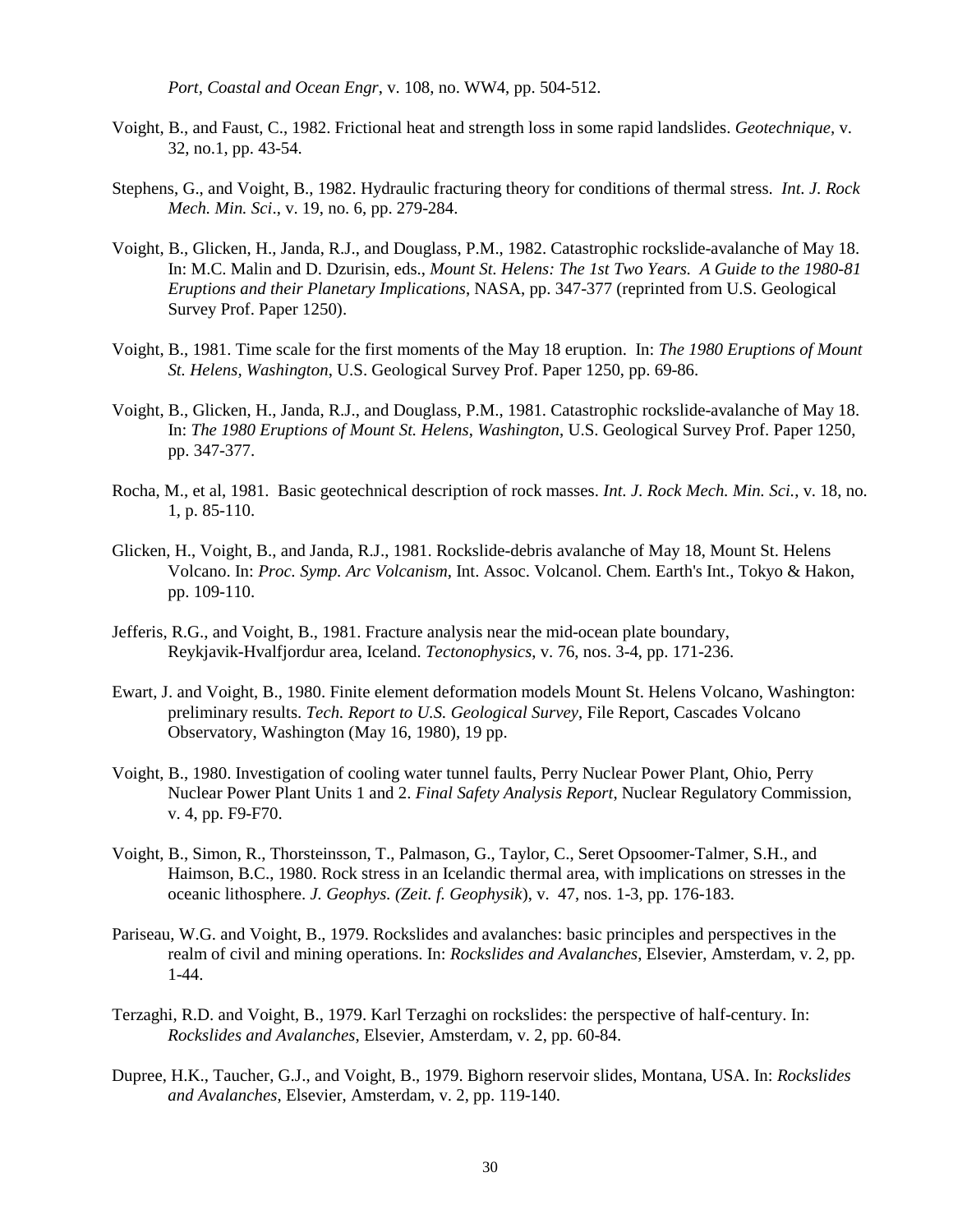*Port, Coastal and Ocean Engr*, v. 108, no. WW4, pp. 504-512.

Voight, B., and Faust, C., 1982. Frictional heat and strength loss in some rapid landslides. *Geotechnique*, v. 32, no.1, pp. 43-54.

Stephens, G., and Voight, B., 1982. Hydraulic fracturing theory for conditions of thermal stress. *Int. J. Rock Mech. Min. Sci*., v. 19, no. 6, pp. 279-284.

Voight, B., Glicken, H., Janda, R.J., and Douglass, P.M., 1982. Catastrophic rockslide-avalanche of May 18. In: M.C. Malin and D. Dzurisin, eds., *Mount St. Helens: The 1st Two Years. A Guide to the 1980-81 Eruptions and their Planetary Implications*, NASA, pp. 347-377 (reprinted from U.S. Geological Survey Prof. Paper 1250).

Voight, B., 1981. Time scale for the first moments of the May 18 eruption. In: *The 1980 Eruptions of Mount St. Helens, Washington*, U.S. Geological Survey Prof. Paper 1250, pp. 69-86.

Voight, B., Glicken, H., Janda, R.J., and Douglass, P.M., 1981. Catastrophic rockslide-avalanche of May 18. In: *The 1980 Eruptions of Mount St. Helens, Washington*, U.S. Geological Survey Prof. Paper 1250, pp. 347-377.

Rocha, M., et al, 1981. Basic geotechnical description of rock masses. *Int. J. Rock Mech. Min. Sci.*, v. 18, no. 1, p. 85-110.

Glicken, H., Voight, B., and Janda, R.J., 1981. Rockslide-debris avalanche of May 18, Mount St. Helens Volcano. In: *Proc. Symp. Arc Volcanism*, Int. Assoc. Volcanol. Chem. Earth's Int., Tokyo & Hakon, pp. 109-110.

Jefferis, R.G., and Voight, B., 1981. Fracture analysis near the mid-ocean plate boundary, Reykjavik-Hvalfjordur area, Iceland. *Tectonophysics*, v. 76, nos. 3-4, pp. 171-236.

Ewart, J. and Voight, B., 1980. Finite element deformation models Mount St. Helens Volcano, Washington: preliminary results. *Tech. Report to U.S. Geological Survey*, File Report, Cascades Volcano Observatory, Washington (May 16, 1980), 19 pp.

Voight, B., 1980. Investigation of cooling water tunnel faults, Perry Nuclear Power Plant, Ohio, Perry Nuclear Power Plant Units 1 and 2. *Final Safety Analysis Report*, Nuclear Regulatory Commission, v. 4, pp. F9-F70.

Voight, B., Simon, R., Thorsteinsson, T., Palmason, G., Taylor, C., Seret Opsoomer-Talmer, S.H., and Haimson, B.C., 1980. Rock stress in an Icelandic thermal area, with implications on stresses in the oceanic lithosphere. *J. Geophys. (Zeit. f. Geophysik*), v. 47, nos. 1-3, pp. 176-183.

Pariseau, W.G. and Voight, B., 1979. Rockslides and avalanches: basic principles and perspectives in the realm of civil and mining operations. In: *Rockslides and Avalanches*, Elsevier, Amsterdam, v. 2, pp. 1-44.

Terzaghi, R.D. and Voight, B., 1979. Karl Terzaghi on rockslides: the perspective of half-century. In: *Rockslides and Avalanches*, Elsevier, Amsterdam, v. 2, pp. 60-84.

Dupree, H.K., Taucher, G.J., and Voight, B., 1979. Bighorn reservoir slides, Montana, USA. In: *Rockslides and Avalanches*, Elsevier, Amsterdam, v. 2, pp. 119-140.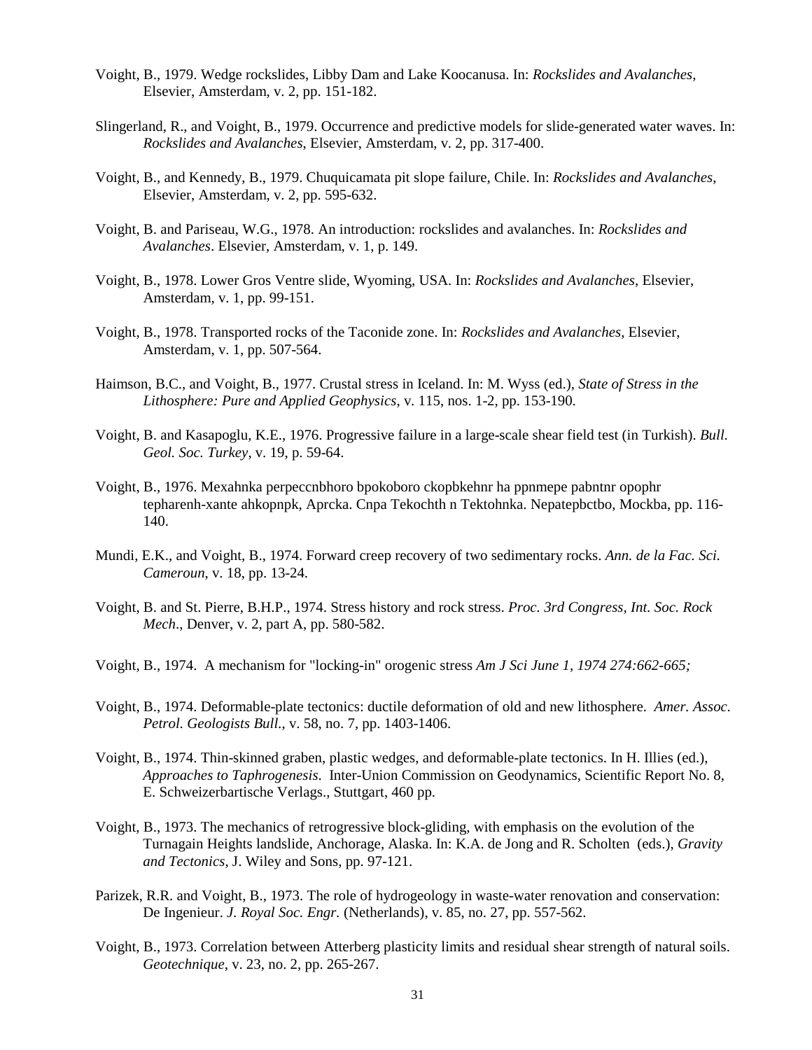Voight, B., 1979. Wedge rockslides, Libby Dam and Lake Koocanusa. In: *Rockslides and Avalanches*, Elsevier, Amsterdam, v. 2, pp. 151-182.

Slingerland, R., and Voight, B., 1979. Occurrence and predictive models for slide-generated water waves. In: *Rockslides and Avalanches*, Elsevier, Amsterdam, v. 2, pp. 317-400.

Voight, B., and Kennedy, B., 1979. Chuquicamata pit slope failure, Chile. In: *Rockslides and Avalanches*, Elsevier, Amsterdam, v. 2, pp. 595-632.

Voight, B. and Pariseau, W.G., 1978. An introduction: rockslides and avalanches. In: *Rockslides and Avalanches*. Elsevier, Amsterdam, v. 1, p. 149.

Voight, B., 1978. Lower Gros Ventre slide, Wyoming, USA. In: *Rockslides and Avalanches*, Elsevier, Amsterdam, v. 1, pp. 99-151.

Voight, B., 1978. Transported rocks of the Taconide zone. In: *Rockslides and Avalanches*, Elsevier, Amsterdam, v. 1, pp. 507-564.

Haimson, B.C., and Voight, B., 1977. Crustal stress in Iceland. In: M. Wyss (ed.), *State of Stress in the Lithosphere: Pure and Applied Geophysics*, v. 115, nos. 1-2, pp. 153-190.

Voight, B. and Kasapoglu, K.E., 1976. Progressive failure in a large-scale shear field test (in Turkish). *Bull. Geol. Soc. Turkey*, v. 19, p. 59-64.

Voight, B., 1976. Mexahnka perpeccnbhoro bpokoboro ckopbkehnr ha ppnmepe pabntnr opophr tepharenh-xante ahkopnpk, Aprcka. Cnpa Tekochth n Tektohnka. Nepatepbctbo, Mockba, pp. 116-140.

Mundi, E.K., and Voight, B., 1974. Forward creep recovery of two sedimentary rocks. *Ann. de la Fac. Sci. Cameroun*, v. 18, pp. 13-24.

Voight, B. and St. Pierre, B.H.P., 1974. Stress history and rock stress. *Proc. 3rd Congress, Int. Soc. Rock Mech*., Denver, v. 2, part A, pp. 580-582.

Voight, B., 1974. A mechanism for "locking-in" orogenic stress *Am J Sci June 1, 1974 274:662-665;*

Voight, B., 1974. Deformable-plate tectonics: ductile deformation of old and new lithosphere. *Amer. Assoc. Petrol. Geologists Bull*., v. 58, no. 7, pp. 1403-1406.

Voight, B., 1974. Thin-skinned graben, plastic wedges, and deformable-plate tectonics. In H. Illies (ed.), *Approaches to Taphrogenesis*. Inter-Union Commission on Geodynamics, Scientific Report No. 8, E. Schweizerbartische Verlags., Stuttgart, 460 pp.

Voight, B., 1973. The mechanics of retrogressive block-gliding, with emphasis on the evolution of the Turnagain Heights landslide, Anchorage, Alaska. In: K.A. de Jong and R. Scholten (eds.), *Gravity and Tectonics*, J. Wiley and Sons, pp. 97-121.

Parizek, R.R. and Voight, B., 1973. The role of hydrogeology in waste-water renovation and conservation: De Ingenieur. *J. Royal Soc. Engr.* (Netherlands), v. 85, no. 27, pp. 557-562.

Voight, B., 1973. Correlation between Atterberg plasticity limits and residual shear strength of natural soils. *Geotechnique*, v. 23, no. 2, pp. 265-267.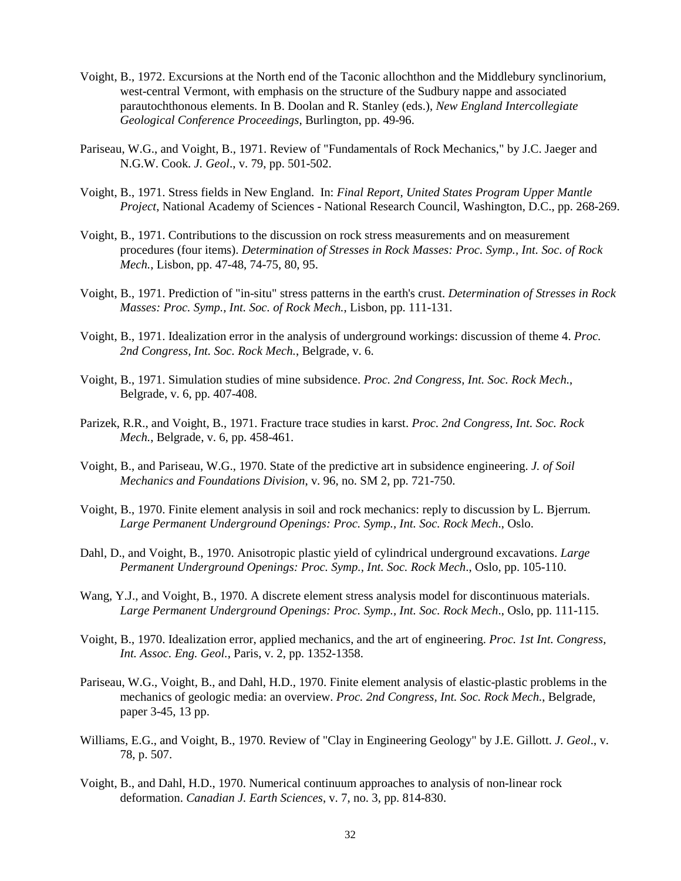Voight, B., 1972. Excursions at the North end of the Taconic allochthon and the Middlebury synclinorium, west-central Vermont, with emphasis on the structure of the Sudbury nappe and associated parautochthonous elements. In B. Doolan and R. Stanley (eds.), *New England Intercollegiate Geological Conference Proceedings*, Burlington, pp. 49-96.

Pariseau, W.G., and Voight, B., 1971. Review of "Fundamentals of Rock Mechanics," by J.C. Jaeger and N.G.W. Cook. *J. Geol*., v. 79, pp. 501-502.

Voight, B., 1971. Stress fields in New England. In: *Final Report, United States Program Upper Mantle Project*, National Academy of Sciences - National Research Council, Washington, D.C., pp. 268-269.

Voight, B., 1971. Contributions to the discussion on rock stress measurements and on measurement procedures (four items). *Determination of Stresses in Rock Masses: Proc. Symp., Int. Soc. of Rock Mech.*, Lisbon, pp. 47-48, 74-75, 80, 95.

Voight, B., 1971. Prediction of "in-situ" stress patterns in the earth's crust. *Determination of Stresses in Rock Masses: Proc. Symp., Int. Soc. of Rock Mech.*, Lisbon, pp. 111-131.

Voight, B., 1971. Idealization error in the analysis of underground workings: discussion of theme 4. *Proc. 2nd Congress, Int. Soc. Rock Mech.*, Belgrade, v. 6.

Voight, B., 1971. Simulation studies of mine subsidence. *Proc. 2nd Congress, Int. Soc. Rock Mech.*, Belgrade, v. 6, pp. 407-408.

Parizek, R.R., and Voight, B., 1971. Fracture trace studies in karst. *Proc. 2nd Congress, Int. Soc. Rock Mech.*, Belgrade, v. 6, pp. 458-461.

Voight, B., and Pariseau, W.G., 1970. State of the predictive art in subsidence engineering. *J. of Soil Mechanics and Foundations Division*, v. 96, no. SM 2, pp. 721-750.

Voight, B., 1970. Finite element analysis in soil and rock mechanics: reply to discussion by L. Bjerrum. *Large Permanent Underground Openings: Proc. Symp., Int. Soc. Rock Mech*., Oslo.

Dahl, D., and Voight, B., 1970. Anisotropic plastic yield of cylindrical underground excavations. *Large Permanent Underground Openings: Proc. Symp., Int. Soc. Rock Mech*., Oslo, pp. 105-110.

Wang, Y.J., and Voight, B., 1970. A discrete element stress analysis model for discontinuous materials. *Large Permanent Underground Openings: Proc. Symp., Int. Soc. Rock Mech*., Oslo, pp. 111-115.

Voight, B., 1970. Idealization error, applied mechanics, and the art of engineering. *Proc. 1st Int. Congress, Int. Assoc. Eng. Geol.*, Paris, v. 2, pp. 1352-1358.

Pariseau, W.G., Voight, B., and Dahl, H.D., 1970. Finite element analysis of elastic-plastic problems in the mechanics of geologic media: an overview. *Proc. 2nd Congress, Int. Soc. Rock Mech.*, Belgrade, paper 3-45, 13 pp.

Williams, E.G., and Voight, B., 1970. Review of "Clay in Engineering Geology" by J.E. Gillott. *J. Geol*., v. 78, p. 507.

Voight, B., and Dahl, H.D., 1970. Numerical continuum approaches to analysis of non-linear rock deformation. *Canadian J. Earth Sciences*, v. 7, no. 3, pp. 814-830.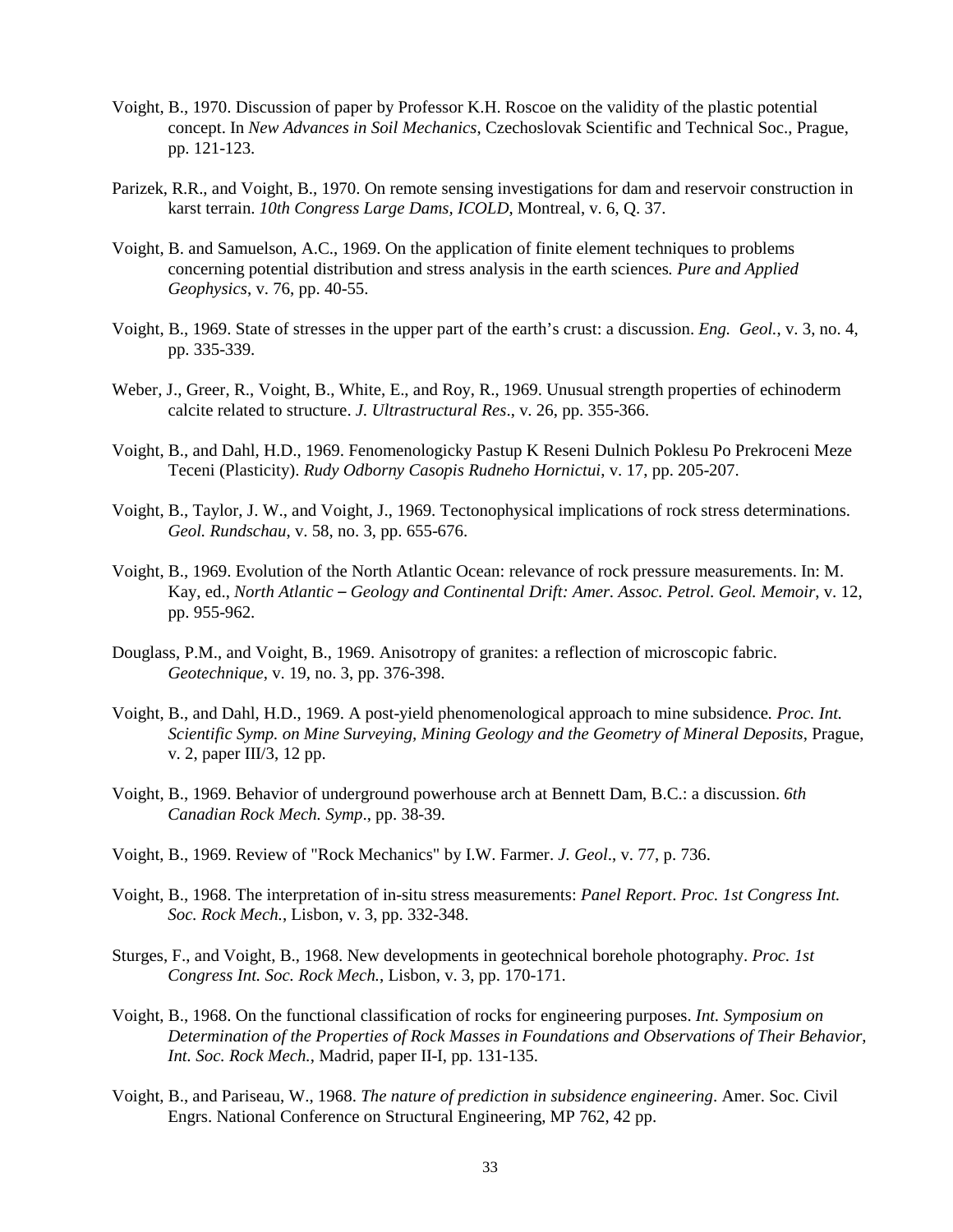Voight, B., 1970. Discussion of paper by Professor K.H. Roscoe on the validity of the plastic potential concept. In *New Advances in Soil Mechanics*, Czechoslovak Scientific and Technical Soc., Prague, pp. 121-123.

Parizek, R.R., and Voight, B., 1970. On remote sensing investigations for dam and reservoir construction in karst terrain. *10th Congress Large Dams, ICOLD*, Montreal, v. 6, Q. 37.

Voight, B. and Samuelson, A.C., 1969. On the application of finite element techniques to problems concerning potential distribution and stress analysis in the earth sciences*. Pure and Applied Geophysics*, v. 76, pp. 40-55.

Voight, B., 1969. State of stresses in the upper part of the earth's crust: a discussion. *Eng. Geol.*, v. 3, no. 4, pp. 335-339.

Weber, J., Greer, R., Voight, B., White, E., and Roy, R., 1969. Unusual strength properties of echinoderm calcite related to structure. *J. Ultrastructural Res*., v. 26, pp. 355-366.

Voight, B., and Dahl, H.D., 1969. Fenomenologicky Pastup K Reseni Dulnich Poklesu Po Prekroceni Meze Teceni (Plasticity). *Rudy Odborny Casopis Rudneho Hornictui*, v. 17, pp. 205-207.

Voight, B., Taylor, J. W., and Voight, J., 1969. Tectonophysical implications of rock stress determinations. *Geol. Rundschau*, v. 58, no. 3, pp. 655-676.

Voight, B., 1969. Evolution of the North Atlantic Ocean: relevance of rock pressure measurements. In: M. Kay, ed., *North Atlantic – Geology and Continental Drift: Amer. Assoc. Petrol. Geol. Memoir*, v. 12, pp. 955-962.

Douglass, P.M., and Voight, B., 1969. Anisotropy of granites: a reflection of microscopic fabric. *Geotechnique*, v. 19, no. 3, pp. 376-398.

Voight, B., and Dahl, H.D., 1969. A post-yield phenomenological approach to mine subsidence*. Proc. Int. Scientific Symp. on Mine Surveying, Mining Geology and the Geometry of Mineral Deposits*, Prague, v. 2, paper III/3, 12 pp.

Voight, B., 1969. Behavior of underground powerhouse arch at Bennett Dam, B.C.: a discussion. *6th Canadian Rock Mech. Symp*., pp. 38-39.

Voight, B., 1969. Review of "Rock Mechanics" by I.W. Farmer. *J. Geol*., v. 77, p. 736.

Voight, B., 1968. The interpretation of in-situ stress measurements: *Panel Report*. *Proc. 1st Congress Int. Soc. Rock Mech.*, Lisbon, v. 3, pp. 332-348.

Sturges, F., and Voight, B., 1968. New developments in geotechnical borehole photography. *Proc. 1st Congress Int. Soc. Rock Mech.*, Lisbon, v. 3, pp. 170-171.

Voight, B., 1968. On the functional classification of rocks for engineering purposes. *Int. Symposium on Determination of the Properties of Rock Masses in Foundations and Observations of Their Behavior, Int. Soc. Rock Mech.*, Madrid, paper II-I, pp. 131-135.

Voight, B., and Pariseau, W., 1968. *The nature of prediction in subsidence engineering*. Amer. Soc. Civil Engrs. National Conference on Structural Engineering, MP 762, 42 pp.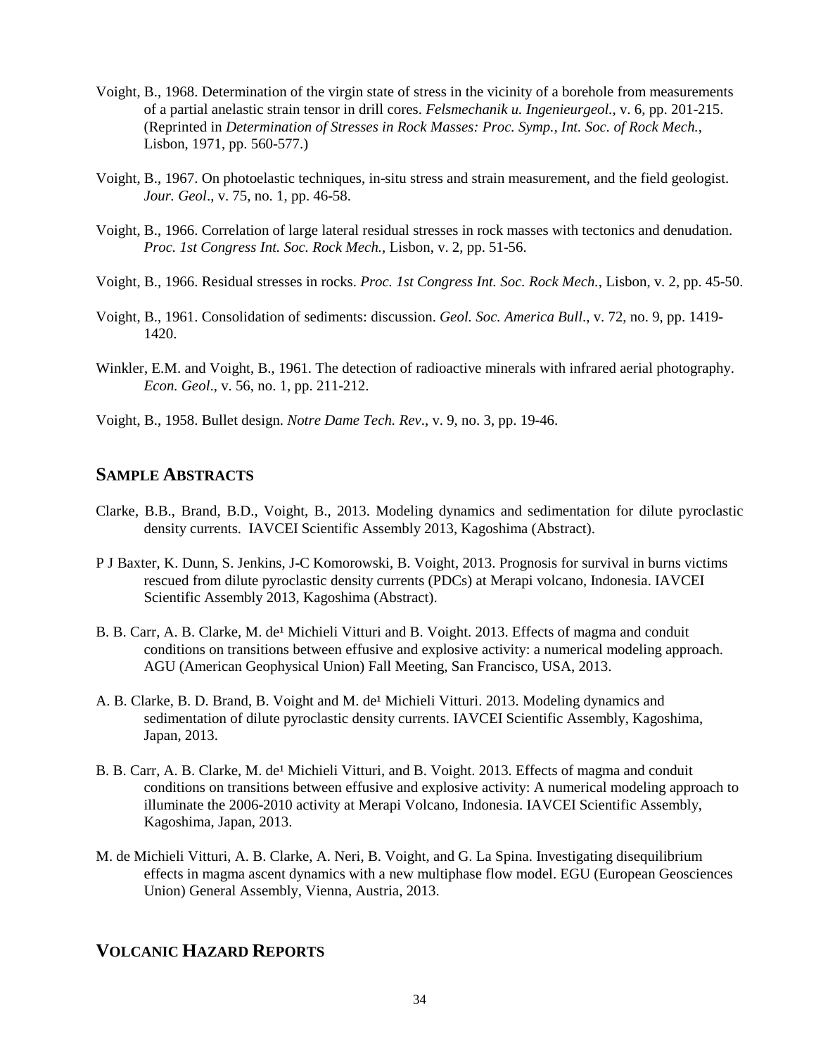Voight, B., 1968. Determination of the virgin state of stress in the vicinity of a borehole from measurements of a partial anelastic strain tensor in drill cores. *Felsmechanik u. Ingenieurgeol.*, v. 6, pp. 201-215. (Reprinted in *Determination of Stresses in Rock Masses: Proc. Symp., Int. Soc. of Rock Mech.*, Lisbon, 1971, pp. 560-577.)

Voight, B., 1967. On photoelastic techniques, in-situ stress and strain measurement, and the field geologist. *Jour. Geol*., v. 75, no. 1, pp. 46-58.

Voight, B., 1966. Correlation of large lateral residual stresses in rock masses with tectonics and denudation. *Proc. 1st Congress Int. Soc. Rock Mech.*, Lisbon, v. 2, pp. 51-56.

Voight, B., 1966. Residual stresses in rocks. *Proc. 1st Congress Int. Soc. Rock Mech.*, Lisbon, v. 2, pp. 45-50.

Voight, B., 1961. Consolidation of sediments: discussion. *Geol. Soc. America Bull*., v. 72, no. 9, pp. 1419-1420.

Winkler, E.M. and Voight, B., 1961. The detection of radioactive minerals with infrared aerial photography. *Econ. Geol*., v. 56, no. 1, pp. 211-212.

Voight, B., 1958. Bullet design. *Notre Dame Tech. Rev*., v. 9, no. 3, pp. 19-46.

## SAMPLE ABSTRACTS

Clarke, B.B., Brand, B.D., Voight, B., 2013. Modeling dynamics and sedimentation for dilute pyroclastic density currents. IAVCEI Scientific Assembly 2013, Kagoshima (Abstract).

P J Baxter, K. Dunn, S. Jenkins, J-C Komorowski, B. Voight, 2013. Prognosis for survival in burns victims rescued from dilute pyroclastic density currents (PDCs) at Merapi volcano, Indonesia. IAVCEI Scientific Assembly 2013, Kagoshima (Abstract).

B. B. Carr, A. B. Clarke, M. de¹ Michieli Vitturi and B. Voight. 2013. Effects of magma and conduit conditions on transitions between effusive and explosive activity: a numerical modeling approach. AGU (American Geophysical Union) Fall Meeting, San Francisco, USA, 2013.

A. B. Clarke, B. D. Brand, B. Voight and M. de¹ Michieli Vitturi. 2013. Modeling dynamics and sedimentation of dilute pyroclastic density currents. IAVCEI Scientific Assembly, Kagoshima, Japan, 2013.

B. B. Carr, A. B. Clarke, M. de¹ Michieli Vitturi, and B. Voight. 2013. Effects of magma and conduit conditions on transitions between effusive and explosive activity: A numerical modeling approach to illuminate the 2006-2010 activity at Merapi Volcano, Indonesia. IAVCEI Scientific Assembly, Kagoshima, Japan, 2013.

M. de Michieli Vitturi, A. B. Clarke, A. Neri, B. Voight, and G. La Spina. Investigating disequilibrium effects in magma ascent dynamics with a new multiphase flow model. EGU (European Geosciences Union) General Assembly, Vienna, Austria, 2013.

## VOLCANIC HAZARD REPORTS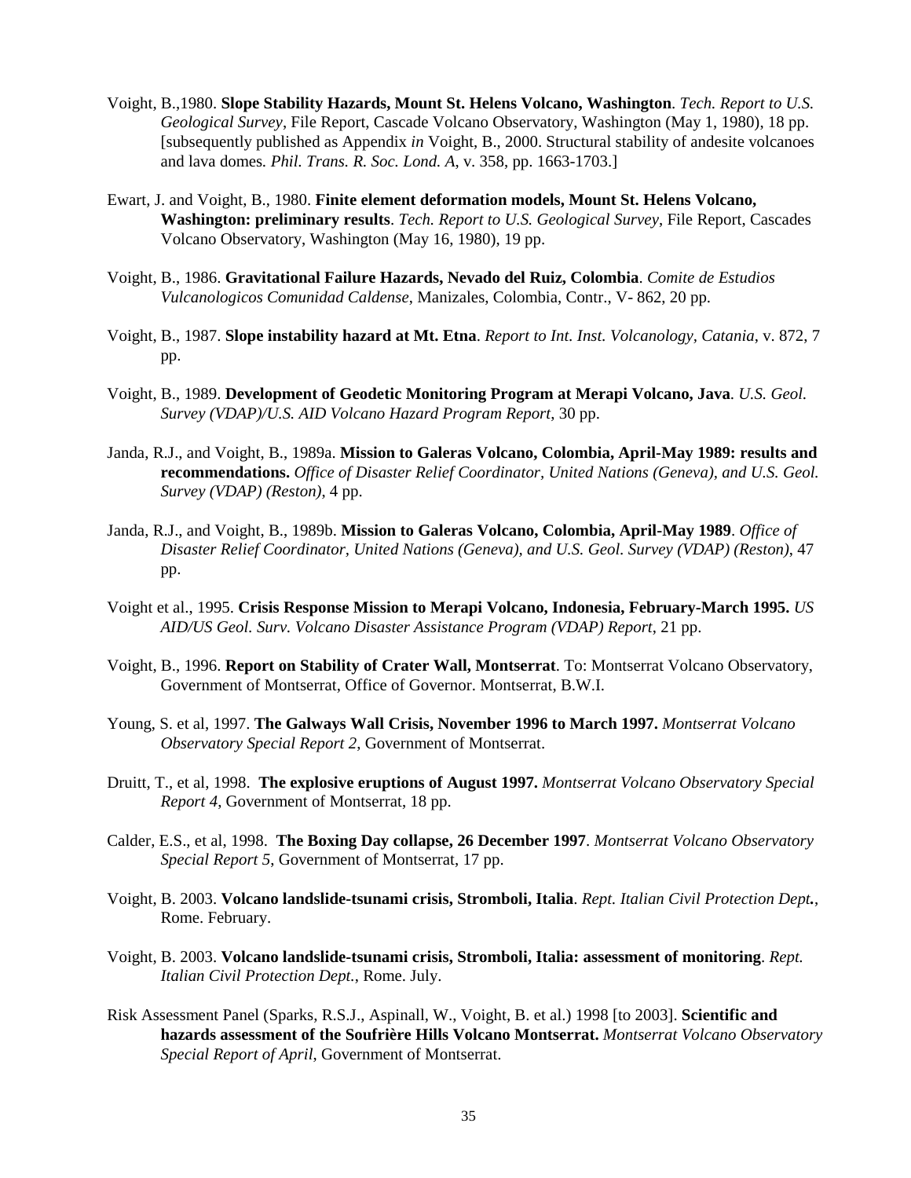Voight, B.,1980. **Slope Stability Hazards, Mount St. Helens Volcano, Washington**. *Tech. Report to U.S. Geological Survey*, File Report, Cascade Volcano Observatory, Washington (May 1, 1980), 18 pp. [subsequently published as Appendix *in* Voight, B., 2000. Structural stability of andesite volcanoes and lava domes. *Phil. Trans. R. Soc. Lond. A*, v. 358, pp. 1663-1703.]

Ewart, J. and Voight, B., 1980. **Finite element deformation models, Mount St. Helens Volcano, Washington: preliminary results**. *Tech. Report to U.S. Geological Survey*, File Report, Cascades Volcano Observatory, Washington (May 16, 1980), 19 pp.

Voight, B., 1986. **Gravitational Failure Hazards, Nevado del Ruiz, Colombia**. *Comite de Estudios Vulcanologicos Comunidad Caldense*, Manizales, Colombia, Contr., V- 862, 20 pp.

Voight, B., 1987. **Slope instability hazard at Mt. Etna**. *Report to Int. Inst. Volcanology, Catania*, v. 872, 7 pp.

Voight, B., 1989. **Development of Geodetic Monitoring Program at Merapi Volcano, Java**. *U.S. Geol. Survey (VDAP)/U.S. AID Volcano Hazard Program Report*, 30 pp.

Janda, R.J., and Voight, B., 1989a. **Mission to Galeras Volcano, Colombia, April-May 1989: results and recommendations.** *Office of Disaster Relief Coordinator, United Nations (Geneva), and U.S. Geol. Survey (VDAP) (Reston)*, 4 pp.

Janda, R.J., and Voight, B., 1989b. **Mission to Galeras Volcano, Colombia, April-May 1989**. *Office of Disaster Relief Coordinator, United Nations (Geneva), and U.S. Geol. Survey (VDAP) (Reston)*, 47 pp.

Voight et al., 1995. **Crisis Response Mission to Merapi Volcano, Indonesia, February-March 1995.** *US AID/US Geol. Surv. Volcano Disaster Assistance Program (VDAP) Report*, 21 pp.

Voight, B., 1996. **Report on Stability of Crater Wall, Montserrat**. To: Montserrat Volcano Observatory, Government of Montserrat, Office of Governor. Montserrat, B.W.I.

Young, S. et al, 1997. **The Galways Wall Crisis, November 1996 to March 1997.** *Montserrat Volcano Observatory Special Report 2*, Government of Montserrat.

Druitt, T., et al, 1998. **The explosive eruptions of August 1997.** *Montserrat Volcano Observatory Special Report 4*, Government of Montserrat, 18 pp.

Calder, E.S., et al, 1998. **The Boxing Day collapse, 26 December 1997**. *Montserrat Volcano Observatory Special Report 5*, Government of Montserrat, 17 pp.

Voight, B. 2003. **Volcano landslide-tsunami crisis, Stromboli, Italia**. *Rept. Italian Civil Protection Dept.*, Rome. February.

Voight, B. 2003. **Volcano landslide-tsunami crisis, Stromboli, Italia: assessment of monitoring**. *Rept. Italian Civil Protection Dept.*, Rome. July.

Risk Assessment Panel (Sparks, R.S.J., Aspinall, W., Voight, B. et al.) 1998 [to 2003]. **Scientific and hazards assessment of the Soufrière Hills Volcano Montserrat.** *Montserrat Volcano Observatory Special Report of April*, Government of Montserrat.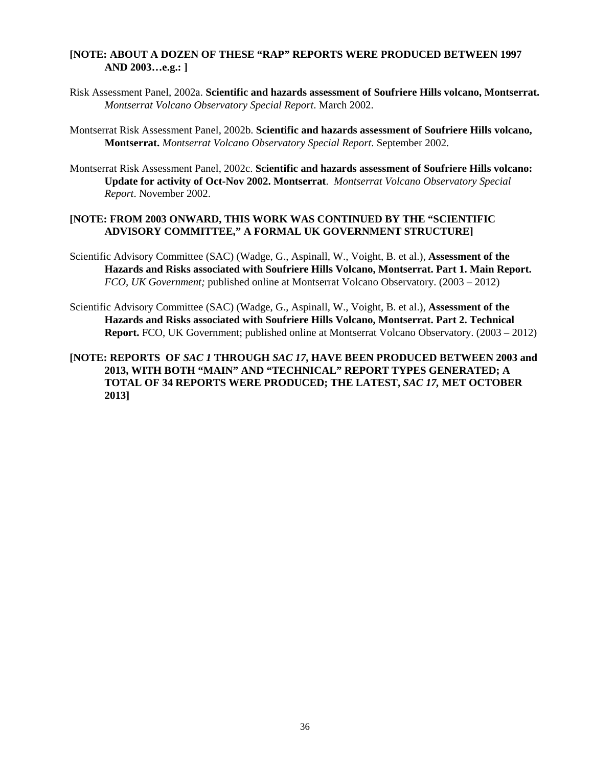**[NOTE: ABOUT A DOZEN OF THESE “RAP” REPORTS WERE PRODUCED BETWEEN 1997 AND 2003…e.g.: ]**

Risk Assessment Panel, 2002a. **Scientific and hazards assessment of Soufriere Hills volcano, Montserrat.** *Montserrat Volcano Observatory Special Report*. March 2002.

Montserrat Risk Assessment Panel, 2002b. **Scientific and hazards assessment of Soufriere Hills volcano, Montserrat.** *Montserrat Volcano Observatory Special Report*. September 2002.

Montserrat Risk Assessment Panel, 2002c. **Scientific and hazards assessment of Soufriere Hills volcano: Update for activity of Oct-Nov 2002. Montserrat**. *Montserrat Volcano Observatory Special Report*. November 2002.

**[NOTE: FROM 2003 ONWARD, THIS WORK WAS CONTINUED BY THE “SCIENTIFIC ADVISORY COMMITTEE,” A FORMAL UK GOVERNMENT STRUCTURE]**

Scientific Advisory Committee (SAC) (Wadge, G., Aspinall, W., Voight, B. et al.), **Assessment of the Hazards and Risks associated with Soufriere Hills Volcano, Montserrat. Part 1. Main Report.** *FCO, UK Government;* published online at Montserrat Volcano Observatory. (2003 – 2012)

Scientific Advisory Committee (SAC) (Wadge, G., Aspinall, W., Voight, B. et al.), **Assessment of the Hazards and Risks associated with Soufriere Hills Volcano, Montserrat. Part 2. Technical Report.** FCO, UK Government; published online at Montserrat Volcano Observatory. (2003 – 2012)

**[NOTE: REPORTS OF *SAC 1* THROUGH *SAC 17*, HAVE BEEN PRODUCED BETWEEN 2003 and 2013, WITH BOTH “MAIN” AND “TECHNICAL” REPORT TYPES GENERATED; A TOTAL OF 34 REPORTS WERE PRODUCED; THE LATEST, *SAC 17,* MET OCTOBER 2013]**